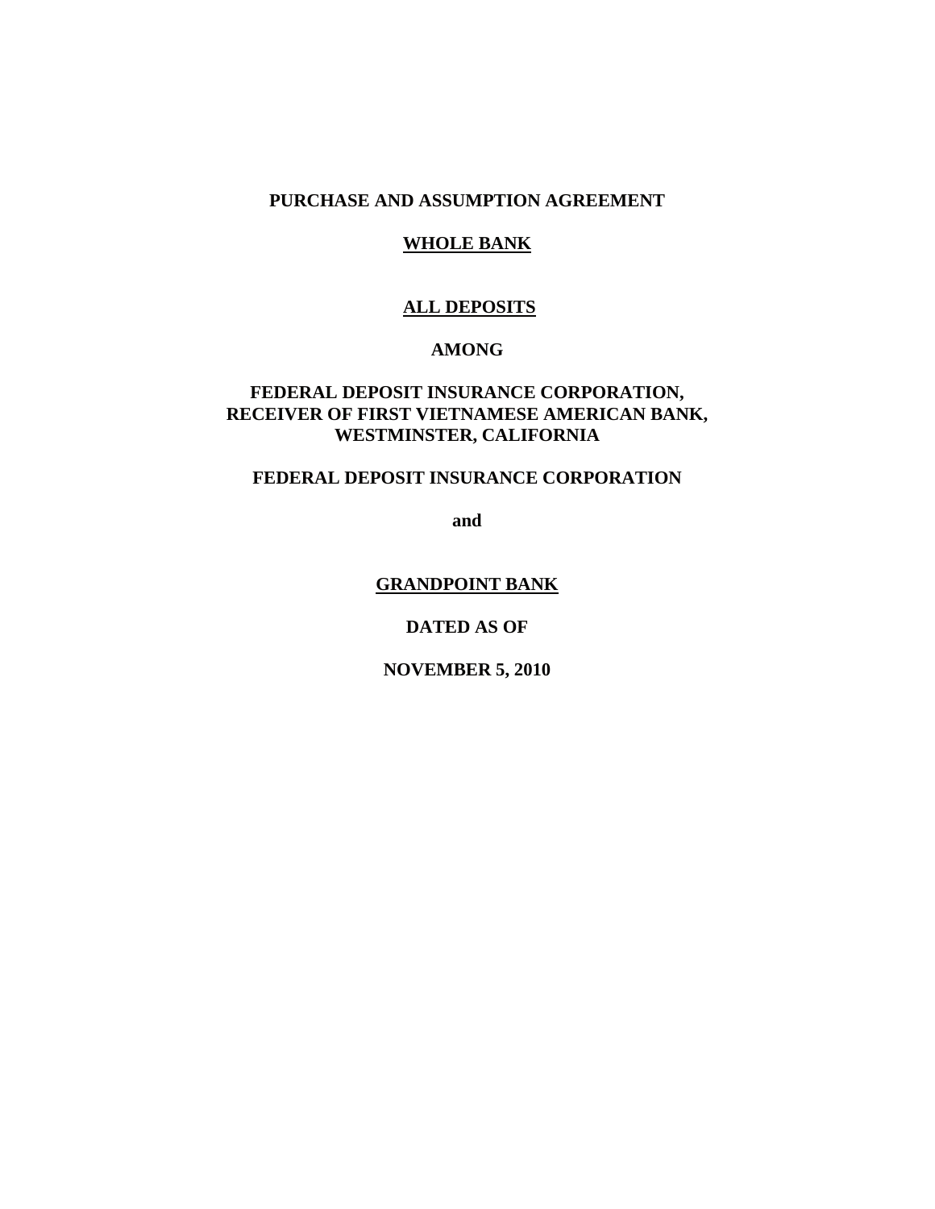**PURCHASE AND ASSUMPTION AGREEMENT**

**<u>WHOLE BANK</u>**

**<u>ALL DEPOSITS</u>**

**AMONG**

**FEDERAL DEPOSIT INSURANCE CORPORATION,
RECEIVER OF FIRST VIETNAMESE AMERICAN BANK,
WESTMINSTER, CALIFORNIA**

**FEDERAL DEPOSIT INSURANCE CORPORATION**

**and**

**<u>GRANDPOINT BANK</u>**

**DATED AS OF**

**NOVEMBER 5, 2010**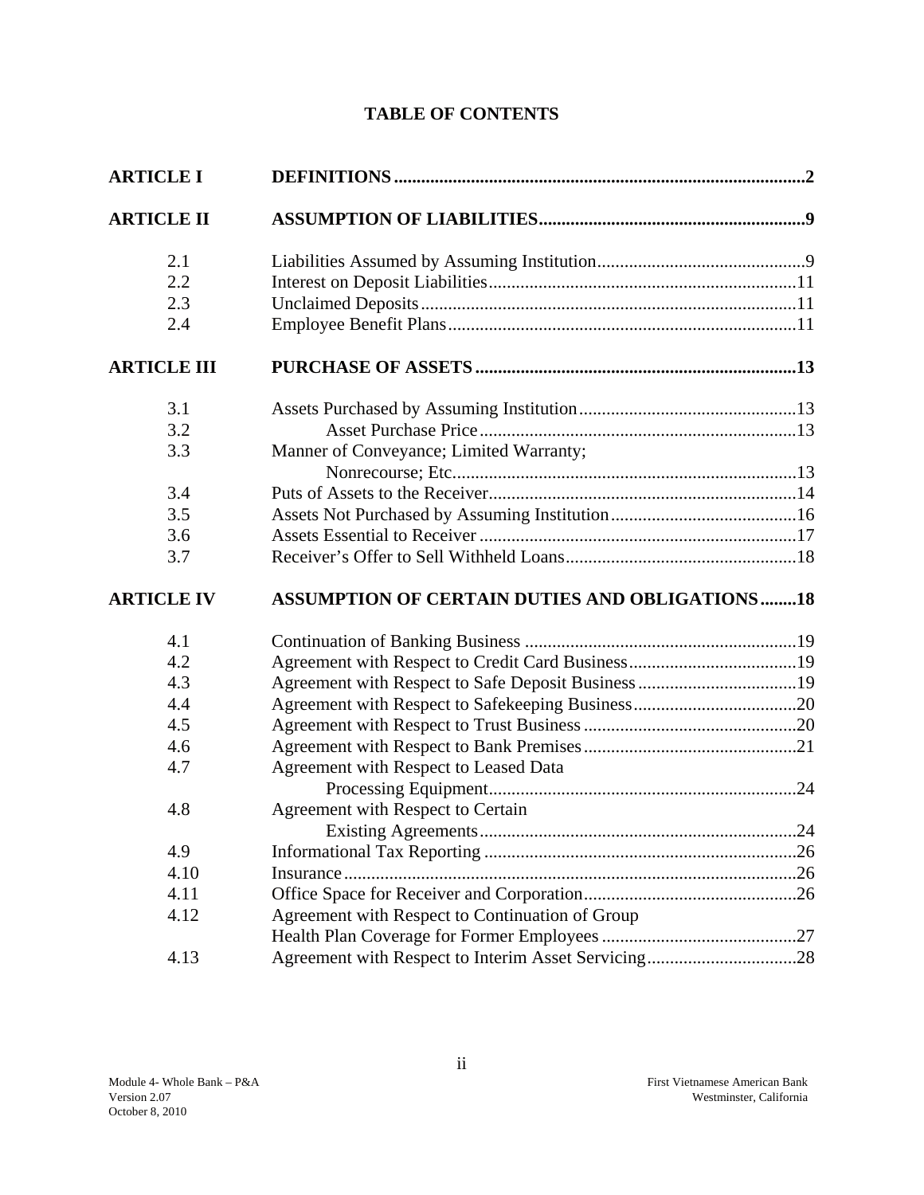# TABLE OF CONTENTS

| | | |
|---|---|---|
| **ARTICLE I** | **DEFINITIONS** | **2** |
| **ARTICLE II** | **ASSUMPTION OF LIABILITIES** | **9** |
| 2.1 | Liabilities Assumed by Assuming Institution | 9 |
| 2.2 | Interest on Deposit Liabilities | 11 |
| 2.3 | Unclaimed Deposits | 11 |
| 2.4 | Employee Benefit Plans | 11 |
| **ARTICLE III** | **PURCHASE OF ASSETS** | **13** |
| 3.1 | Assets Purchased by Assuming Institution | 13 |
| 3.2 | Asset Purchase Price | 13 |
| 3.3 | Manner of Conveyance; Limited Warranty; Nonrecourse; Etc. | 13 |
| 3.4 | Puts of Assets to the Receiver | 14 |
| 3.5 | Assets Not Purchased by Assuming Institution | 16 |
| 3.6 | Assets Essential to Receiver | 17 |
| 3.7 | Receiver's Offer to Sell Withheld Loans | 18 |
| **ARTICLE IV** | **ASSUMPTION OF CERTAIN DUTIES AND OBLIGATIONS** | **18** |
| 4.1 | Continuation of Banking Business | 19 |
| 4.2 | Agreement with Respect to Credit Card Business | 19 |
| 4.3 | Agreement with Respect to Safe Deposit Business | 19 |
| 4.4 | Agreement with Respect to Safekeeping Business | 20 |
| 4.5 | Agreement with Respect to Trust Business | 20 |
| 4.6 | Agreement with Respect to Bank Premises | 21 |
| 4.7 | Agreement with Respect to Leased Data Processing Equipment | 24 |
| 4.8 | Agreement with Respect to Certain Existing Agreements | 24 |
| 4.9 | Informational Tax Reporting | 26 |
| 4.10 | Insurance | 26 |
| 4.11 | Office Space for Receiver and Corporation | 26 |
| 4.12 | Agreement with Respect to Continuation of Group Health Plan Coverage for Former Employees | 27 |
| 4.13 | Agreement with Respect to Interim Asset Servicing | 28 |

Module 4- Whole Bank – P&A
Version 2.07
October 8, 2010

First Vietnamese American Bank
Westminster, California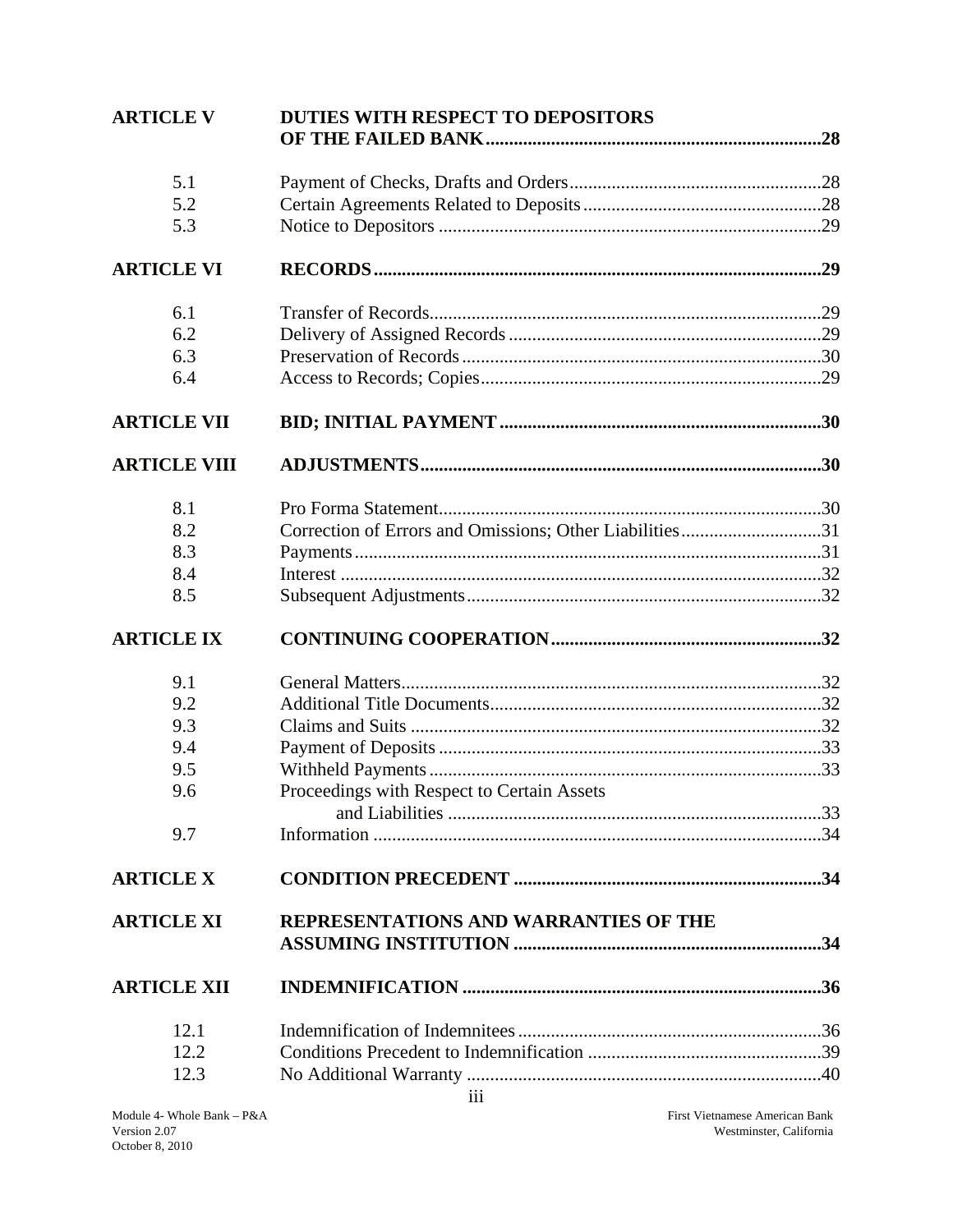| | | |
|---|---|---|
| **ARTICLE V** | **DUTIES WITH RESPECT TO DEPOSITORS OF THE FAILED BANK** | **28** |
| 5.1 | Payment of Checks, Drafts and Orders | 28 |
| 5.2 | Certain Agreements Related to Deposits | 28 |
| 5.3 | Notice to Depositors | 29 |
| **ARTICLE VI** | **RECORDS** | **29** |
| 6.1 | Transfer of Records | 29 |
| 6.2 | Delivery of Assigned Records | 29 |
| 6.3 | Preservation of Records | 30 |
| 6.4 | Access to Records; Copies | 29 |
| **ARTICLE VII** | **BID; INITIAL PAYMENT** | **30** |
| **ARTICLE VIII** | **ADJUSTMENTS** | **30** |
| 8.1 | Pro Forma Statement | 30 |
| 8.2 | Correction of Errors and Omissions; Other Liabilities | 31 |
| 8.3 | Payments | 31 |
| 8.4 | Interest | 32 |
| 8.5 | Subsequent Adjustments | 32 |
| **ARTICLE IX** | **CONTINUING COOPERATION** | **32** |
| 9.1 | General Matters | 32 |
| 9.2 | Additional Title Documents | 32 |
| 9.3 | Claims and Suits | 32 |
| 9.4 | Payment of Deposits | 33 |
| 9.5 | Withheld Payments | 33 |
| 9.6 | Proceedings with Respect to Certain Assets and Liabilities | 33 |
| 9.7 | Information | 34 |
| **ARTICLE X** | **CONDITION PRECEDENT** | **34** |
| **ARTICLE XI** | **REPRESENTATIONS AND WARRANTIES OF THE ASSUMING INSTITUTION** | **34** |
| **ARTICLE XII** | **INDEMNIFICATION** | **36** |
| 12.1 | Indemnification of Indemnitees | 36 |
| 12.2 | Conditions Precedent to Indemnification | 39 |
| 12.3 | No Additional Warranty | 40 |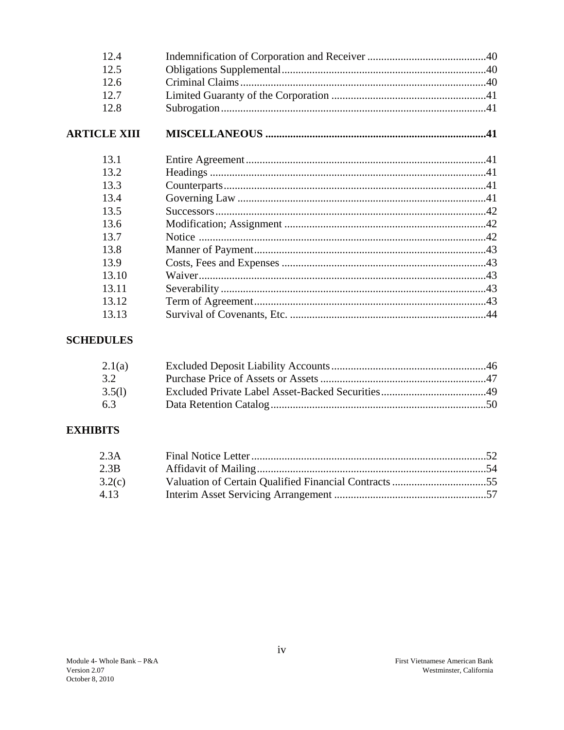| | | |
|---|---|---|
| 12.4 | Indemnification of Corporation and Receiver | 40 |
| 12.5 | Obligations Supplemental | 40 |
| 12.6 | Criminal Claims | 40 |
| 12.7 | Limited Guaranty of the Corporation | 41 |
| 12.8 | Subrogation | 41 |
| **ARTICLE XIII** | **MISCELLANEOUS** | **41** |
| 13.1 | Entire Agreement | 41 |
| 13.2 | Headings | 41 |
| 13.3 | Counterparts | 41 |
| 13.4 | Governing Law | 41 |
| 13.5 | Successors | 42 |
| 13.6 | Modification; Assignment | 42 |
| 13.7 | Notice | 42 |
| 13.8 | Manner of Payment | 43 |
| 13.9 | Costs, Fees and Expenses | 43 |
| 13.10 | Waiver | 43 |
| 13.11 | Severability | 43 |
| 13.12 | Term of Agreement | 43 |
| 13.13 | Survival of Covenants, Etc. | 44 |

**SCHEDULES**

| | | |
|---|---|---|
| 2.1(a) | Excluded Deposit Liability Accounts | 46 |
| 3.2 | Purchase Price of Assets or Assets | 47 |
| 3.5(l) | Excluded Private Label Asset-Backed Securities | 49 |
| 6.3 | Data Retention Catalog | 50 |

**EXHIBITS**

| | | |
|---|---|---|
| 2.3A | Final Notice Letter | 52 |
| 2.3B | Affidavit of Mailing | 54 |
| 3.2(c) | Valuation of Certain Qualified Financial Contracts | 55 |
| 4.13 | Interim Asset Servicing Arrangement | 57 |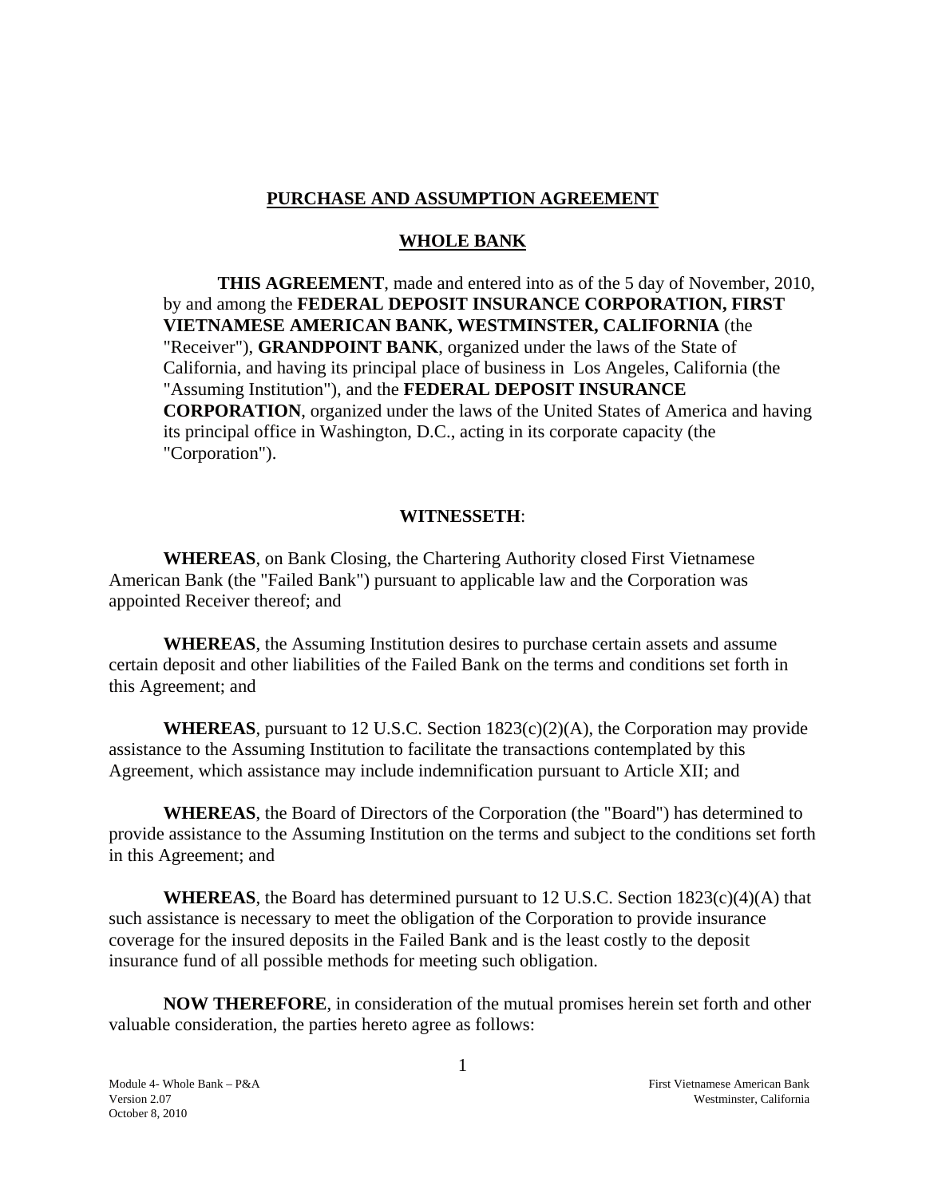## PURCHASE AND ASSUMPTION AGREEMENT

## WHOLE BANK

**THIS AGREEMENT**, made and entered into as of the 5 day of November, 2010, by and among the **FEDERAL DEPOSIT INSURANCE CORPORATION, FIRST VIETNAMESE AMERICAN BANK, WESTMINSTER, CALIFORNIA** (the "Receiver"), **GRANDPOINT BANK**, organized under the laws of the State of California, and having its principal place of business in Los Angeles, California (the "Assuming Institution"), and the **FEDERAL DEPOSIT INSURANCE CORPORATION**, organized under the laws of the United States of America and having its principal office in Washington, D.C., acting in its corporate capacity (the "Corporation").

**WITNESSETH**:

**WHEREAS**, on Bank Closing, the Chartering Authority closed First Vietnamese American Bank (the "Failed Bank") pursuant to applicable law and the Corporation was appointed Receiver thereof; and

**WHEREAS**, the Assuming Institution desires to purchase certain assets and assume certain deposit and other liabilities of the Failed Bank on the terms and conditions set forth in this Agreement; and

**WHEREAS**, pursuant to 12 U.S.C. Section 1823(c)(2)(A), the Corporation may provide assistance to the Assuming Institution to facilitate the transactions contemplated by this Agreement, which assistance may include indemnification pursuant to Article XII; and

**WHEREAS**, the Board of Directors of the Corporation (the "Board") has determined to provide assistance to the Assuming Institution on the terms and subject to the conditions set forth in this Agreement; and

**WHEREAS**, the Board has determined pursuant to 12 U.S.C. Section 1823(c)(4)(A) that such assistance is necessary to meet the obligation of the Corporation to provide insurance coverage for the insured deposits in the Failed Bank and is the least costly to the deposit insurance fund of all possible methods for meeting such obligation.

**NOW THEREFORE**, in consideration of the mutual promises herein set forth and other valuable consideration, the parties hereto agree as follows: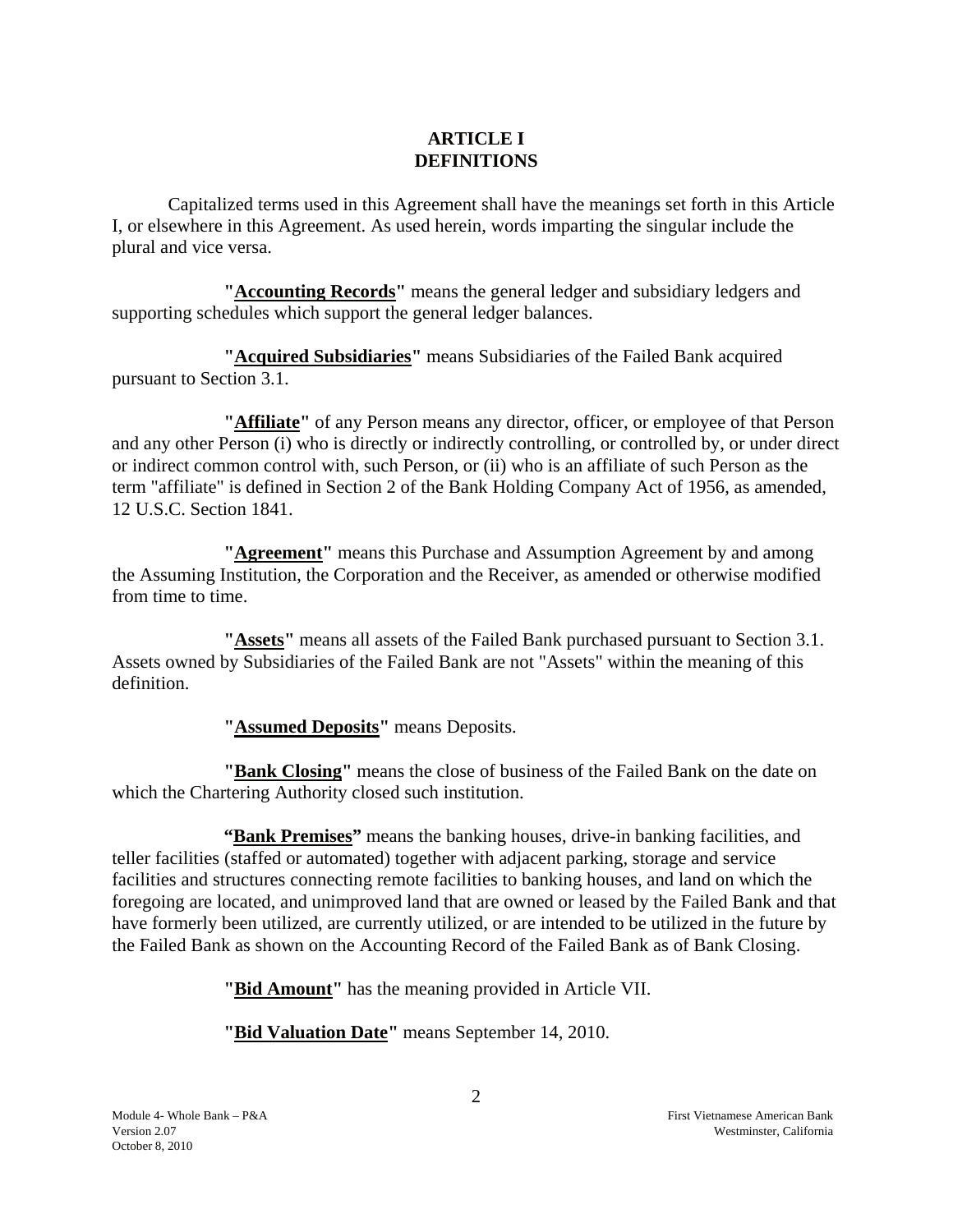# ARTICLE I
# DEFINITIONS

Capitalized terms used in this Agreement shall have the meanings set forth in this Article I, or elsewhere in this Agreement. As used herein, words imparting the singular include the plural and vice versa.

**"Accounting Records"** means the general ledger and subsidiary ledgers and supporting schedules which support the general ledger balances.

**"Acquired Subsidiaries"** means Subsidiaries of the Failed Bank acquired pursuant to Section 3.1.

**"Affiliate"** of any Person means any director, officer, or employee of that Person and any other Person (i) who is directly or indirectly controlling, or controlled by, or under direct or indirect common control with, such Person, or (ii) who is an affiliate of such Person as the term "affiliate" is defined in Section 2 of the Bank Holding Company Act of 1956, as amended, 12 U.S.C. Section 1841.

**"Agreement"** means this Purchase and Assumption Agreement by and among the Assuming Institution, the Corporation and the Receiver, as amended or otherwise modified from time to time.

**"Assets"** means all assets of the Failed Bank purchased pursuant to Section 3.1. Assets owned by Subsidiaries of the Failed Bank are not "Assets" within the meaning of this definition.

**"Assumed Deposits"** means Deposits.

**"Bank Closing"** means the close of business of the Failed Bank on the date on which the Chartering Authority closed such institution.

**"Bank Premises"** means the banking houses, drive-in banking facilities, and teller facilities (staffed or automated) together with adjacent parking, storage and service facilities and structures connecting remote facilities to banking houses, and land on which the foregoing are located, and unimproved land that are owned or leased by the Failed Bank and that have formerly been utilized, are currently utilized, or are intended to be utilized in the future by the Failed Bank as shown on the Accounting Record of the Failed Bank as of Bank Closing.

**"Bid Amount"** has the meaning provided in Article VII.

**"Bid Valuation Date"** means September 14, 2010.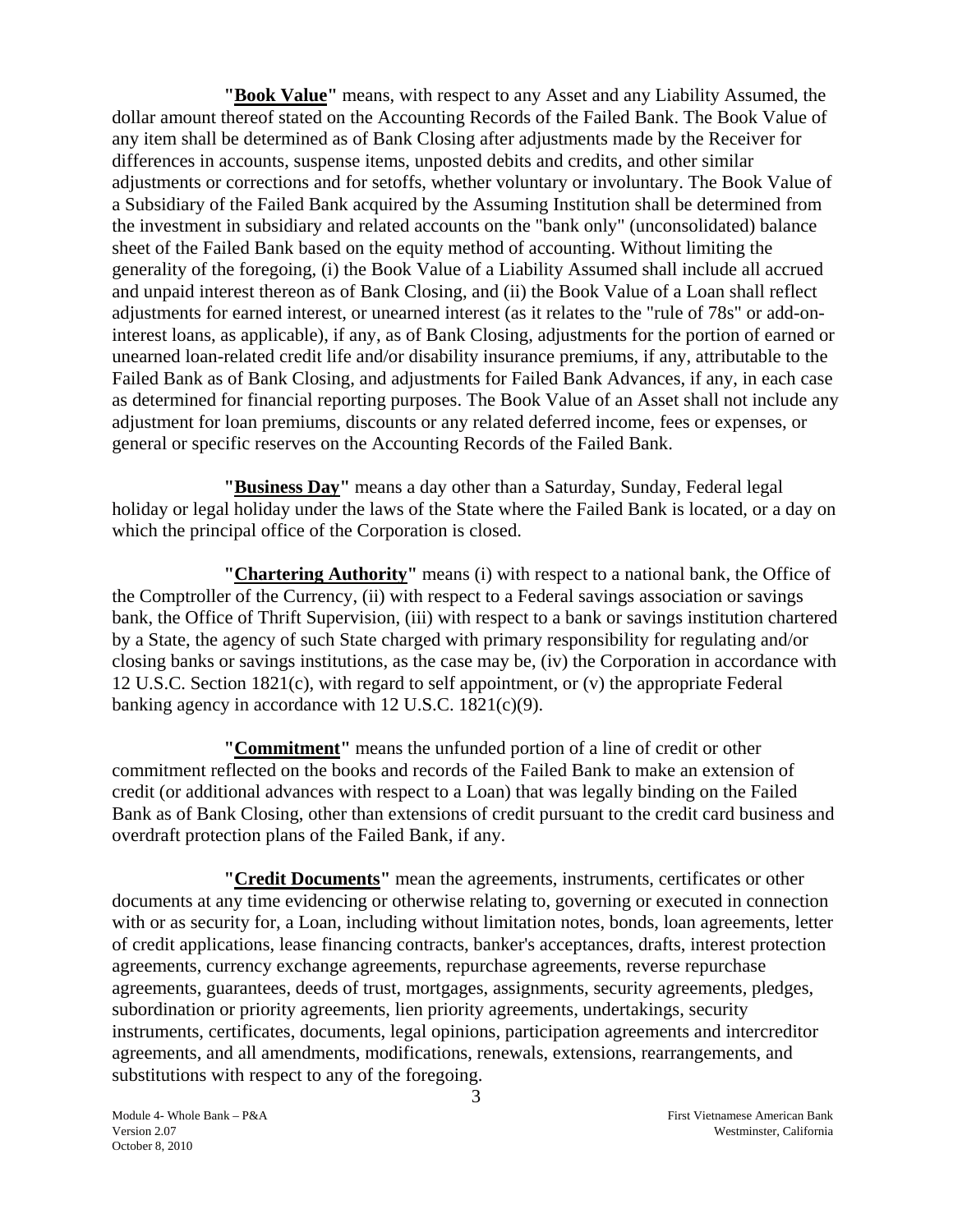**"<u>Book Value</u>"** means, with respect to any Asset and any Liability Assumed, the dollar amount thereof stated on the Accounting Records of the Failed Bank. The Book Value of any item shall be determined as of Bank Closing after adjustments made by the Receiver for differences in accounts, suspense items, unposted debits and credits, and other similar adjustments or corrections and for setoffs, whether voluntary or involuntary. The Book Value of a Subsidiary of the Failed Bank acquired by the Assuming Institution shall be determined from the investment in subsidiary and related accounts on the "bank only" (unconsolidated) balance sheet of the Failed Bank based on the equity method of accounting. Without limiting the generality of the foregoing, (i) the Book Value of a Liability Assumed shall include all accrued and unpaid interest thereon as of Bank Closing, and (ii) the Book Value of a Loan shall reflect adjustments for earned interest, or unearned interest (as it relates to the "rule of 78s" or add-on-interest loans, as applicable), if any, as of Bank Closing, adjustments for the portion of earned or unearned loan-related credit life and/or disability insurance premiums, if any, attributable to the Failed Bank as of Bank Closing, and adjustments for Failed Bank Advances, if any, in each case as determined for financial reporting purposes. The Book Value of an Asset shall not include any adjustment for loan premiums, discounts or any related deferred income, fees or expenses, or general or specific reserves on the Accounting Records of the Failed Bank.

**"<u>Business Day</u>"** means a day other than a Saturday, Sunday, Federal legal holiday or legal holiday under the laws of the State where the Failed Bank is located, or a day on which the principal office of the Corporation is closed.

**"<u>Chartering Authority</u>"** means (i) with respect to a national bank, the Office of the Comptroller of the Currency, (ii) with respect to a Federal savings association or savings bank, the Office of Thrift Supervision, (iii) with respect to a bank or savings institution chartered by a State, the agency of such State charged with primary responsibility for regulating and/or closing banks or savings institutions, as the case may be, (iv) the Corporation in accordance with 12 U.S.C. Section 1821(c), with regard to self appointment, or (v) the appropriate Federal banking agency in accordance with 12 U.S.C. 1821(c)(9).

**"<u>Commitment</u>"** means the unfunded portion of a line of credit or other commitment reflected on the books and records of the Failed Bank to make an extension of credit (or additional advances with respect to a Loan) that was legally binding on the Failed Bank as of Bank Closing, other than extensions of credit pursuant to the credit card business and overdraft protection plans of the Failed Bank, if any.

**"<u>Credit Documents</u>"** mean the agreements, instruments, certificates or other documents at any time evidencing or otherwise relating to, governing or executed in connection with or as security for, a Loan, including without limitation notes, bonds, loan agreements, letter of credit applications, lease financing contracts, banker's acceptances, drafts, interest protection agreements, currency exchange agreements, repurchase agreements, reverse repurchase agreements, guarantees, deeds of trust, mortgages, assignments, security agreements, pledges, subordination or priority agreements, lien priority agreements, undertakings, security instruments, certificates, documents, legal opinions, participation agreements and intercreditor agreements, and all amendments, modifications, renewals, extensions, rearrangements, and substitutions with respect to any of the foregoing.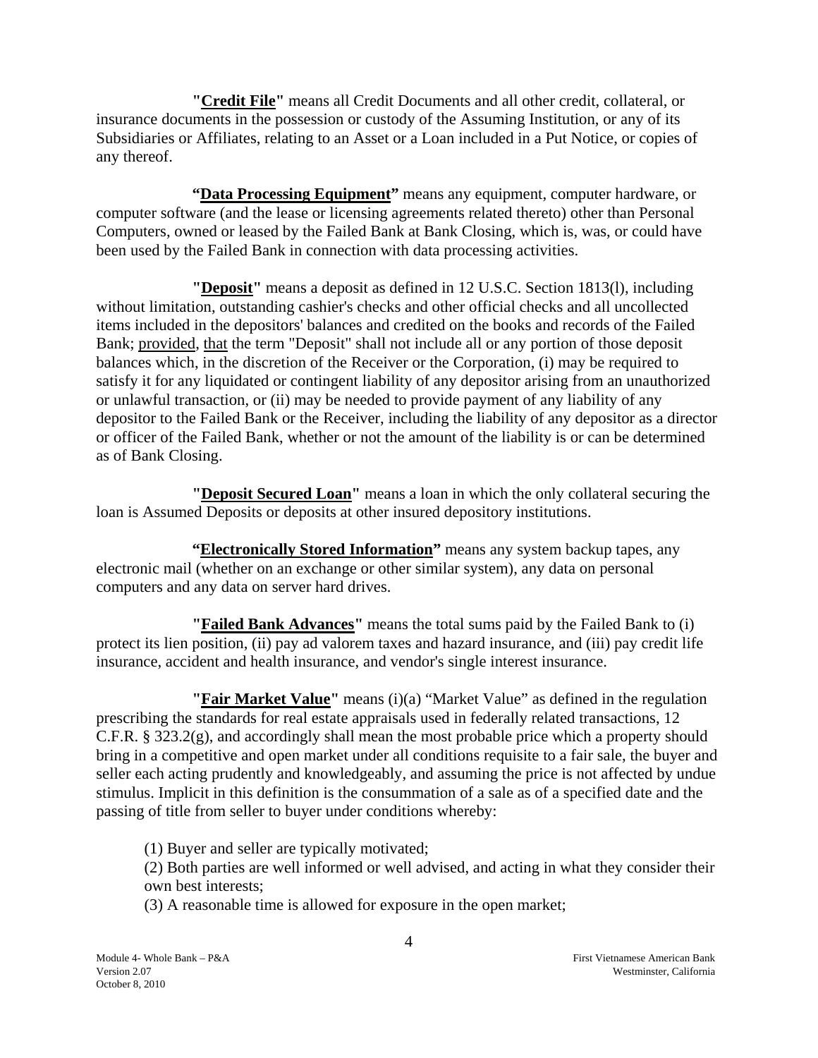**"Credit File"** means all Credit Documents and all other credit, collateral, or insurance documents in the possession or custody of the Assuming Institution, or any of its Subsidiaries or Affiliates, relating to an Asset or a Loan included in a Put Notice, or copies of any thereof.

**"Data Processing Equipment"** means any equipment, computer hardware, or computer software (and the lease or licensing agreements related thereto) other than Personal Computers, owned or leased by the Failed Bank at Bank Closing, which is, was, or could have been used by the Failed Bank in connection with data processing activities.

**"Deposit"** means a deposit as defined in 12 U.S.C. Section 1813(l), including without limitation, outstanding cashier's checks and other official checks and all uncollected items included in the depositors' balances and credited on the books and records of the Failed Bank; provided, that the term "Deposit" shall not include all or any portion of those deposit balances which, in the discretion of the Receiver or the Corporation, (i) may be required to satisfy it for any liquidated or contingent liability of any depositor arising from an unauthorized or unlawful transaction, or (ii) may be needed to provide payment of any liability of any depositor to the Failed Bank or the Receiver, including the liability of any depositor as a director or officer of the Failed Bank, whether or not the amount of the liability is or can be determined as of Bank Closing.

**"Deposit Secured Loan"** means a loan in which the only collateral securing the loan is Assumed Deposits or deposits at other insured depository institutions.

**"Electronically Stored Information"** means any system backup tapes, any electronic mail (whether on an exchange or other similar system), any data on personal computers and any data on server hard drives.

**"Failed Bank Advances"** means the total sums paid by the Failed Bank to (i) protect its lien position, (ii) pay ad valorem taxes and hazard insurance, and (iii) pay credit life insurance, accident and health insurance, and vendor's single interest insurance.

**"Fair Market Value"** means (i)(a) "Market Value" as defined in the regulation prescribing the standards for real estate appraisals used in federally related transactions, 12 C.F.R. § 323.2(g), and accordingly shall mean the most probable price which a property should bring in a competitive and open market under all conditions requisite to a fair sale, the buyer and seller each acting prudently and knowledgeably, and assuming the price is not affected by undue stimulus. Implicit in this definition is the consummation of a sale as of a specified date and the passing of title from seller to buyer under conditions whereby:

(1) Buyer and seller are typically motivated;
(2) Both parties are well informed or well advised, and acting in what they consider their own best interests;
(3) A reasonable time is allowed for exposure in the open market;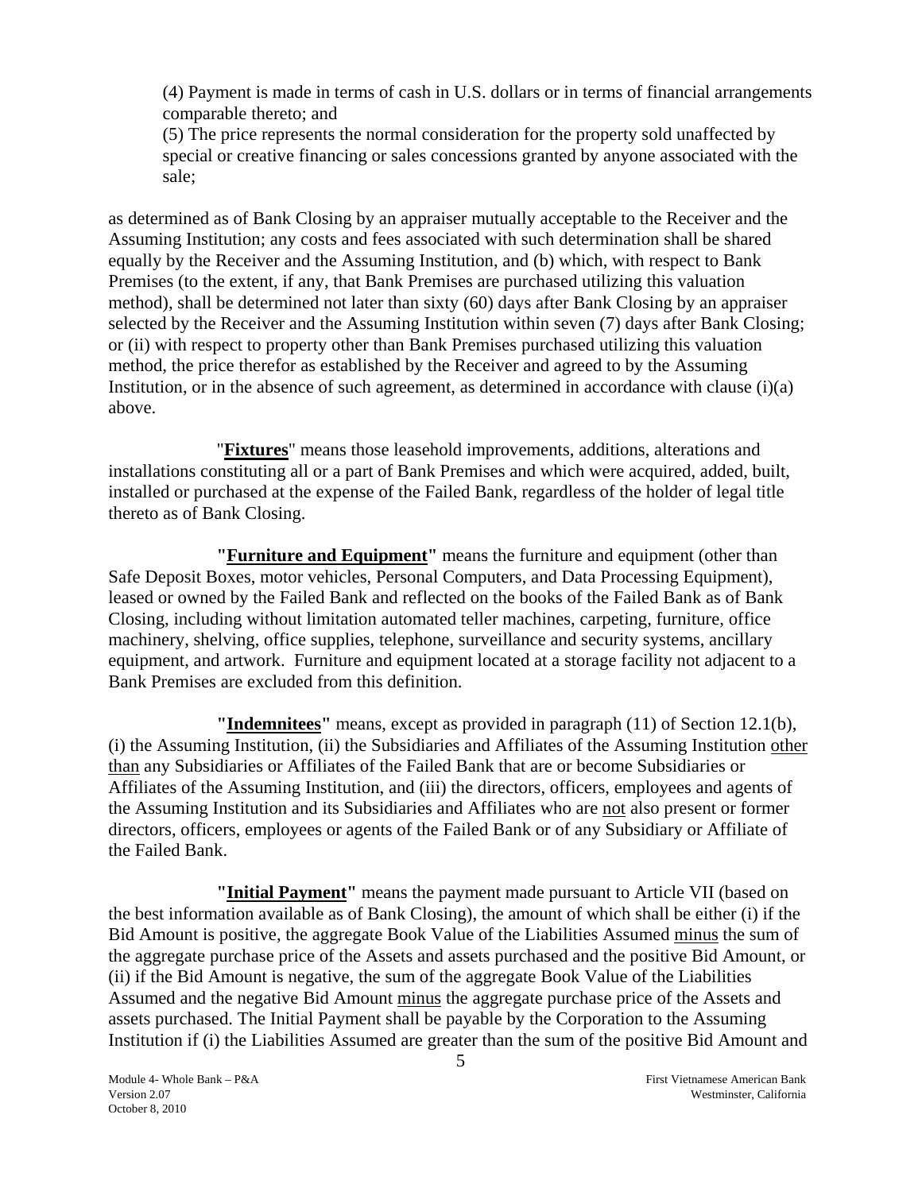(4) Payment is made in terms of cash in U.S. dollars or in terms of financial arrangements comparable thereto; and

(5) The price represents the normal consideration for the property sold unaffected by special or creative financing or sales concessions granted by anyone associated with the sale;

as determined as of Bank Closing by an appraiser mutually acceptable to the Receiver and the Assuming Institution; any costs and fees associated with such determination shall be shared equally by the Receiver and the Assuming Institution, and (b) which, with respect to Bank Premises (to the extent, if any, that Bank Premises are purchased utilizing this valuation method), shall be determined not later than sixty (60) days after Bank Closing by an appraiser selected by the Receiver and the Assuming Institution within seven (7) days after Bank Closing; or (ii) with respect to property other than Bank Premises purchased utilizing this valuation method, the price therefor as established by the Receiver and agreed to by the Assuming Institution, or in the absence of such agreement, as determined in accordance with clause (i)(a) above.

"**Fixtures**" means those leasehold improvements, additions, alterations and installations constituting all or a part of Bank Premises and which were acquired, added, built, installed or purchased at the expense of the Failed Bank, regardless of the holder of legal title thereto as of Bank Closing.

**"Furniture and Equipment"** means the furniture and equipment (other than Safe Deposit Boxes, motor vehicles, Personal Computers, and Data Processing Equipment), leased or owned by the Failed Bank and reflected on the books of the Failed Bank as of Bank Closing, including without limitation automated teller machines, carpeting, furniture, office machinery, shelving, office supplies, telephone, surveillance and security systems, ancillary equipment, and artwork. Furniture and equipment located at a storage facility not adjacent to a Bank Premises are excluded from this definition.

**"Indemnitees"** means, except as provided in paragraph (11) of Section 12.1(b), (i) the Assuming Institution, (ii) the Subsidiaries and Affiliates of the Assuming Institution other than any Subsidiaries or Affiliates of the Failed Bank that are or become Subsidiaries or Affiliates of the Assuming Institution, and (iii) the directors, officers, employees and agents of the Assuming Institution and its Subsidiaries and Affiliates who are not also present or former directors, officers, employees or agents of the Failed Bank or of any Subsidiary or Affiliate of the Failed Bank.

**"Initial Payment"** means the payment made pursuant to Article VII (based on the best information available as of Bank Closing), the amount of which shall be either (i) if the Bid Amount is positive, the aggregate Book Value of the Liabilities Assumed minus the sum of the aggregate purchase price of the Assets and assets purchased and the positive Bid Amount, or (ii) if the Bid Amount is negative, the sum of the aggregate Book Value of the Liabilities Assumed and the negative Bid Amount minus the aggregate purchase price of the Assets and assets purchased. The Initial Payment shall be payable by the Corporation to the Assuming Institution if (i) the Liabilities Assumed are greater than the sum of the positive Bid Amount and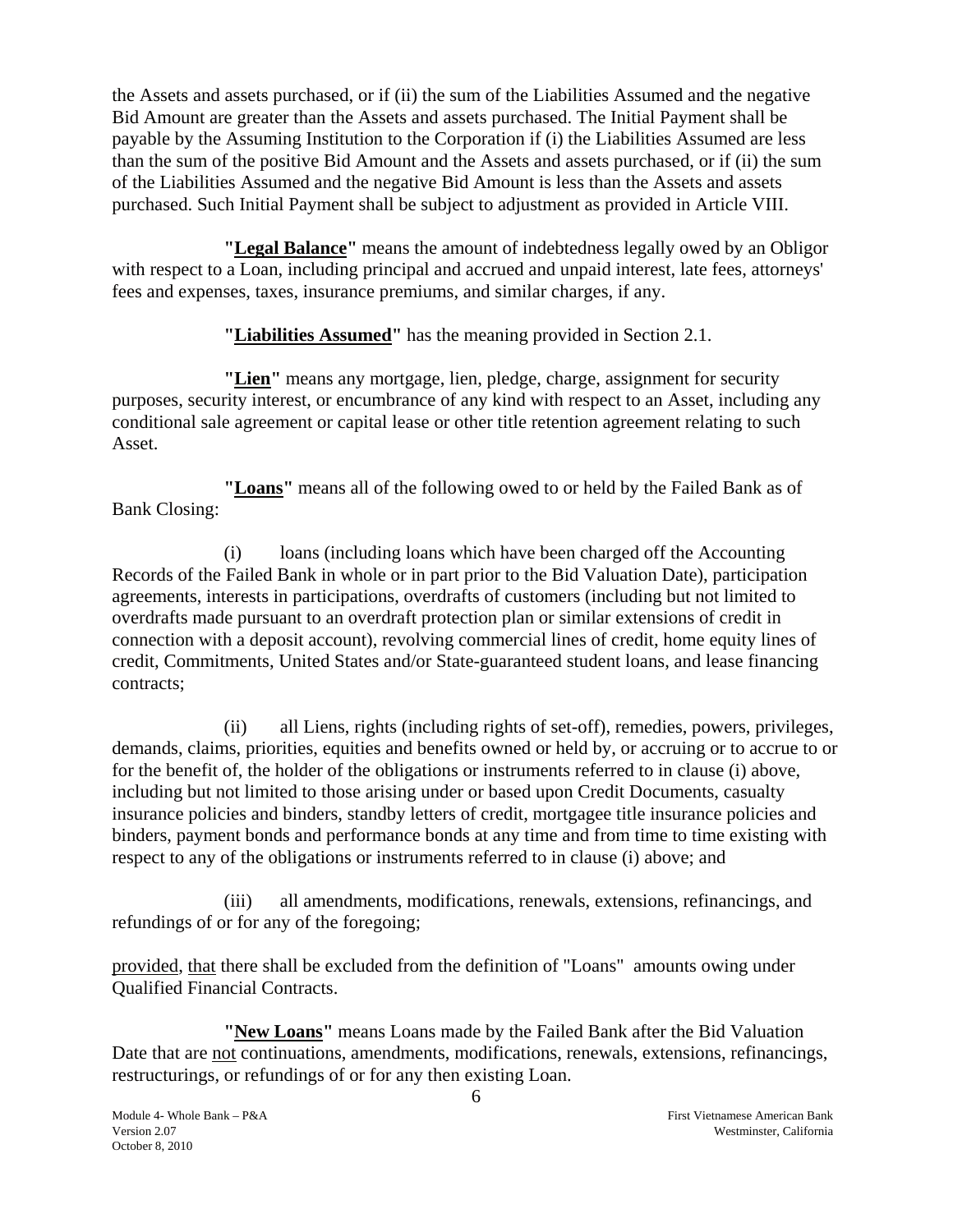the Assets and assets purchased, or if (ii) the sum of the Liabilities Assumed and the negative Bid Amount are greater than the Assets and assets purchased. The Initial Payment shall be payable by the Assuming Institution to the Corporation if (i) the Liabilities Assumed are less than the sum of the positive Bid Amount and the Assets and assets purchased, or if (ii) the sum of the Liabilities Assumed and the negative Bid Amount is less than the Assets and assets purchased. Such Initial Payment shall be subject to adjustment as provided in Article VIII.

**"Legal Balance"** means the amount of indebtedness legally owed by an Obligor with respect to a Loan, including principal and accrued and unpaid interest, late fees, attorneys' fees and expenses, taxes, insurance premiums, and similar charges, if any.

**"Liabilities Assumed"** has the meaning provided in Section 2.1.

**"Lien"** means any mortgage, lien, pledge, charge, assignment for security purposes, security interest, or encumbrance of any kind with respect to an Asset, including any conditional sale agreement or capital lease or other title retention agreement relating to such Asset.

**"Loans"** means all of the following owed to or held by the Failed Bank as of Bank Closing:

(i) loans (including loans which have been charged off the Accounting Records of the Failed Bank in whole or in part prior to the Bid Valuation Date), participation agreements, interests in participations, overdrafts of customers (including but not limited to overdrafts made pursuant to an overdraft protection plan or similar extensions of credit in connection with a deposit account), revolving commercial lines of credit, home equity lines of credit, Commitments, United States and/or State-guaranteed student loans, and lease financing contracts;

(ii) all Liens, rights (including rights of set-off), remedies, powers, privileges, demands, claims, priorities, equities and benefits owned or held by, or accruing or to accrue to or for the benefit of, the holder of the obligations or instruments referred to in clause (i) above, including but not limited to those arising under or based upon Credit Documents, casualty insurance policies and binders, standby letters of credit, mortgagee title insurance policies and binders, payment bonds and performance bonds at any time and from time to time existing with respect to any of the obligations or instruments referred to in clause (i) above; and

(iii) all amendments, modifications, renewals, extensions, refinancings, and refundings of or for any of the foregoing;

provided, that there shall be excluded from the definition of "Loans" amounts owing under Qualified Financial Contracts.

**"New Loans"** means Loans made by the Failed Bank after the Bid Valuation Date that are not continuations, amendments, modifications, renewals, extensions, refinancings, restructurings, or refundings of or for any then existing Loan.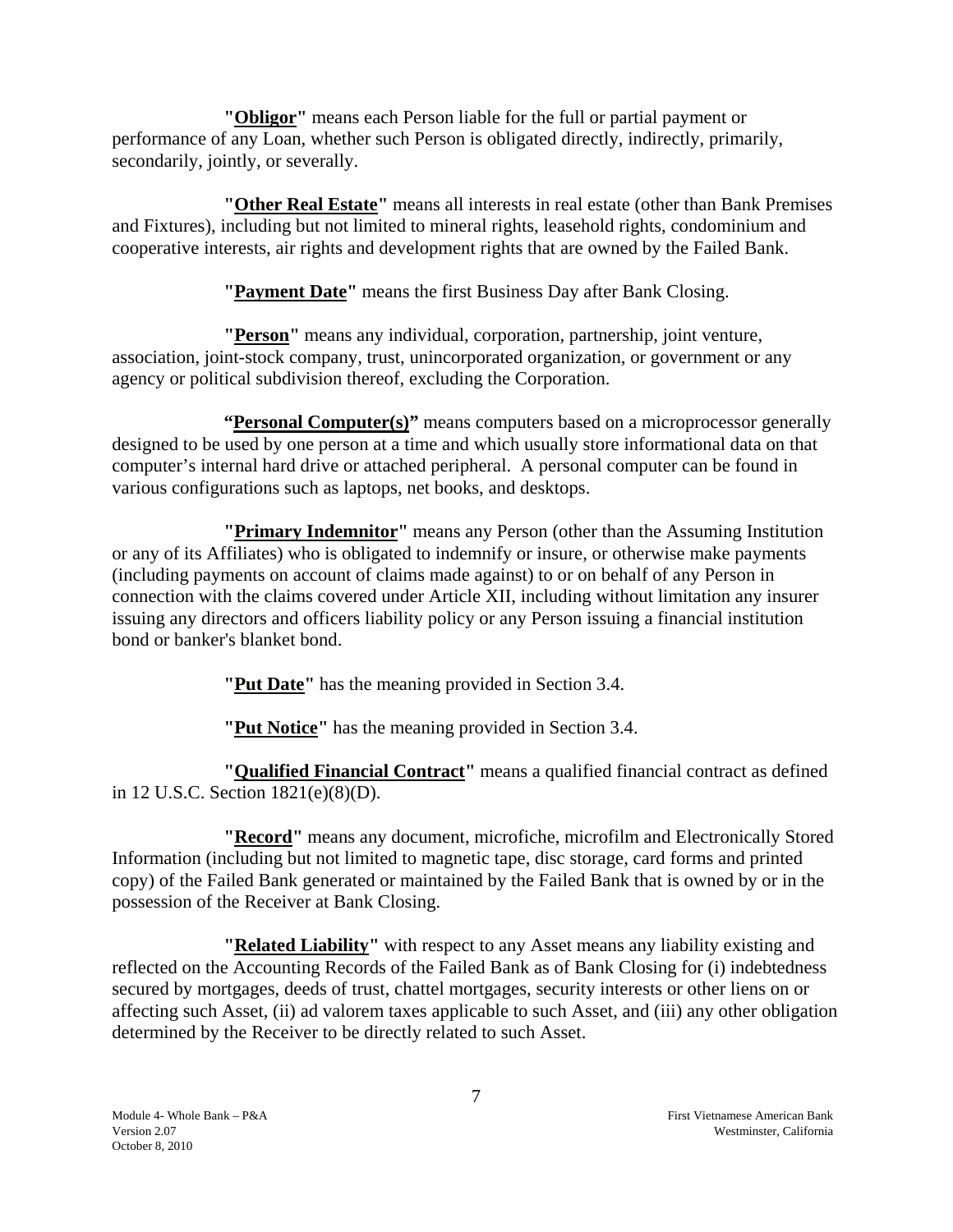**"Obligor"** means each Person liable for the full or partial payment or performance of any Loan, whether such Person is obligated directly, indirectly, primarily, secondarily, jointly, or severally.

**"Other Real Estate"** means all interests in real estate (other than Bank Premises and Fixtures), including but not limited to mineral rights, leasehold rights, condominium and cooperative interests, air rights and development rights that are owned by the Failed Bank.

**"Payment Date"** means the first Business Day after Bank Closing.

**"Person"** means any individual, corporation, partnership, joint venture, association, joint-stock company, trust, unincorporated organization, or government or any agency or political subdivision thereof, excluding the Corporation.

**"Personal Computer(s)"** means computers based on a microprocessor generally designed to be used by one person at a time and which usually store informational data on that computer's internal hard drive or attached peripheral. A personal computer can be found in various configurations such as laptops, net books, and desktops.

**"Primary Indemnitor"** means any Person (other than the Assuming Institution or any of its Affiliates) who is obligated to indemnify or insure, or otherwise make payments (including payments on account of claims made against) to or on behalf of any Person in connection with the claims covered under Article XII, including without limitation any insurer issuing any directors and officers liability policy or any Person issuing a financial institution bond or banker's blanket bond.

**"Put Date"** has the meaning provided in Section 3.4.

**"Put Notice"** has the meaning provided in Section 3.4.

**"Qualified Financial Contract"** means a qualified financial contract as defined in 12 U.S.C. Section 1821(e)(8)(D).

**"Record"** means any document, microfiche, microfilm and Electronically Stored Information (including but not limited to magnetic tape, disc storage, card forms and printed copy) of the Failed Bank generated or maintained by the Failed Bank that is owned by or in the possession of the Receiver at Bank Closing.

**"Related Liability"** with respect to any Asset means any liability existing and reflected on the Accounting Records of the Failed Bank as of Bank Closing for (i) indebtedness secured by mortgages, deeds of trust, chattel mortgages, security interests or other liens on or affecting such Asset, (ii) ad valorem taxes applicable to such Asset, and (iii) any other obligation determined by the Receiver to be directly related to such Asset.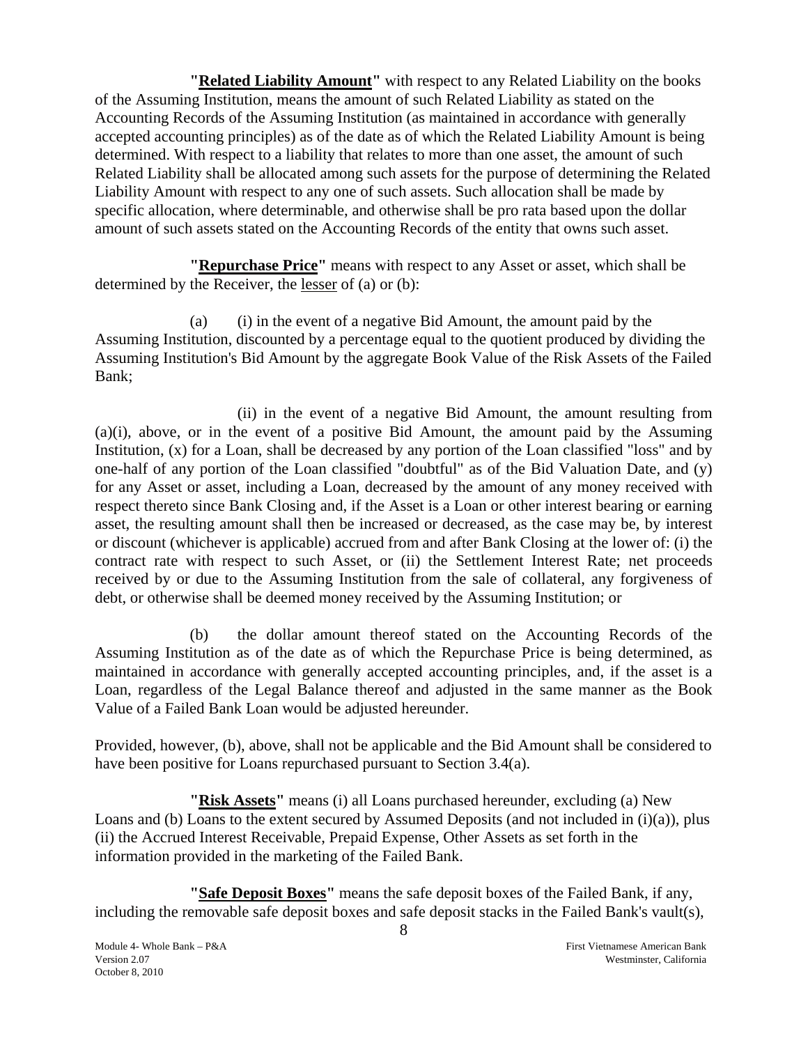**"<u>Related Liability Amount</u>"** with respect to any Related Liability on the books of the Assuming Institution, means the amount of such Related Liability as stated on the Accounting Records of the Assuming Institution (as maintained in accordance with generally accepted accounting principles) as of the date as of which the Related Liability Amount is being determined. With respect to a liability that relates to more than one asset, the amount of such Related Liability shall be allocated among such assets for the purpose of determining the Related Liability Amount with respect to any one of such assets. Such allocation shall be made by specific allocation, where determinable, and otherwise shall be pro rata based upon the dollar amount of such assets stated on the Accounting Records of the entity that owns such asset.

**"<u>Repurchase Price</u>"** means with respect to any Asset or asset, which shall be determined by the Receiver, the <u>lesser</u> of (a) or (b):

(a) (i) in the event of a negative Bid Amount, the amount paid by the Assuming Institution, discounted by a percentage equal to the quotient produced by dividing the Assuming Institution's Bid Amount by the aggregate Book Value of the Risk Assets of the Failed Bank;

(ii) in the event of a negative Bid Amount, the amount resulting from (a)(i), above, or in the event of a positive Bid Amount, the amount paid by the Assuming Institution, (x) for a Loan, shall be decreased by any portion of the Loan classified "loss" and by one-half of any portion of the Loan classified "doubtful" as of the Bid Valuation Date, and (y) for any Asset or asset, including a Loan, decreased by the amount of any money received with respect thereto since Bank Closing and, if the Asset is a Loan or other interest bearing or earning asset, the resulting amount shall then be increased or decreased, as the case may be, by interest or discount (whichever is applicable) accrued from and after Bank Closing at the lower of: (i) the contract rate with respect to such Asset, or (ii) the Settlement Interest Rate; net proceeds received by or due to the Assuming Institution from the sale of collateral, any forgiveness of debt, or otherwise shall be deemed money received by the Assuming Institution; or

(b) the dollar amount thereof stated on the Accounting Records of the Assuming Institution as of the date as of which the Repurchase Price is being determined, as maintained in accordance with generally accepted accounting principles, and, if the asset is a Loan, regardless of the Legal Balance thereof and adjusted in the same manner as the Book Value of a Failed Bank Loan would be adjusted hereunder.

Provided, however, (b), above, shall not be applicable and the Bid Amount shall be considered to have been positive for Loans repurchased pursuant to Section 3.4(a).

**"<u>Risk Assets</u>"** means (i) all Loans purchased hereunder, excluding (a) New Loans and (b) Loans to the extent secured by Assumed Deposits (and not included in (i)(a)), plus (ii) the Accrued Interest Receivable, Prepaid Expense, Other Assets as set forth in the information provided in the marketing of the Failed Bank.

**"<u>Safe Deposit Boxes</u>"** means the safe deposit boxes of the Failed Bank, if any, including the removable safe deposit boxes and safe deposit stacks in the Failed Bank's vault(s),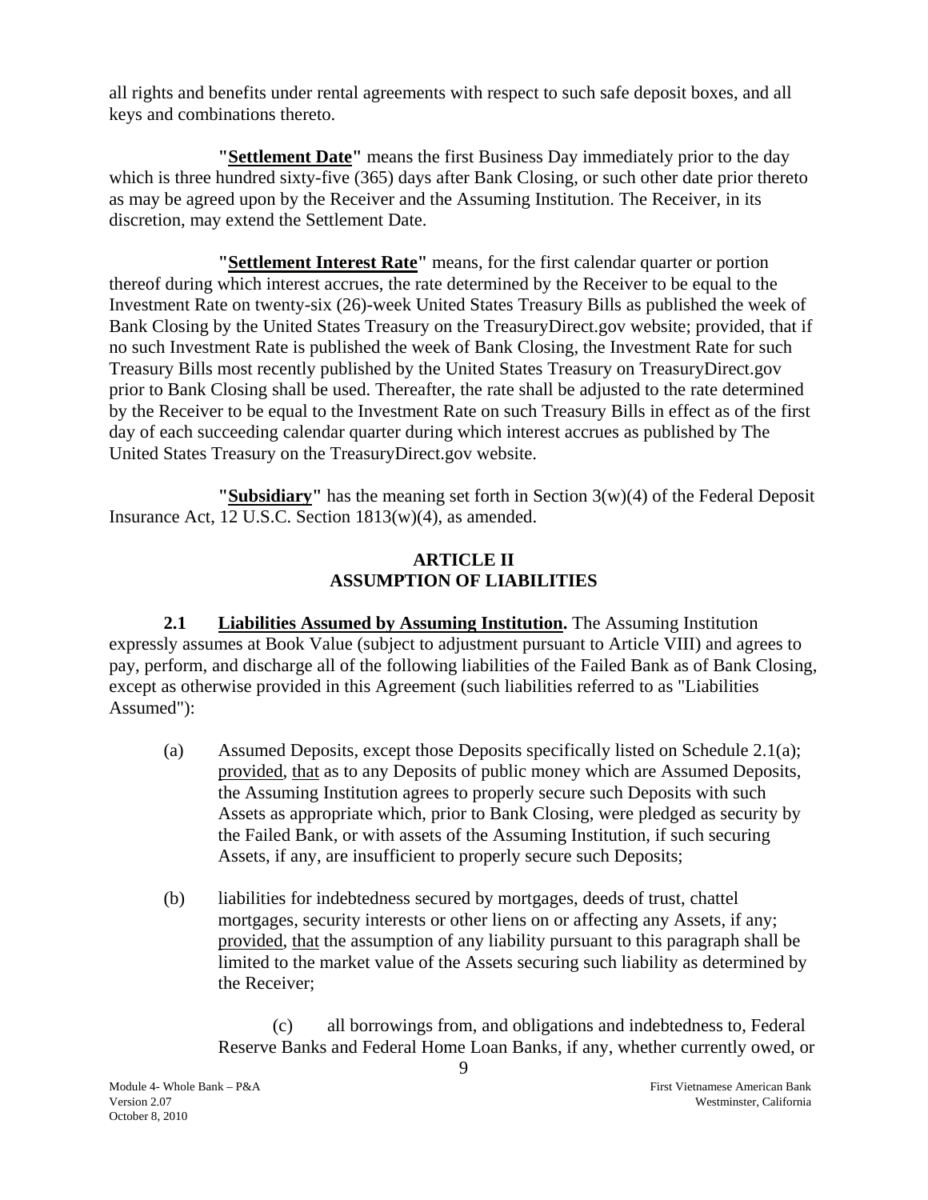all rights and benefits under rental agreements with respect to such safe deposit boxes, and all keys and combinations thereto.

**"Settlement Date"** means the first Business Day immediately prior to the day which is three hundred sixty-five (365) days after Bank Closing, or such other date prior thereto as may be agreed upon by the Receiver and the Assuming Institution. The Receiver, in its discretion, may extend the Settlement Date.

**"Settlement Interest Rate"** means, for the first calendar quarter or portion thereof during which interest accrues, the rate determined by the Receiver to be equal to the Investment Rate on twenty-six (26)-week United States Treasury Bills as published the week of Bank Closing by the United States Treasury on the TreasuryDirect.gov website; provided, that if no such Investment Rate is published the week of Bank Closing, the Investment Rate for such Treasury Bills most recently published by the United States Treasury on TreasuryDirect.gov prior to Bank Closing shall be used. Thereafter, the rate shall be adjusted to the rate determined by the Receiver to be equal to the Investment Rate on such Treasury Bills in effect as of the first day of each succeeding calendar quarter during which interest accrues as published by The United States Treasury on the TreasuryDirect.gov website.

**"Subsidiary"** has the meaning set forth in Section 3(w)(4) of the Federal Deposit Insurance Act, 12 U.S.C. Section 1813(w)(4), as amended.

## ARTICLE II
## ASSUMPTION OF LIABILITIES

**2.1 Liabilities Assumed by Assuming Institution.** The Assuming Institution expressly assumes at Book Value (subject to adjustment pursuant to Article VIII) and agrees to pay, perform, and discharge all of the following liabilities of the Failed Bank as of Bank Closing, except as otherwise provided in this Agreement (such liabilities referred to as "Liabilities Assumed"):

(a) Assumed Deposits, except those Deposits specifically listed on Schedule 2.1(a); provided, that as to any Deposits of public money which are Assumed Deposits, the Assuming Institution agrees to properly secure such Deposits with such Assets as appropriate which, prior to Bank Closing, were pledged as security by the Failed Bank, or with assets of the Assuming Institution, if such securing Assets, if any, are insufficient to properly secure such Deposits;

(b) liabilities for indebtedness secured by mortgages, deeds of trust, chattel mortgages, security interests or other liens on or affecting any Assets, if any; provided, that the assumption of any liability pursuant to this paragraph shall be limited to the market value of the Assets securing such liability as determined by the Receiver;

(c) all borrowings from, and obligations and indebtedness to, Federal Reserve Banks and Federal Home Loan Banks, if any, whether currently owed, or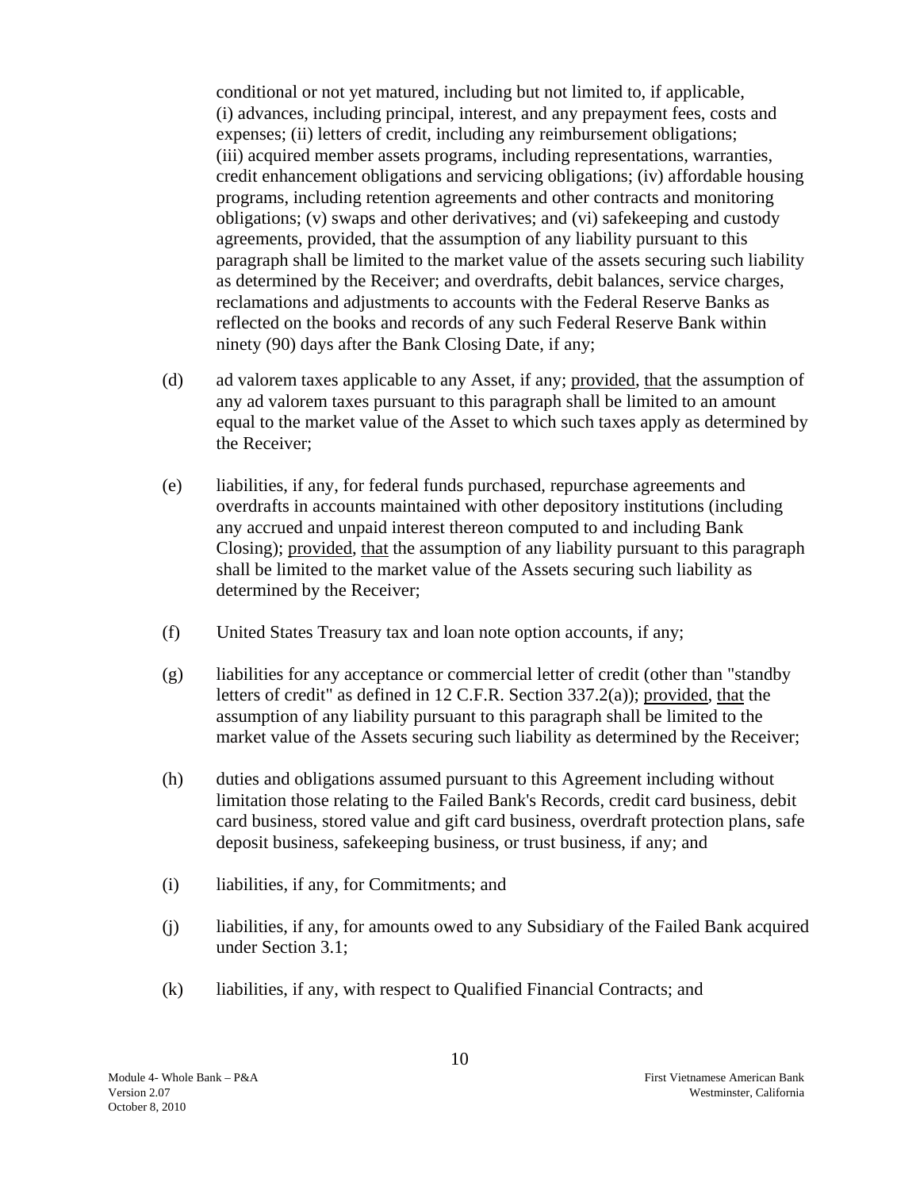conditional or not yet matured, including but not limited to, if applicable, (i) advances, including principal, interest, and any prepayment fees, costs and expenses; (ii) letters of credit, including any reimbursement obligations; (iii) acquired member assets programs, including representations, warranties, credit enhancement obligations and servicing obligations; (iv) affordable housing programs, including retention agreements and other contracts and monitoring obligations; (v) swaps and other derivatives; and (vi) safekeeping and custody agreements, provided, that the assumption of any liability pursuant to this paragraph shall be limited to the market value of the assets securing such liability as determined by the Receiver; and overdrafts, debit balances, service charges, reclamations and adjustments to accounts with the Federal Reserve Banks as reflected on the books and records of any such Federal Reserve Bank within ninety (90) days after the Bank Closing Date, if any;

(d) ad valorem taxes applicable to any Asset, if any; provided, that the assumption of any ad valorem taxes pursuant to this paragraph shall be limited to an amount equal to the market value of the Asset to which such taxes apply as determined by the Receiver;

(e) liabilities, if any, for federal funds purchased, repurchase agreements and overdrafts in accounts maintained with other depository institutions (including any accrued and unpaid interest thereon computed to and including Bank Closing); provided, that the assumption of any liability pursuant to this paragraph shall be limited to the market value of the Assets securing such liability as determined by the Receiver;

(f) United States Treasury tax and loan note option accounts, if any;

(g) liabilities for any acceptance or commercial letter of credit (other than "standby letters of credit" as defined in 12 C.F.R. Section 337.2(a)); provided, that the assumption of any liability pursuant to this paragraph shall be limited to the market value of the Assets securing such liability as determined by the Receiver;

(h) duties and obligations assumed pursuant to this Agreement including without limitation those relating to the Failed Bank's Records, credit card business, debit card business, stored value and gift card business, overdraft protection plans, safe deposit business, safekeeping business, or trust business, if any; and

(i) liabilities, if any, for Commitments; and

(j) liabilities, if any, for amounts owed to any Subsidiary of the Failed Bank acquired under Section 3.1;

(k) liabilities, if any, with respect to Qualified Financial Contracts; and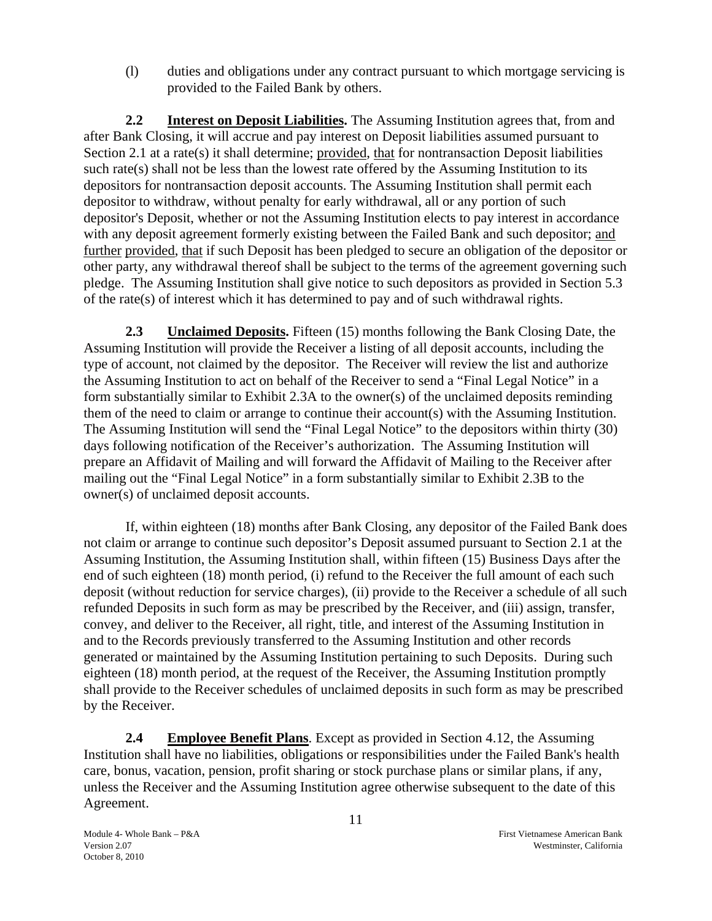(l) duties and obligations under any contract pursuant to which mortgage servicing is provided to the Failed Bank by others.

**2.2 Interest on Deposit Liabilities.** The Assuming Institution agrees that, from and after Bank Closing, it will accrue and pay interest on Deposit liabilities assumed pursuant to Section 2.1 at a rate(s) it shall determine; provided, that for nontransaction Deposit liabilities such rate(s) shall not be less than the lowest rate offered by the Assuming Institution to its depositors for nontransaction deposit accounts. The Assuming Institution shall permit each depositor to withdraw, without penalty for early withdrawal, all or any portion of such depositor's Deposit, whether or not the Assuming Institution elects to pay interest in accordance with any deposit agreement formerly existing between the Failed Bank and such depositor; and further provided, that if such Deposit has been pledged to secure an obligation of the depositor or other party, any withdrawal thereof shall be subject to the terms of the agreement governing such pledge. The Assuming Institution shall give notice to such depositors as provided in Section 5.3 of the rate(s) of interest which it has determined to pay and of such withdrawal rights.

**2.3 Unclaimed Deposits.** Fifteen (15) months following the Bank Closing Date, the Assuming Institution will provide the Receiver a listing of all deposit accounts, including the type of account, not claimed by the depositor. The Receiver will review the list and authorize the Assuming Institution to act on behalf of the Receiver to send a "Final Legal Notice" in a form substantially similar to Exhibit 2.3A to the owner(s) of the unclaimed deposits reminding them of the need to claim or arrange to continue their account(s) with the Assuming Institution. The Assuming Institution will send the "Final Legal Notice" to the depositors within thirty (30) days following notification of the Receiver's authorization. The Assuming Institution will prepare an Affidavit of Mailing and will forward the Affidavit of Mailing to the Receiver after mailing out the "Final Legal Notice" in a form substantially similar to Exhibit 2.3B to the owner(s) of unclaimed deposit accounts.

If, within eighteen (18) months after Bank Closing, any depositor of the Failed Bank does not claim or arrange to continue such depositor's Deposit assumed pursuant to Section 2.1 at the Assuming Institution, the Assuming Institution shall, within fifteen (15) Business Days after the end of such eighteen (18) month period, (i) refund to the Receiver the full amount of each such deposit (without reduction for service charges), (ii) provide to the Receiver a schedule of all such refunded Deposits in such form as may be prescribed by the Receiver, and (iii) assign, transfer, convey, and deliver to the Receiver, all right, title, and interest of the Assuming Institution in and to the Records previously transferred to the Assuming Institution and other records generated or maintained by the Assuming Institution pertaining to such Deposits. During such eighteen (18) month period, at the request of the Receiver, the Assuming Institution promptly shall provide to the Receiver schedules of unclaimed deposits in such form as may be prescribed by the Receiver.

**2.4 Employee Benefit Plans**. Except as provided in Section 4.12, the Assuming Institution shall have no liabilities, obligations or responsibilities under the Failed Bank's health care, bonus, vacation, pension, profit sharing or stock purchase plans or similar plans, if any, unless the Receiver and the Assuming Institution agree otherwise subsequent to the date of this Agreement.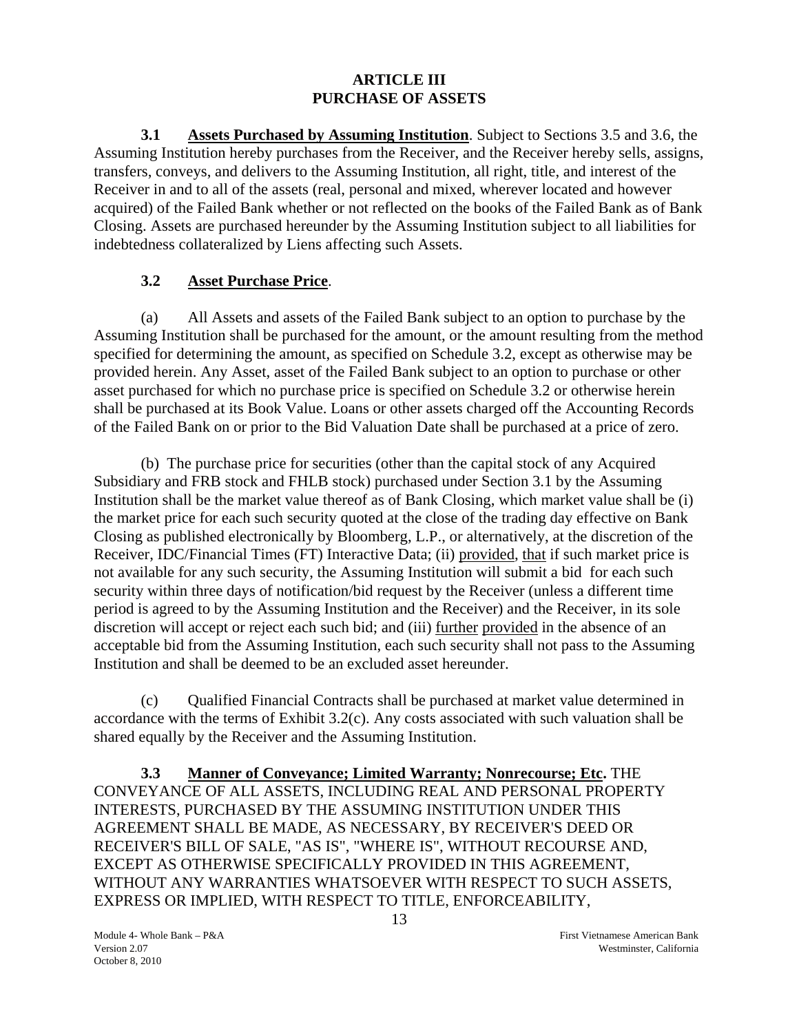# ARTICLE III
# PURCHASE OF ASSETS

**3.1 Assets Purchased by Assuming Institution**. Subject to Sections 3.5 and 3.6, the Assuming Institution hereby purchases from the Receiver, and the Receiver hereby sells, assigns, transfers, conveys, and delivers to the Assuming Institution, all right, title, and interest of the Receiver in and to all of the assets (real, personal and mixed, wherever located and however acquired) of the Failed Bank whether or not reflected on the books of the Failed Bank as of Bank Closing. Assets are purchased hereunder by the Assuming Institution subject to all liabilities for indebtedness collateralized by Liens affecting such Assets.

**3.2 Asset Purchase Price**.

(a) All Assets and assets of the Failed Bank subject to an option to purchase by the Assuming Institution shall be purchased for the amount, or the amount resulting from the method specified for determining the amount, as specified on Schedule 3.2, except as otherwise may be provided herein. Any Asset, asset of the Failed Bank subject to an option to purchase or other asset purchased for which no purchase price is specified on Schedule 3.2 or otherwise herein shall be purchased at its Book Value. Loans or other assets charged off the Accounting Records of the Failed Bank on or prior to the Bid Valuation Date shall be purchased at a price of zero.

(b) The purchase price for securities (other than the capital stock of any Acquired Subsidiary and FRB stock and FHLB stock) purchased under Section 3.1 by the Assuming Institution shall be the market value thereof as of Bank Closing, which market value shall be (i) the market price for each such security quoted at the close of the trading day effective on Bank Closing as published electronically by Bloomberg, L.P., or alternatively, at the discretion of the Receiver, IDC/Financial Times (FT) Interactive Data; (ii) provided, that if such market price is not available for any such security, the Assuming Institution will submit a bid for each such security within three days of notification/bid request by the Receiver (unless a different time period is agreed to by the Assuming Institution and the Receiver) and the Receiver, in its sole discretion will accept or reject each such bid; and (iii) further provided in the absence of an acceptable bid from the Assuming Institution, each such security shall not pass to the Assuming Institution and shall be deemed to be an excluded asset hereunder.

(c) Qualified Financial Contracts shall be purchased at market value determined in accordance with the terms of Exhibit 3.2(c). Any costs associated with such valuation shall be shared equally by the Receiver and the Assuming Institution.

**3.3 Manner of Conveyance; Limited Warranty; Nonrecourse; Etc.** THE CONVEYANCE OF ALL ASSETS, INCLUDING REAL AND PERSONAL PROPERTY INTERESTS, PURCHASED BY THE ASSUMING INSTITUTION UNDER THIS AGREEMENT SHALL BE MADE, AS NECESSARY, BY RECEIVER'S DEED OR RECEIVER'S BILL OF SALE, "AS IS", "WHERE IS", WITHOUT RECOURSE AND, EXCEPT AS OTHERWISE SPECIFICALLY PROVIDED IN THIS AGREEMENT, WITHOUT ANY WARRANTIES WHATSOEVER WITH RESPECT TO SUCH ASSETS, EXPRESS OR IMPLIED, WITH RESPECT TO TITLE, ENFORCEABILITY,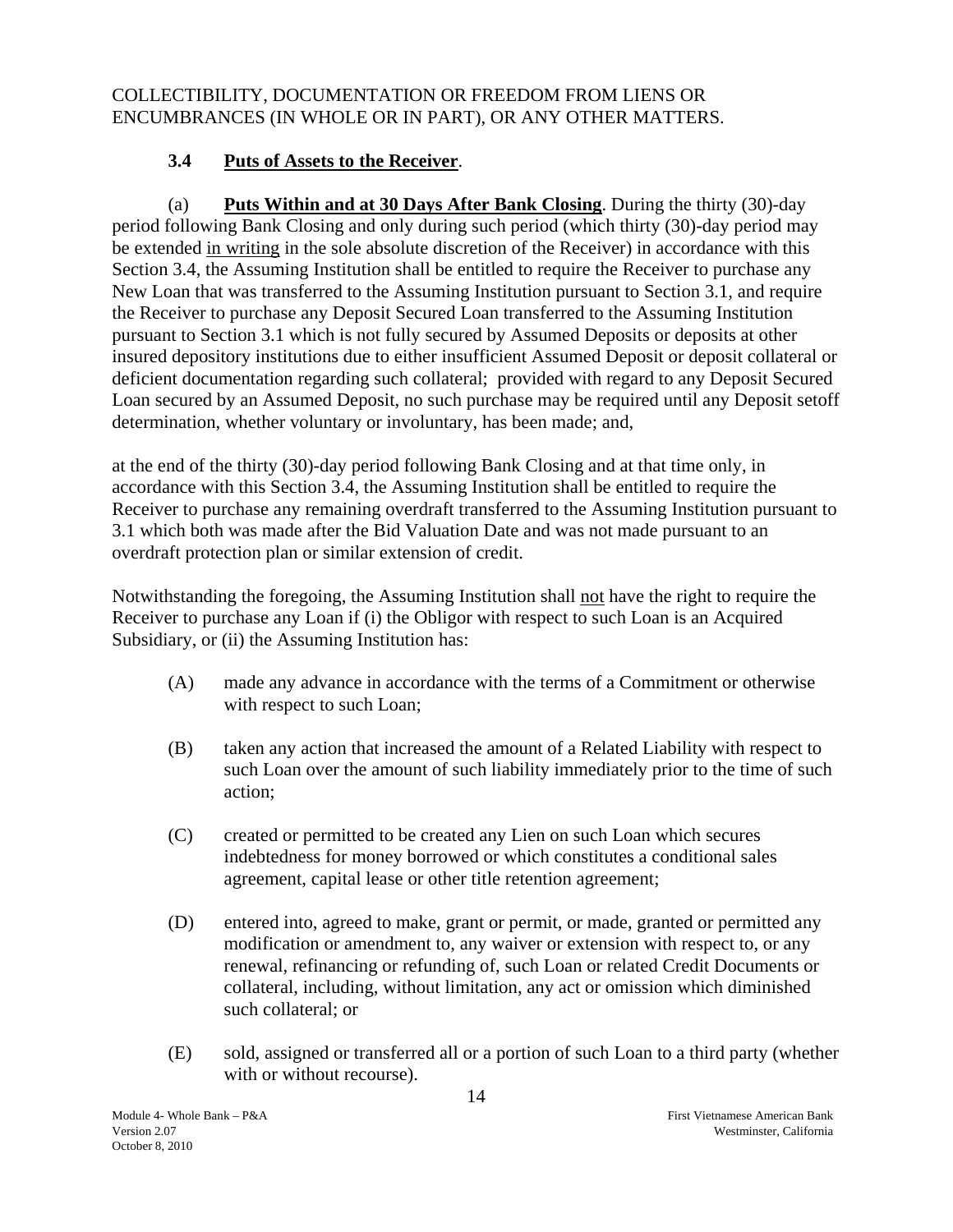COLLECTIBILITY, DOCUMENTATION OR FREEDOM FROM LIENS OR ENCUMBRANCES (IN WHOLE OR IN PART), OR ANY OTHER MATTERS.

**3.4 Puts of Assets to the Receiver**.

(a) **Puts Within and at 30 Days After Bank Closing**. During the thirty (30)-day period following Bank Closing and only during such period (which thirty (30)-day period may be extended in writing in the sole absolute discretion of the Receiver) in accordance with this Section 3.4, the Assuming Institution shall be entitled to require the Receiver to purchase any New Loan that was transferred to the Assuming Institution pursuant to Section 3.1, and require the Receiver to purchase any Deposit Secured Loan transferred to the Assuming Institution pursuant to Section 3.1 which is not fully secured by Assumed Deposits or deposits at other insured depository institutions due to either insufficient Assumed Deposit or deposit collateral or deficient documentation regarding such collateral; provided with regard to any Deposit Secured Loan secured by an Assumed Deposit, no such purchase may be required until any Deposit setoff determination, whether voluntary or involuntary, has been made; and,

at the end of the thirty (30)-day period following Bank Closing and at that time only, in accordance with this Section 3.4, the Assuming Institution shall be entitled to require the Receiver to purchase any remaining overdraft transferred to the Assuming Institution pursuant to 3.1 which both was made after the Bid Valuation Date and was not made pursuant to an overdraft protection plan or similar extension of credit.

Notwithstanding the foregoing, the Assuming Institution shall not have the right to require the Receiver to purchase any Loan if (i) the Obligor with respect to such Loan is an Acquired Subsidiary, or (ii) the Assuming Institution has:

(A) made any advance in accordance with the terms of a Commitment or otherwise with respect to such Loan;

(B) taken any action that increased the amount of a Related Liability with respect to such Loan over the amount of such liability immediately prior to the time of such action;

(C) created or permitted to be created any Lien on such Loan which secures indebtedness for money borrowed or which constitutes a conditional sales agreement, capital lease or other title retention agreement;

(D) entered into, agreed to make, grant or permit, or made, granted or permitted any modification or amendment to, any waiver or extension with respect to, or any renewal, refinancing or refunding of, such Loan or related Credit Documents or collateral, including, without limitation, any act or omission which diminished such collateral; or

(E) sold, assigned or transferred all or a portion of such Loan to a third party (whether with or without recourse).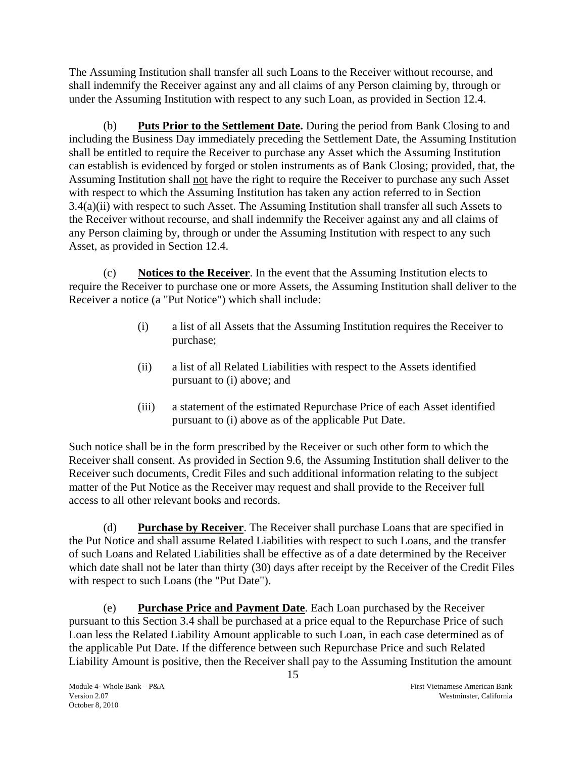The Assuming Institution shall transfer all such Loans to the Receiver without recourse, and shall indemnify the Receiver against any and all claims of any Person claiming by, through or under the Assuming Institution with respect to any such Loan, as provided in Section 12.4.

(b) **Puts Prior to the Settlement Date.** During the period from Bank Closing to and including the Business Day immediately preceding the Settlement Date, the Assuming Institution shall be entitled to require the Receiver to purchase any Asset which the Assuming Institution can establish is evidenced by forged or stolen instruments as of Bank Closing; provided, that, the Assuming Institution shall not have the right to require the Receiver to purchase any such Asset with respect to which the Assuming Institution has taken any action referred to in Section 3.4(a)(ii) with respect to such Asset. The Assuming Institution shall transfer all such Assets to the Receiver without recourse, and shall indemnify the Receiver against any and all claims of any Person claiming by, through or under the Assuming Institution with respect to any such Asset, as provided in Section 12.4.

(c) **Notices to the Receiver**. In the event that the Assuming Institution elects to require the Receiver to purchase one or more Assets, the Assuming Institution shall deliver to the Receiver a notice (a "Put Notice") which shall include:

(i) a list of all Assets that the Assuming Institution requires the Receiver to purchase;

(ii) a list of all Related Liabilities with respect to the Assets identified pursuant to (i) above; and

(iii) a statement of the estimated Repurchase Price of each Asset identified pursuant to (i) above as of the applicable Put Date.

Such notice shall be in the form prescribed by the Receiver or such other form to which the Receiver shall consent. As provided in Section 9.6, the Assuming Institution shall deliver to the Receiver such documents, Credit Files and such additional information relating to the subject matter of the Put Notice as the Receiver may request and shall provide to the Receiver full access to all other relevant books and records.

(d) **Purchase by Receiver**. The Receiver shall purchase Loans that are specified in the Put Notice and shall assume Related Liabilities with respect to such Loans, and the transfer of such Loans and Related Liabilities shall be effective as of a date determined by the Receiver which date shall not be later than thirty (30) days after receipt by the Receiver of the Credit Files with respect to such Loans (the "Put Date").

(e) **Purchase Price and Payment Date**. Each Loan purchased by the Receiver pursuant to this Section 3.4 shall be purchased at a price equal to the Repurchase Price of such Loan less the Related Liability Amount applicable to such Loan, in each case determined as of the applicable Put Date. If the difference between such Repurchase Price and such Related Liability Amount is positive, then the Receiver shall pay to the Assuming Institution the amount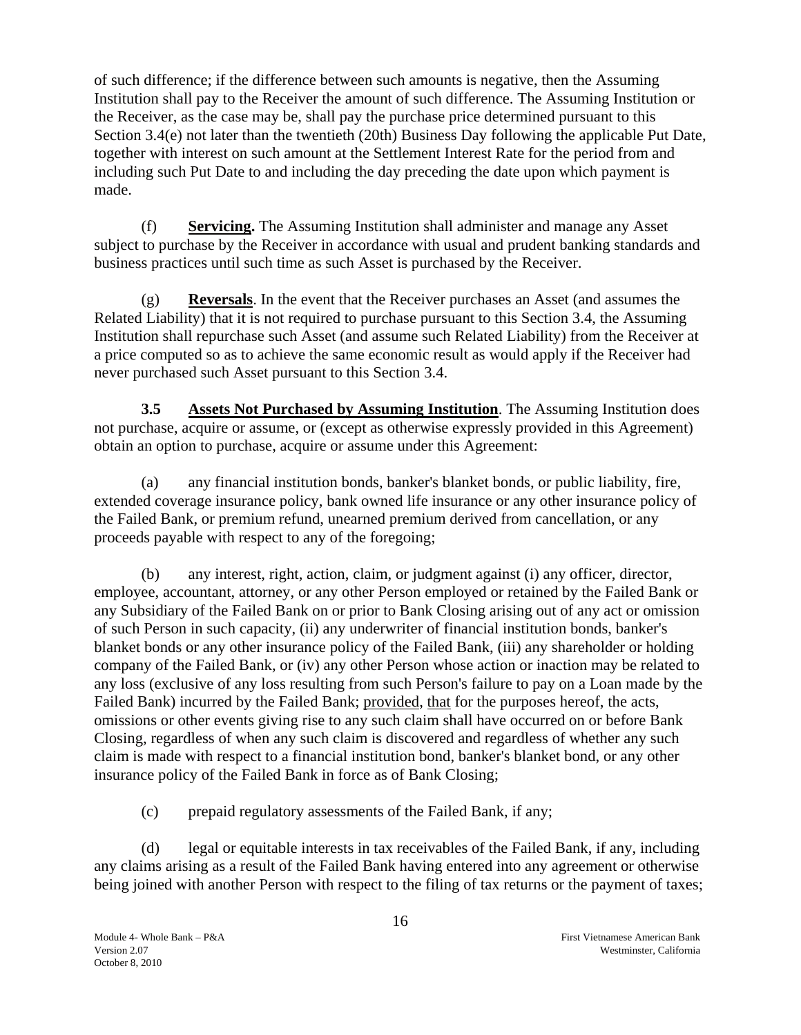of such difference; if the difference between such amounts is negative, then the Assuming Institution shall pay to the Receiver the amount of such difference. The Assuming Institution or the Receiver, as the case may be, shall pay the purchase price determined pursuant to this Section 3.4(e) not later than the twentieth (20th) Business Day following the applicable Put Date, together with interest on such amount at the Settlement Interest Rate for the period from and including such Put Date to and including the day preceding the date upon which payment is made.

(f) **Servicing.** The Assuming Institution shall administer and manage any Asset subject to purchase by the Receiver in accordance with usual and prudent banking standards and business practices until such time as such Asset is purchased by the Receiver.

(g) **Reversals**. In the event that the Receiver purchases an Asset (and assumes the Related Liability) that it is not required to purchase pursuant to this Section 3.4, the Assuming Institution shall repurchase such Asset (and assume such Related Liability) from the Receiver at a price computed so as to achieve the same economic result as would apply if the Receiver had never purchased such Asset pursuant to this Section 3.4.

**3.5 Assets Not Purchased by Assuming Institution**. The Assuming Institution does not purchase, acquire or assume, or (except as otherwise expressly provided in this Agreement) obtain an option to purchase, acquire or assume under this Agreement:

(a) any financial institution bonds, banker's blanket bonds, or public liability, fire, extended coverage insurance policy, bank owned life insurance or any other insurance policy of the Failed Bank, or premium refund, unearned premium derived from cancellation, or any proceeds payable with respect to any of the foregoing;

(b) any interest, right, action, claim, or judgment against (i) any officer, director, employee, accountant, attorney, or any other Person employed or retained by the Failed Bank or any Subsidiary of the Failed Bank on or prior to Bank Closing arising out of any act or omission of such Person in such capacity, (ii) any underwriter of financial institution bonds, banker's blanket bonds or any other insurance policy of the Failed Bank, (iii) any shareholder or holding company of the Failed Bank, or (iv) any other Person whose action or inaction may be related to any loss (exclusive of any loss resulting from such Person's failure to pay on a Loan made by the Failed Bank) incurred by the Failed Bank; provided, that for the purposes hereof, the acts, omissions or other events giving rise to any such claim shall have occurred on or before Bank Closing, regardless of when any such claim is discovered and regardless of whether any such claim is made with respect to a financial institution bond, banker's blanket bond, or any other insurance policy of the Failed Bank in force as of Bank Closing;

(c) prepaid regulatory assessments of the Failed Bank, if any;

(d) legal or equitable interests in tax receivables of the Failed Bank, if any, including any claims arising as a result of the Failed Bank having entered into any agreement or otherwise being joined with another Person with respect to the filing of tax returns or the payment of taxes;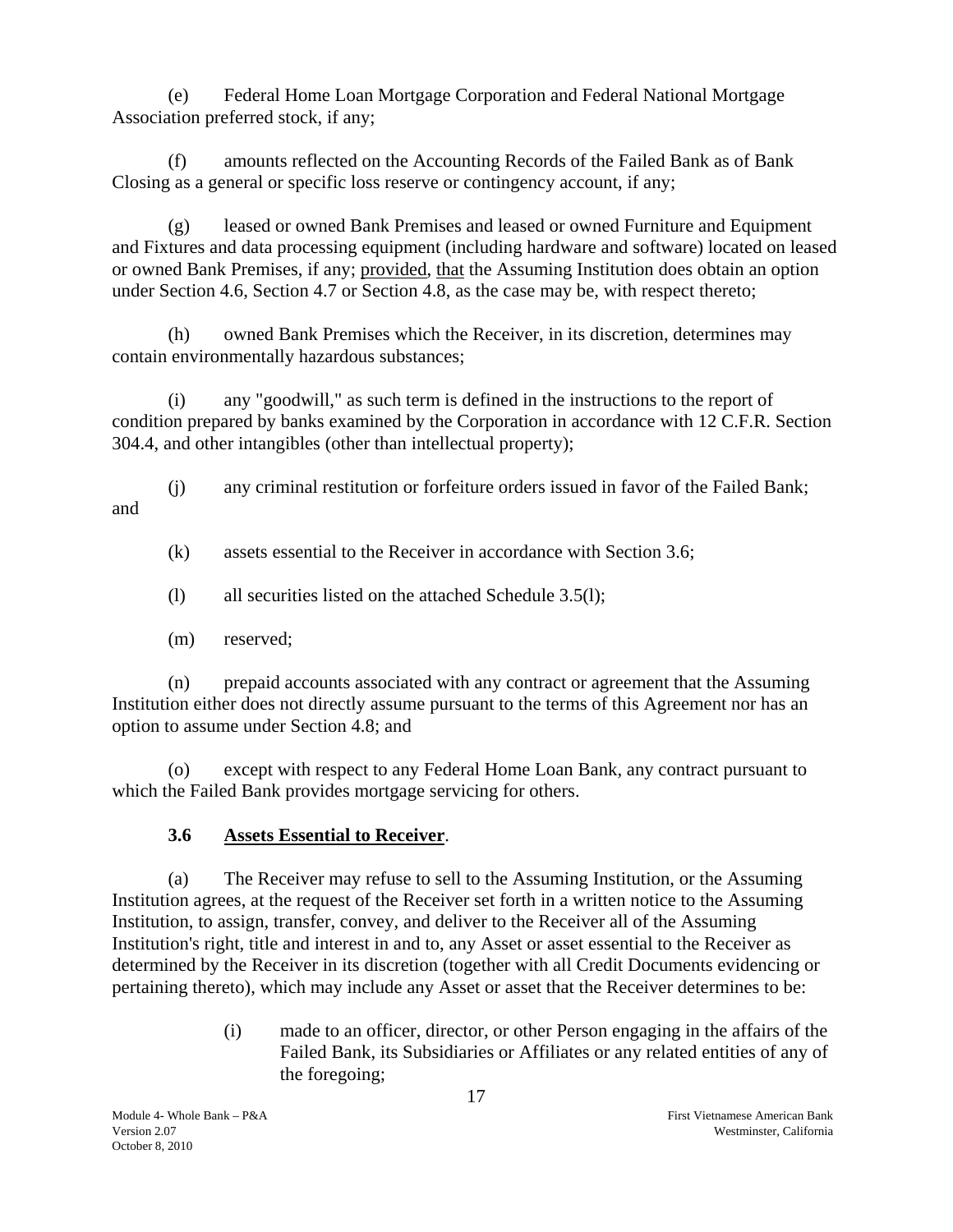(e) Federal Home Loan Mortgage Corporation and Federal National Mortgage Association preferred stock, if any;

(f) amounts reflected on the Accounting Records of the Failed Bank as of Bank Closing as a general or specific loss reserve or contingency account, if any;

(g) leased or owned Bank Premises and leased or owned Furniture and Equipment and Fixtures and data processing equipment (including hardware and software) located on leased or owned Bank Premises, if any; provided, that the Assuming Institution does obtain an option under Section 4.6, Section 4.7 or Section 4.8, as the case may be, with respect thereto;

(h) owned Bank Premises which the Receiver, in its discretion, determines may contain environmentally hazardous substances;

(i) any "goodwill," as such term is defined in the instructions to the report of condition prepared by banks examined by the Corporation in accordance with 12 C.F.R. Section 304.4, and other intangibles (other than intellectual property);

(j) any criminal restitution or forfeiture orders issued in favor of the Failed Bank; and

(k) assets essential to the Receiver in accordance with Section 3.6;

(l) all securities listed on the attached Schedule 3.5(l);

(m) reserved;

(n) prepaid accounts associated with any contract or agreement that the Assuming Institution either does not directly assume pursuant to the terms of this Agreement nor has an option to assume under Section 4.8; and

(o) except with respect to any Federal Home Loan Bank, any contract pursuant to which the Failed Bank provides mortgage servicing for others.

### 3.6 Assets Essential to Receiver.

(a) The Receiver may refuse to sell to the Assuming Institution, or the Assuming Institution agrees, at the request of the Receiver set forth in a written notice to the Assuming Institution, to assign, transfer, convey, and deliver to the Receiver all of the Assuming Institution's right, title and interest in and to, any Asset or asset essential to the Receiver as determined by the Receiver in its discretion (together with all Credit Documents evidencing or pertaining thereto), which may include any Asset or asset that the Receiver determines to be:

(i) made to an officer, director, or other Person engaging in the affairs of the Failed Bank, its Subsidiaries or Affiliates or any related entities of any of the foregoing;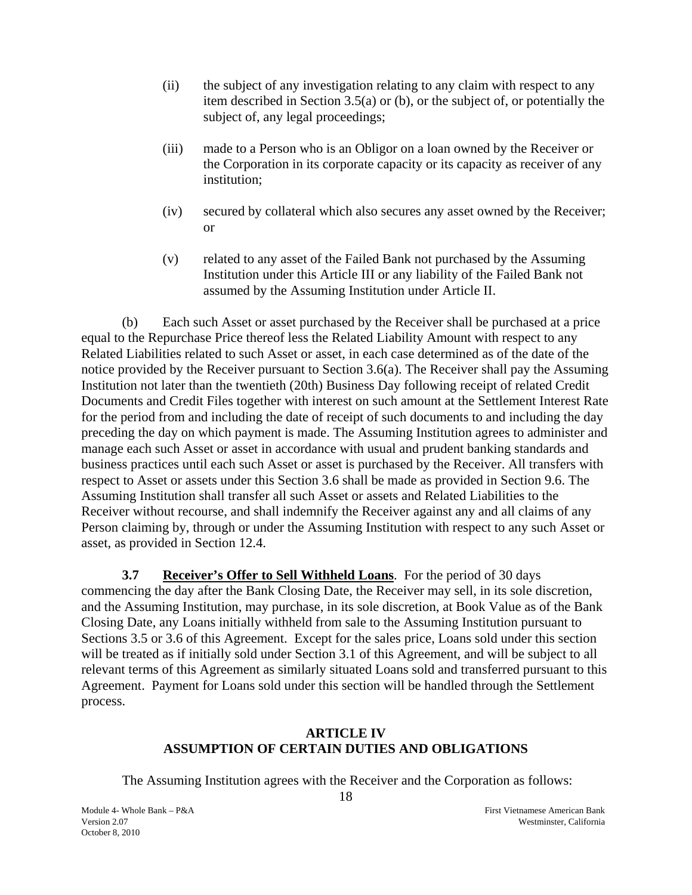(ii) the subject of any investigation relating to any claim with respect to any item described in Section 3.5(a) or (b), or the subject of, or potentially the subject of, any legal proceedings;

(iii) made to a Person who is an Obligor on a loan owned by the Receiver or the Corporation in its corporate capacity or its capacity as receiver of any institution;

(iv) secured by collateral which also secures any asset owned by the Receiver; or

(v) related to any asset of the Failed Bank not purchased by the Assuming Institution under this Article III or any liability of the Failed Bank not assumed by the Assuming Institution under Article II.

(b) Each such Asset or asset purchased by the Receiver shall be purchased at a price equal to the Repurchase Price thereof less the Related Liability Amount with respect to any Related Liabilities related to such Asset or asset, in each case determined as of the date of the notice provided by the Receiver pursuant to Section 3.6(a). The Receiver shall pay the Assuming Institution not later than the twentieth (20th) Business Day following receipt of related Credit Documents and Credit Files together with interest on such amount at the Settlement Interest Rate for the period from and including the date of receipt of such documents to and including the day preceding the day on which payment is made. The Assuming Institution agrees to administer and manage each such Asset or asset in accordance with usual and prudent banking standards and business practices until each such Asset or asset is purchased by the Receiver. All transfers with respect to Asset or assets under this Section 3.6 shall be made as provided in Section 9.6. The Assuming Institution shall transfer all such Asset or assets and Related Liabilities to the Receiver without recourse, and shall indemnify the Receiver against any and all claims of any Person claiming by, through or under the Assuming Institution with respect to any such Asset or asset, as provided in Section 12.4.

**3.7 Receiver's Offer to Sell Withheld Loans**. For the period of 30 days commencing the day after the Bank Closing Date, the Receiver may sell, in its sole discretion, and the Assuming Institution, may purchase, in its sole discretion, at Book Value as of the Bank Closing Date, any Loans initially withheld from sale to the Assuming Institution pursuant to Sections 3.5 or 3.6 of this Agreement. Except for the sales price, Loans sold under this section will be treated as if initially sold under Section 3.1 of this Agreement, and will be subject to all relevant terms of this Agreement as similarly situated Loans sold and transferred pursuant to this Agreement. Payment for Loans sold under this section will be handled through the Settlement process.

## ARTICLE IV
## ASSUMPTION OF CERTAIN DUTIES AND OBLIGATIONS

The Assuming Institution agrees with the Receiver and the Corporation as follows: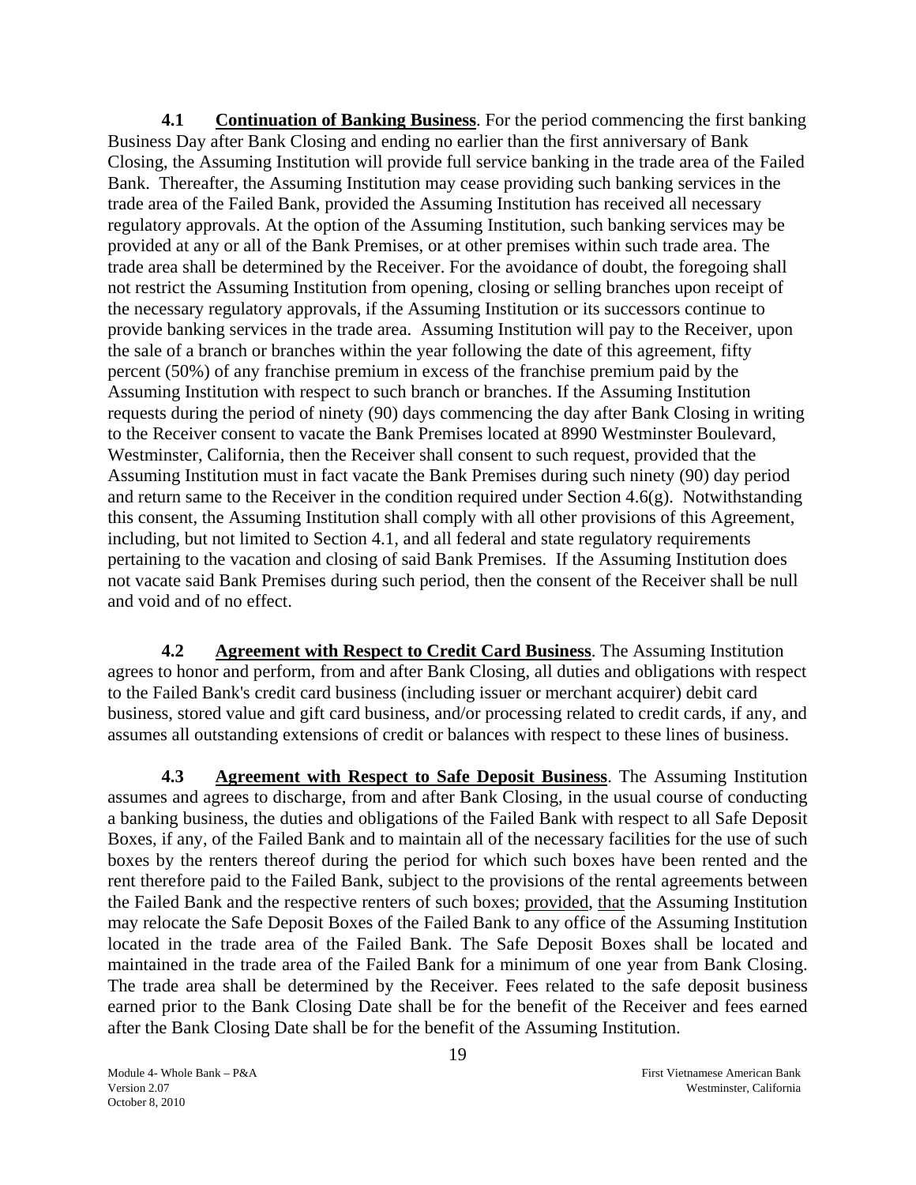**4.1 Continuation of Banking Business**. For the period commencing the first banking Business Day after Bank Closing and ending no earlier than the first anniversary of Bank Closing, the Assuming Institution will provide full service banking in the trade area of the Failed Bank. Thereafter, the Assuming Institution may cease providing such banking services in the trade area of the Failed Bank, provided the Assuming Institution has received all necessary regulatory approvals. At the option of the Assuming Institution, such banking services may be provided at any or all of the Bank Premises, or at other premises within such trade area. The trade area shall be determined by the Receiver. For the avoidance of doubt, the foregoing shall not restrict the Assuming Institution from opening, closing or selling branches upon receipt of the necessary regulatory approvals, if the Assuming Institution or its successors continue to provide banking services in the trade area. Assuming Institution will pay to the Receiver, upon the sale of a branch or branches within the year following the date of this agreement, fifty percent (50%) of any franchise premium in excess of the franchise premium paid by the Assuming Institution with respect to such branch or branches. If the Assuming Institution requests during the period of ninety (90) days commencing the day after Bank Closing in writing to the Receiver consent to vacate the Bank Premises located at 8990 Westminster Boulevard, Westminster, California, then the Receiver shall consent to such request, provided that the Assuming Institution must in fact vacate the Bank Premises during such ninety (90) day period and return same to the Receiver in the condition required under Section 4.6(g). Notwithstanding this consent, the Assuming Institution shall comply with all other provisions of this Agreement, including, but not limited to Section 4.1, and all federal and state regulatory requirements pertaining to the vacation and closing of said Bank Premises. If the Assuming Institution does not vacate said Bank Premises during such period, then the consent of the Receiver shall be null and void and of no effect.

**4.2 Agreement with Respect to Credit Card Business**. The Assuming Institution agrees to honor and perform, from and after Bank Closing, all duties and obligations with respect to the Failed Bank's credit card business (including issuer or merchant acquirer) debit card business, stored value and gift card business, and/or processing related to credit cards, if any, and assumes all outstanding extensions of credit or balances with respect to these lines of business.

**4.3 Agreement with Respect to Safe Deposit Business**. The Assuming Institution assumes and agrees to discharge, from and after Bank Closing, in the usual course of conducting a banking business, the duties and obligations of the Failed Bank with respect to all Safe Deposit Boxes, if any, of the Failed Bank and to maintain all of the necessary facilities for the use of such boxes by the renters thereof during the period for which such boxes have been rented and the rent therefore paid to the Failed Bank, subject to the provisions of the rental agreements between the Failed Bank and the respective renters of such boxes; provided, that the Assuming Institution may relocate the Safe Deposit Boxes of the Failed Bank to any office of the Assuming Institution located in the trade area of the Failed Bank. The Safe Deposit Boxes shall be located and maintained in the trade area of the Failed Bank for a minimum of one year from Bank Closing. The trade area shall be determined by the Receiver. Fees related to the safe deposit business earned prior to the Bank Closing Date shall be for the benefit of the Receiver and fees earned after the Bank Closing Date shall be for the benefit of the Assuming Institution.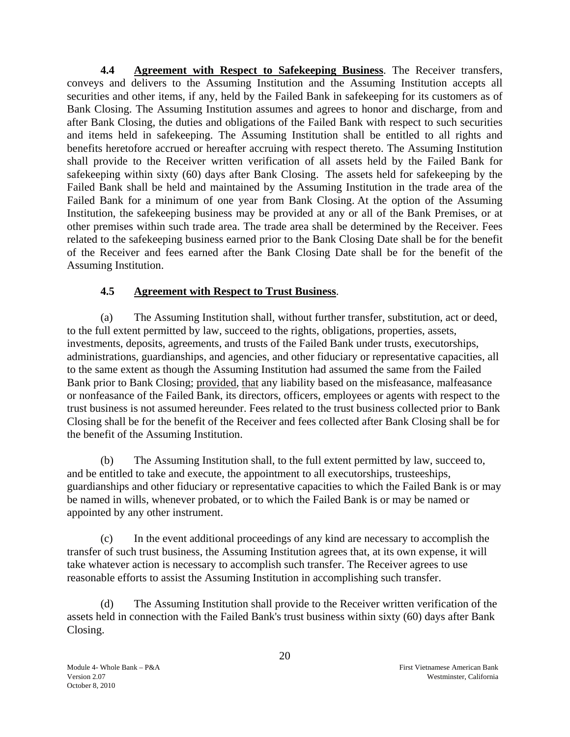**4.4 Agreement with Respect to Safekeeping Business**. The Receiver transfers, conveys and delivers to the Assuming Institution and the Assuming Institution accepts all securities and other items, if any, held by the Failed Bank in safekeeping for its customers as of Bank Closing. The Assuming Institution assumes and agrees to honor and discharge, from and after Bank Closing, the duties and obligations of the Failed Bank with respect to such securities and items held in safekeeping. The Assuming Institution shall be entitled to all rights and benefits heretofore accrued or hereafter accruing with respect thereto. The Assuming Institution shall provide to the Receiver written verification of all assets held by the Failed Bank for safekeeping within sixty (60) days after Bank Closing. The assets held for safekeeping by the Failed Bank shall be held and maintained by the Assuming Institution in the trade area of the Failed Bank for a minimum of one year from Bank Closing. At the option of the Assuming Institution, the safekeeping business may be provided at any or all of the Bank Premises, or at other premises within such trade area. The trade area shall be determined by the Receiver. Fees related to the safekeeping business earned prior to the Bank Closing Date shall be for the benefit of the Receiver and fees earned after the Bank Closing Date shall be for the benefit of the Assuming Institution.

**4.5 Agreement with Respect to Trust Business**.

(a) The Assuming Institution shall, without further transfer, substitution, act or deed, to the full extent permitted by law, succeed to the rights, obligations, properties, assets, investments, deposits, agreements, and trusts of the Failed Bank under trusts, executorships, administrations, guardianships, and agencies, and other fiduciary or representative capacities, all to the same extent as though the Assuming Institution had assumed the same from the Failed Bank prior to Bank Closing; provided, that any liability based on the misfeasance, malfeasance or nonfeasance of the Failed Bank, its directors, officers, employees or agents with respect to the trust business is not assumed hereunder. Fees related to the trust business collected prior to Bank Closing shall be for the benefit of the Receiver and fees collected after Bank Closing shall be for the benefit of the Assuming Institution.

(b) The Assuming Institution shall, to the full extent permitted by law, succeed to, and be entitled to take and execute, the appointment to all executorships, trusteeships, guardianships and other fiduciary or representative capacities to which the Failed Bank is or may be named in wills, whenever probated, or to which the Failed Bank is or may be named or appointed by any other instrument.

(c) In the event additional proceedings of any kind are necessary to accomplish the transfer of such trust business, the Assuming Institution agrees that, at its own expense, it will take whatever action is necessary to accomplish such transfer. The Receiver agrees to use reasonable efforts to assist the Assuming Institution in accomplishing such transfer.

(d) The Assuming Institution shall provide to the Receiver written verification of the assets held in connection with the Failed Bank's trust business within sixty (60) days after Bank Closing.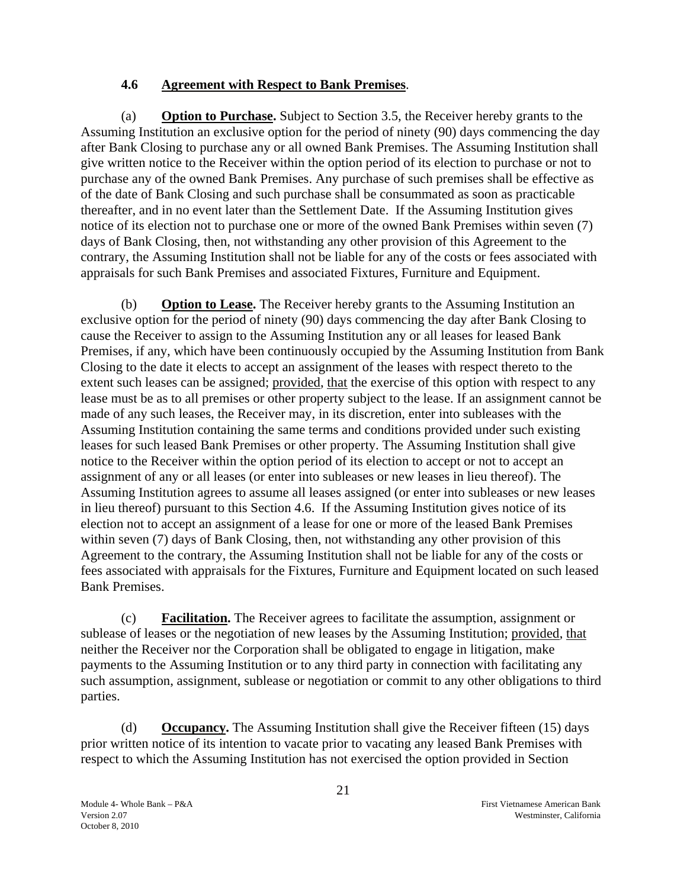### 4.6 <u>Agreement with Respect to Bank Premises</u>.

(a) **<u>Option to Purchase</u>.** Subject to Section 3.5, the Receiver hereby grants to the Assuming Institution an exclusive option for the period of ninety (90) days commencing the day after Bank Closing to purchase any or all owned Bank Premises. The Assuming Institution shall give written notice to the Receiver within the option period of its election to purchase or not to purchase any of the owned Bank Premises. Any purchase of such premises shall be effective as of the date of Bank Closing and such purchase shall be consummated as soon as practicable thereafter, and in no event later than the Settlement Date. If the Assuming Institution gives notice of its election not to purchase one or more of the owned Bank Premises within seven (7) days of Bank Closing, then, not withstanding any other provision of this Agreement to the contrary, the Assuming Institution shall not be liable for any of the costs or fees associated with appraisals for such Bank Premises and associated Fixtures, Furniture and Equipment.

(b) **<u>Option to Lease</u>.** The Receiver hereby grants to the Assuming Institution an exclusive option for the period of ninety (90) days commencing the day after Bank Closing to cause the Receiver to assign to the Assuming Institution any or all leases for leased Bank Premises, if any, which have been continuously occupied by the Assuming Institution from Bank Closing to the date it elects to accept an assignment of the leases with respect thereto to the extent such leases can be assigned; <u>provided</u>, <u>that</u> the exercise of this option with respect to any lease must be as to all premises or other property subject to the lease. If an assignment cannot be made of any such leases, the Receiver may, in its discretion, enter into subleases with the Assuming Institution containing the same terms and conditions provided under such existing leases for such leased Bank Premises or other property. The Assuming Institution shall give notice to the Receiver within the option period of its election to accept or not to accept an assignment of any or all leases (or enter into subleases or new leases in lieu thereof). The Assuming Institution agrees to assume all leases assigned (or enter into subleases or new leases in lieu thereof) pursuant to this Section 4.6. If the Assuming Institution gives notice of its election not to accept an assignment of a lease for one or more of the leased Bank Premises within seven (7) days of Bank Closing, then, not withstanding any other provision of this Agreement to the contrary, the Assuming Institution shall not be liable for any of the costs or fees associated with appraisals for the Fixtures, Furniture and Equipment located on such leased Bank Premises.

(c) **<u>Facilitation</u>.** The Receiver agrees to facilitate the assumption, assignment or sublease of leases or the negotiation of new leases by the Assuming Institution; <u>provided</u>, <u>that</u> neither the Receiver nor the Corporation shall be obligated to engage in litigation, make payments to the Assuming Institution or to any third party in connection with facilitating any such assumption, assignment, sublease or negotiation or commit to any other obligations to third parties.

(d) **<u>Occupancy</u>.** The Assuming Institution shall give the Receiver fifteen (15) days prior written notice of its intention to vacate prior to vacating any leased Bank Premises with respect to which the Assuming Institution has not exercised the option provided in Section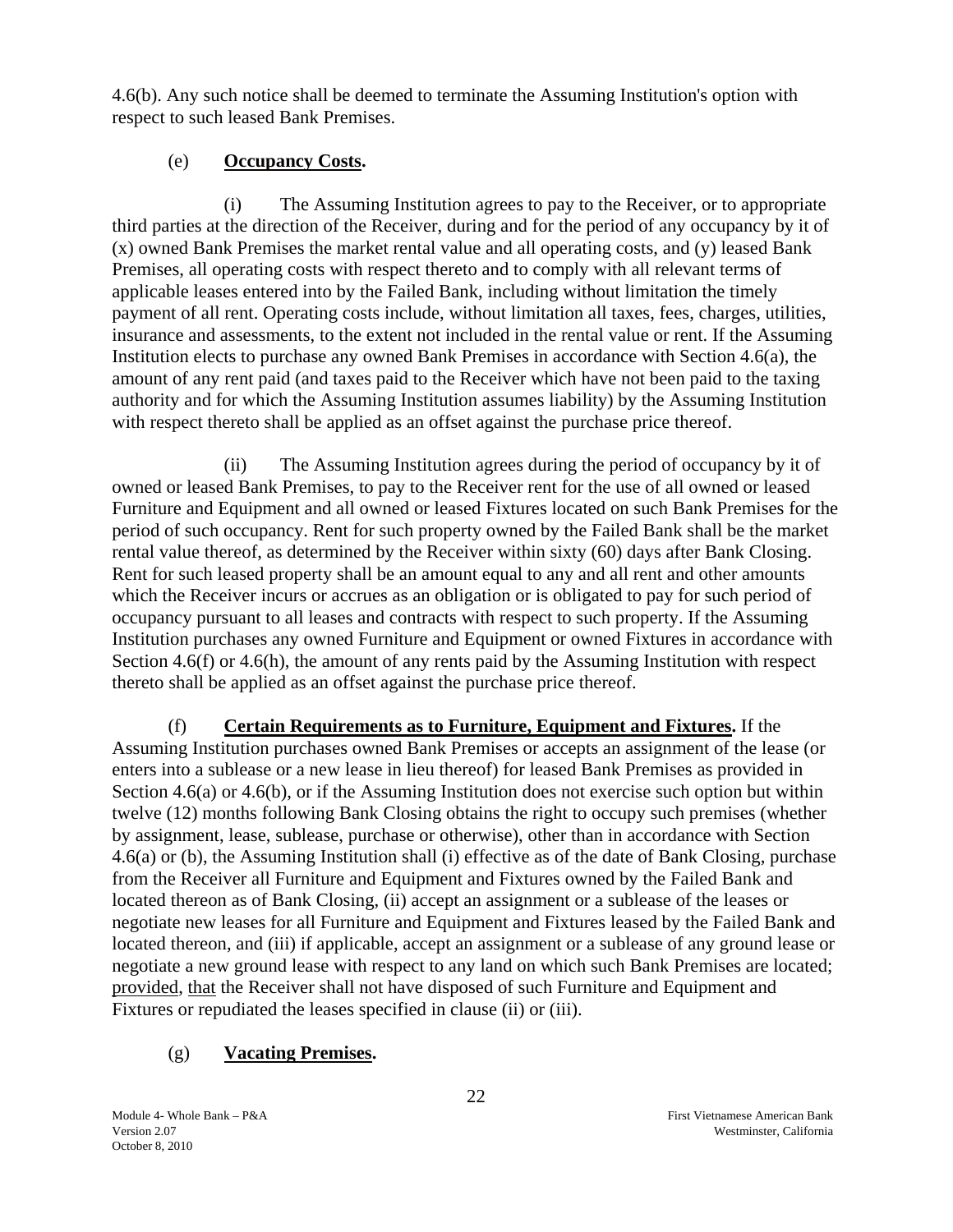4.6(b). Any such notice shall be deemed to terminate the Assuming Institution's option with respect to such leased Bank Premises.

(e) **Occupancy Costs.**

(i) The Assuming Institution agrees to pay to the Receiver, or to appropriate third parties at the direction of the Receiver, during and for the period of any occupancy by it of (x) owned Bank Premises the market rental value and all operating costs, and (y) leased Bank Premises, all operating costs with respect thereto and to comply with all relevant terms of applicable leases entered into by the Failed Bank, including without limitation the timely payment of all rent. Operating costs include, without limitation all taxes, fees, charges, utilities, insurance and assessments, to the extent not included in the rental value or rent. If the Assuming Institution elects to purchase any owned Bank Premises in accordance with Section 4.6(a), the amount of any rent paid (and taxes paid to the Receiver which have not been paid to the taxing authority and for which the Assuming Institution assumes liability) by the Assuming Institution with respect thereto shall be applied as an offset against the purchase price thereof.

(ii) The Assuming Institution agrees during the period of occupancy by it of owned or leased Bank Premises, to pay to the Receiver rent for the use of all owned or leased Furniture and Equipment and all owned or leased Fixtures located on such Bank Premises for the period of such occupancy. Rent for such property owned by the Failed Bank shall be the market rental value thereof, as determined by the Receiver within sixty (60) days after Bank Closing. Rent for such leased property shall be an amount equal to any and all rent and other amounts which the Receiver incurs or accrues as an obligation or is obligated to pay for such period of occupancy pursuant to all leases and contracts with respect to such property. If the Assuming Institution purchases any owned Furniture and Equipment or owned Fixtures in accordance with Section 4.6(f) or 4.6(h), the amount of any rents paid by the Assuming Institution with respect thereto shall be applied as an offset against the purchase price thereof.

(f) **Certain Requirements as to Furniture, Equipment and Fixtures.** If the Assuming Institution purchases owned Bank Premises or accepts an assignment of the lease (or enters into a sublease or a new lease in lieu thereof) for leased Bank Premises as provided in Section 4.6(a) or 4.6(b), or if the Assuming Institution does not exercise such option but within twelve (12) months following Bank Closing obtains the right to occupy such premises (whether by assignment, lease, sublease, purchase or otherwise), other than in accordance with Section 4.6(a) or (b), the Assuming Institution shall (i) effective as of the date of Bank Closing, purchase from the Receiver all Furniture and Equipment and Fixtures owned by the Failed Bank and located thereon as of Bank Closing, (ii) accept an assignment or a sublease of the leases or negotiate new leases for all Furniture and Equipment and Fixtures leased by the Failed Bank and located thereon, and (iii) if applicable, accept an assignment or a sublease of any ground lease or negotiate a new ground lease with respect to any land on which such Bank Premises are located; provided, that the Receiver shall not have disposed of such Furniture and Equipment and Fixtures or repudiated the leases specified in clause (ii) or (iii).

(g) **Vacating Premises.**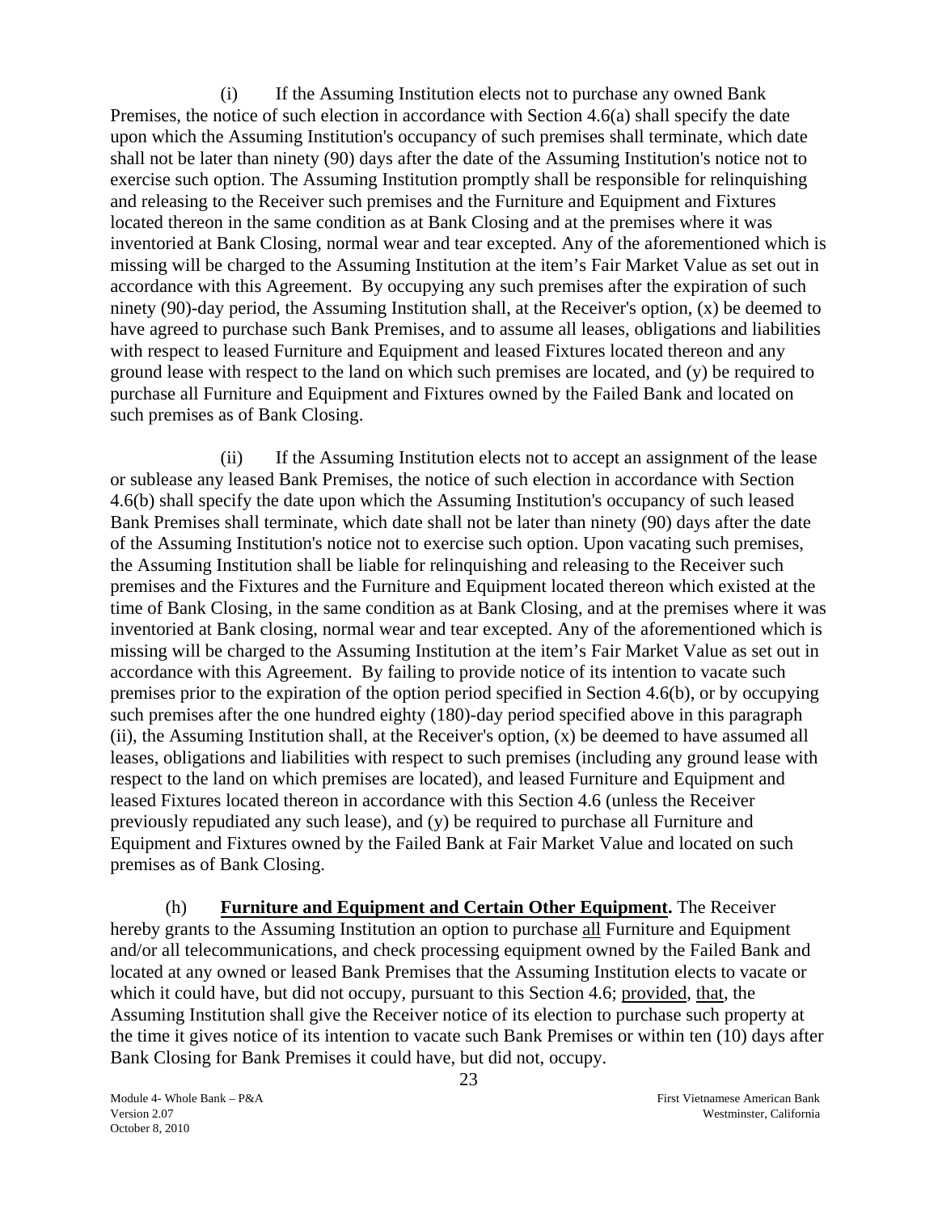(i) If the Assuming Institution elects not to purchase any owned Bank Premises, the notice of such election in accordance with Section 4.6(a) shall specify the date upon which the Assuming Institution's occupancy of such premises shall terminate, which date shall not be later than ninety (90) days after the date of the Assuming Institution's notice not to exercise such option. The Assuming Institution promptly shall be responsible for relinquishing and releasing to the Receiver such premises and the Furniture and Equipment and Fixtures located thereon in the same condition as at Bank Closing and at the premises where it was inventoried at Bank Closing, normal wear and tear excepted. Any of the aforementioned which is missing will be charged to the Assuming Institution at the item's Fair Market Value as set out in accordance with this Agreement. By occupying any such premises after the expiration of such ninety (90)-day period, the Assuming Institution shall, at the Receiver's option, (x) be deemed to have agreed to purchase such Bank Premises, and to assume all leases, obligations and liabilities with respect to leased Furniture and Equipment and leased Fixtures located thereon and any ground lease with respect to the land on which such premises are located, and (y) be required to purchase all Furniture and Equipment and Fixtures owned by the Failed Bank and located on such premises as of Bank Closing.

(ii) If the Assuming Institution elects not to accept an assignment of the lease or sublease any leased Bank Premises, the notice of such election in accordance with Section 4.6(b) shall specify the date upon which the Assuming Institution's occupancy of such leased Bank Premises shall terminate, which date shall not be later than ninety (90) days after the date of the Assuming Institution's notice not to exercise such option. Upon vacating such premises, the Assuming Institution shall be liable for relinquishing and releasing to the Receiver such premises and the Fixtures and the Furniture and Equipment located thereon which existed at the time of Bank Closing, in the same condition as at Bank Closing, and at the premises where it was inventoried at Bank closing, normal wear and tear excepted. Any of the aforementioned which is missing will be charged to the Assuming Institution at the item's Fair Market Value as set out in accordance with this Agreement. By failing to provide notice of its intention to vacate such premises prior to the expiration of the option period specified in Section 4.6(b), or by occupying such premises after the one hundred eighty (180)-day period specified above in this paragraph (ii), the Assuming Institution shall, at the Receiver's option, (x) be deemed to have assumed all leases, obligations and liabilities with respect to such premises (including any ground lease with respect to the land on which premises are located), and leased Furniture and Equipment and leased Fixtures located thereon in accordance with this Section 4.6 (unless the Receiver previously repudiated any such lease), and (y) be required to purchase all Furniture and Equipment and Fixtures owned by the Failed Bank at Fair Market Value and located on such premises as of Bank Closing.

(h) **Furniture and Equipment and Certain Other Equipment.** The Receiver hereby grants to the Assuming Institution an option to purchase all Furniture and Equipment and/or all telecommunications, and check processing equipment owned by the Failed Bank and located at any owned or leased Bank Premises that the Assuming Institution elects to vacate or which it could have, but did not occupy, pursuant to this Section 4.6; provided, that, the Assuming Institution shall give the Receiver notice of its election to purchase such property at the time it gives notice of its intention to vacate such Bank Premises or within ten (10) days after Bank Closing for Bank Premises it could have, but did not, occupy.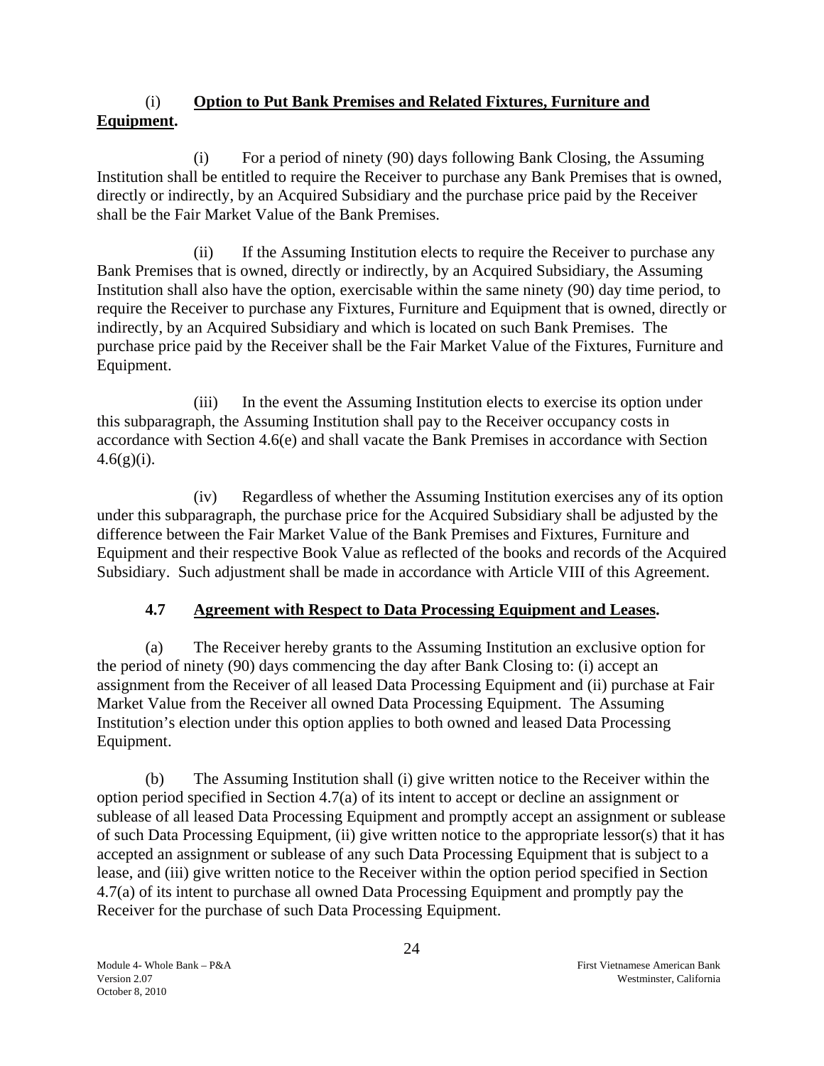(i) **Option to Put Bank Premises and Related Fixtures, Furniture and Equipment.**

(i) For a period of ninety (90) days following Bank Closing, the Assuming Institution shall be entitled to require the Receiver to purchase any Bank Premises that is owned, directly or indirectly, by an Acquired Subsidiary and the purchase price paid by the Receiver shall be the Fair Market Value of the Bank Premises.

(ii) If the Assuming Institution elects to require the Receiver to purchase any Bank Premises that is owned, directly or indirectly, by an Acquired Subsidiary, the Assuming Institution shall also have the option, exercisable within the same ninety (90) day time period, to require the Receiver to purchase any Fixtures, Furniture and Equipment that is owned, directly or indirectly, by an Acquired Subsidiary and which is located on such Bank Premises. The purchase price paid by the Receiver shall be the Fair Market Value of the Fixtures, Furniture and Equipment.

(iii) In the event the Assuming Institution elects to exercise its option under this subparagraph, the Assuming Institution shall pay to the Receiver occupancy costs in accordance with Section 4.6(e) and shall vacate the Bank Premises in accordance with Section 4.6(g)(i).

(iv) Regardless of whether the Assuming Institution exercises any of its option under this subparagraph, the purchase price for the Acquired Subsidiary shall be adjusted by the difference between the Fair Market Value of the Bank Premises and Fixtures, Furniture and Equipment and their respective Book Value as reflected of the books and records of the Acquired Subsidiary. Such adjustment shall be made in accordance with Article VIII of this Agreement.

## 4.7 Agreement with Respect to Data Processing Equipment and Leases.

(a) The Receiver hereby grants to the Assuming Institution an exclusive option for the period of ninety (90) days commencing the day after Bank Closing to: (i) accept an assignment from the Receiver of all leased Data Processing Equipment and (ii) purchase at Fair Market Value from the Receiver all owned Data Processing Equipment. The Assuming Institution's election under this option applies to both owned and leased Data Processing Equipment.

(b) The Assuming Institution shall (i) give written notice to the Receiver within the option period specified in Section 4.7(a) of its intent to accept or decline an assignment or sublease of all leased Data Processing Equipment and promptly accept an assignment or sublease of such Data Processing Equipment, (ii) give written notice to the appropriate lessor(s) that it has accepted an assignment or sublease of any such Data Processing Equipment that is subject to a lease, and (iii) give written notice to the Receiver within the option period specified in Section 4.7(a) of its intent to purchase all owned Data Processing Equipment and promptly pay the Receiver for the purchase of such Data Processing Equipment.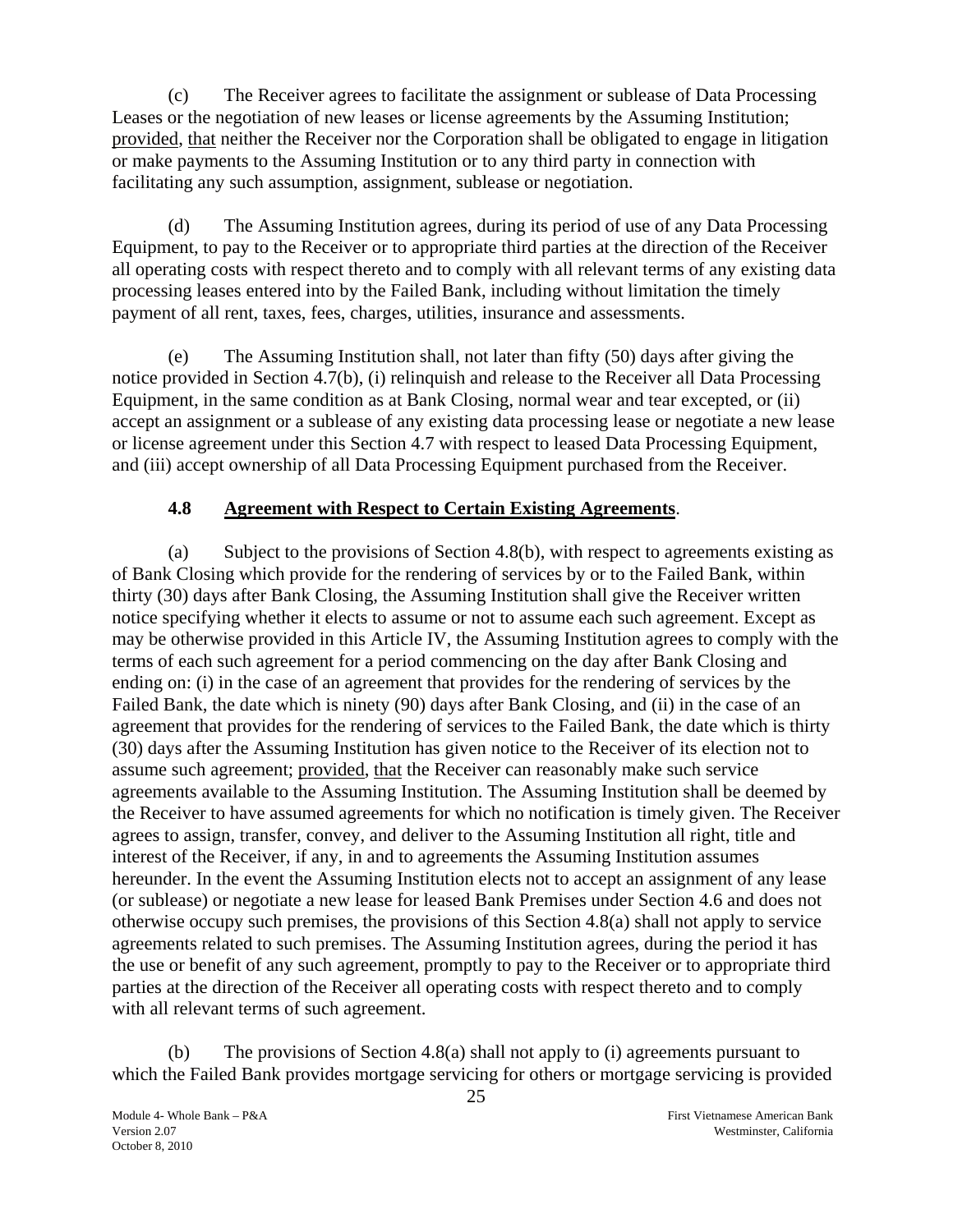(c) The Receiver agrees to facilitate the assignment or sublease of Data Processing Leases or the negotiation of new leases or license agreements by the Assuming Institution; provided, that neither the Receiver nor the Corporation shall be obligated to engage in litigation or make payments to the Assuming Institution or to any third party in connection with facilitating any such assumption, assignment, sublease or negotiation.

(d) The Assuming Institution agrees, during its period of use of any Data Processing Equipment, to pay to the Receiver or to appropriate third parties at the direction of the Receiver all operating costs with respect thereto and to comply with all relevant terms of any existing data processing leases entered into by the Failed Bank, including without limitation the timely payment of all rent, taxes, fees, charges, utilities, insurance and assessments.

(e) The Assuming Institution shall, not later than fifty (50) days after giving the notice provided in Section 4.7(b), (i) relinquish and release to the Receiver all Data Processing Equipment, in the same condition as at Bank Closing, normal wear and tear excepted, or (ii) accept an assignment or a sublease of any existing data processing lease or negotiate a new lease or license agreement under this Section 4.7 with respect to leased Data Processing Equipment, and (iii) accept ownership of all Data Processing Equipment purchased from the Receiver.

### 4.8 Agreement with Respect to Certain Existing Agreements.

(a) Subject to the provisions of Section 4.8(b), with respect to agreements existing as of Bank Closing which provide for the rendering of services by or to the Failed Bank, within thirty (30) days after Bank Closing, the Assuming Institution shall give the Receiver written notice specifying whether it elects to assume or not to assume each such agreement. Except as may be otherwise provided in this Article IV, the Assuming Institution agrees to comply with the terms of each such agreement for a period commencing on the day after Bank Closing and ending on: (i) in the case of an agreement that provides for the rendering of services by the Failed Bank, the date which is ninety (90) days after Bank Closing, and (ii) in the case of an agreement that provides for the rendering of services to the Failed Bank, the date which is thirty (30) days after the Assuming Institution has given notice to the Receiver of its election not to assume such agreement; provided, that the Receiver can reasonably make such service agreements available to the Assuming Institution. The Assuming Institution shall be deemed by the Receiver to have assumed agreements for which no notification is timely given. The Receiver agrees to assign, transfer, convey, and deliver to the Assuming Institution all right, title and interest of the Receiver, if any, in and to agreements the Assuming Institution assumes hereunder. In the event the Assuming Institution elects not to accept an assignment of any lease (or sublease) or negotiate a new lease for leased Bank Premises under Section 4.6 and does not otherwise occupy such premises, the provisions of this Section 4.8(a) shall not apply to service agreements related to such premises. The Assuming Institution agrees, during the period it has the use or benefit of any such agreement, promptly to pay to the Receiver or to appropriate third parties at the direction of the Receiver all operating costs with respect thereto and to comply with all relevant terms of such agreement.

(b) The provisions of Section 4.8(a) shall not apply to (i) agreements pursuant to which the Failed Bank provides mortgage servicing for others or mortgage servicing is provided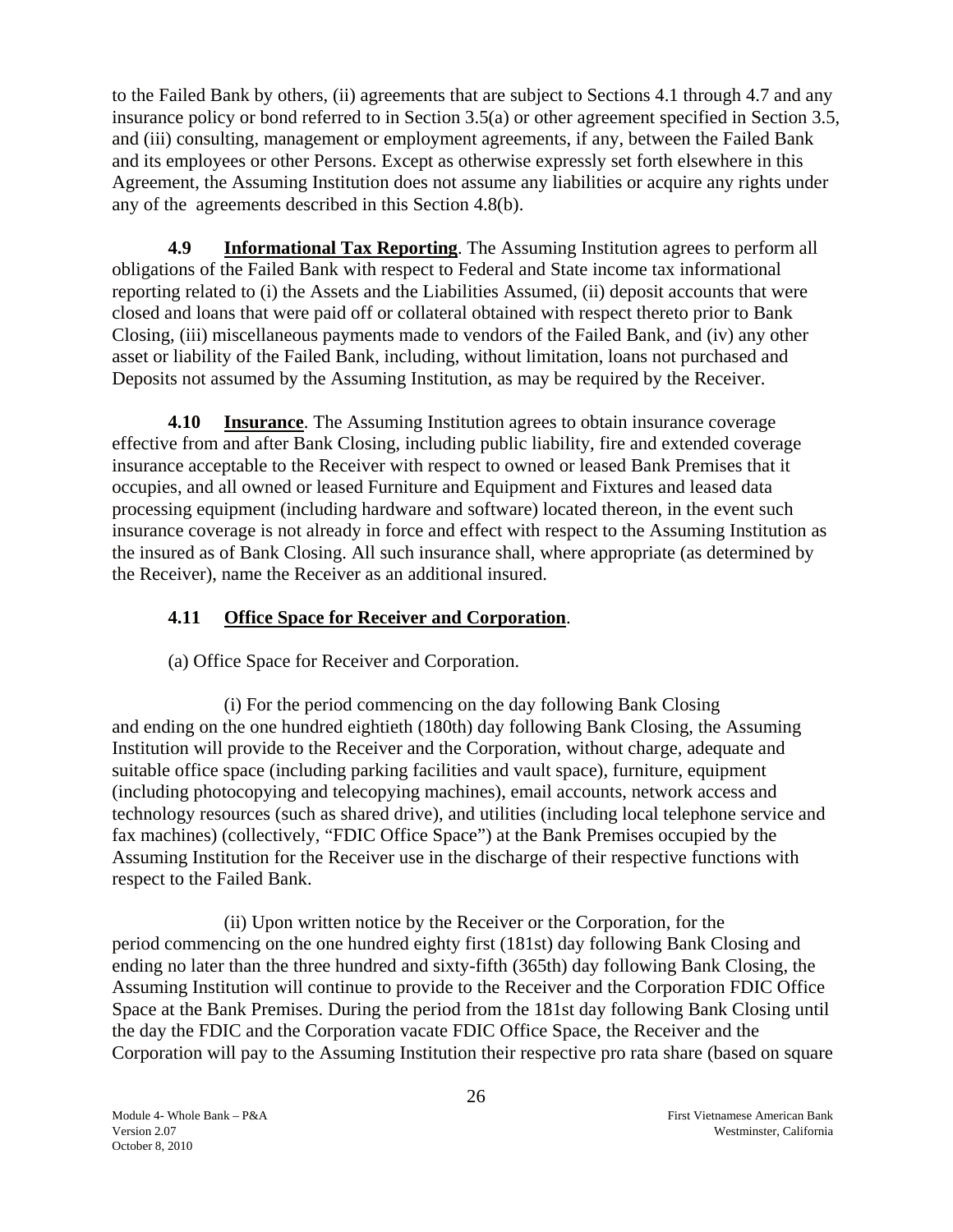to the Failed Bank by others, (ii) agreements that are subject to Sections 4.1 through 4.7 and any insurance policy or bond referred to in Section 3.5(a) or other agreement specified in Section 3.5, and (iii) consulting, management or employment agreements, if any, between the Failed Bank and its employees or other Persons. Except as otherwise expressly set forth elsewhere in this Agreement, the Assuming Institution does not assume any liabilities or acquire any rights under any of the agreements described in this Section 4.8(b).

**4.9 Informational Tax Reporting**. The Assuming Institution agrees to perform all obligations of the Failed Bank with respect to Federal and State income tax informational reporting related to (i) the Assets and the Liabilities Assumed, (ii) deposit accounts that were closed and loans that were paid off or collateral obtained with respect thereto prior to Bank Closing, (iii) miscellaneous payments made to vendors of the Failed Bank, and (iv) any other asset or liability of the Failed Bank, including, without limitation, loans not purchased and Deposits not assumed by the Assuming Institution, as may be required by the Receiver.

**4.10 Insurance**. The Assuming Institution agrees to obtain insurance coverage effective from and after Bank Closing, including public liability, fire and extended coverage insurance acceptable to the Receiver with respect to owned or leased Bank Premises that it occupies, and all owned or leased Furniture and Equipment and Fixtures and leased data processing equipment (including hardware and software) located thereon, in the event such insurance coverage is not already in force and effect with respect to the Assuming Institution as the insured as of Bank Closing. All such insurance shall, where appropriate (as determined by the Receiver), name the Receiver as an additional insured.

**4.11 Office Space for Receiver and Corporation**.

(a) Office Space for Receiver and Corporation.

(i) For the period commencing on the day following Bank Closing and ending on the one hundred eightieth (180th) day following Bank Closing, the Assuming Institution will provide to the Receiver and the Corporation, without charge, adequate and suitable office space (including parking facilities and vault space), furniture, equipment (including photocopying and telecopying machines), email accounts, network access and technology resources (such as shared drive), and utilities (including local telephone service and fax machines) (collectively, "FDIC Office Space") at the Bank Premises occupied by the Assuming Institution for the Receiver use in the discharge of their respective functions with respect to the Failed Bank.

(ii) Upon written notice by the Receiver or the Corporation, for the period commencing on the one hundred eighty first (181st) day following Bank Closing and ending no later than the three hundred and sixty-fifth (365th) day following Bank Closing, the Assuming Institution will continue to provide to the Receiver and the Corporation FDIC Office Space at the Bank Premises. During the period from the 181st day following Bank Closing until the day the FDIC and the Corporation vacate FDIC Office Space, the Receiver and the Corporation will pay to the Assuming Institution their respective pro rata share (based on square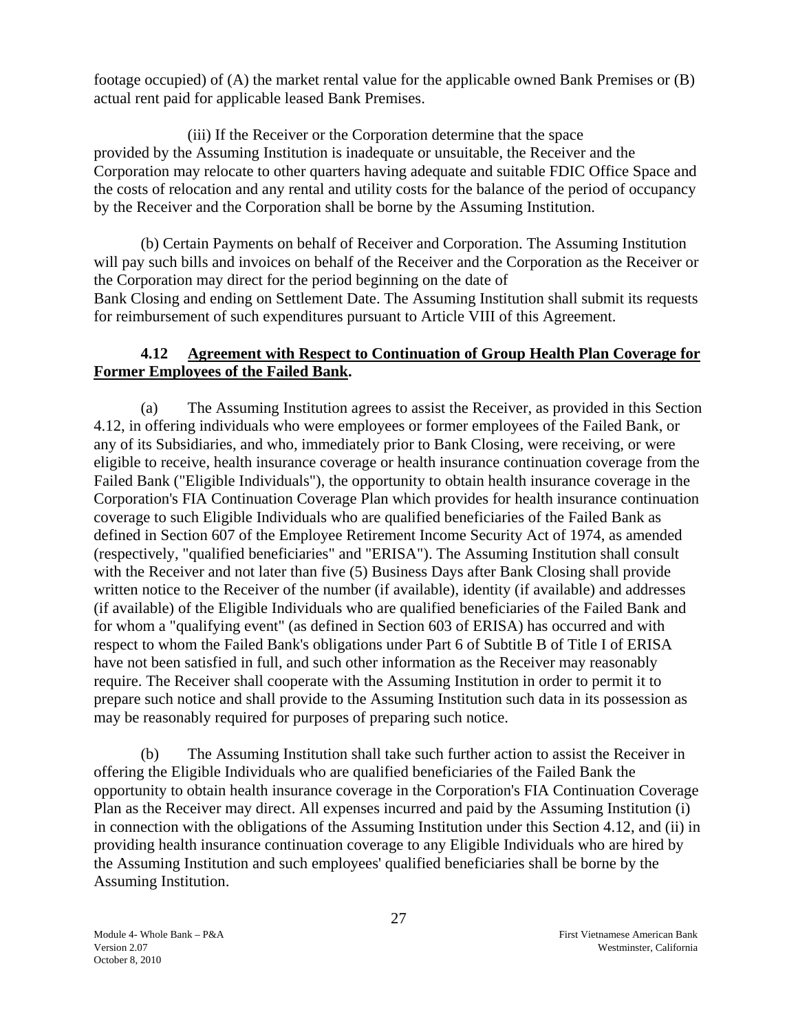footage occupied) of (A) the market rental value for the applicable owned Bank Premises or (B) actual rent paid for applicable leased Bank Premises.

(iii) If the Receiver or the Corporation determine that the space provided by the Assuming Institution is inadequate or unsuitable, the Receiver and the Corporation may relocate to other quarters having adequate and suitable FDIC Office Space and the costs of relocation and any rental and utility costs for the balance of the period of occupancy by the Receiver and the Corporation shall be borne by the Assuming Institution.

(b) Certain Payments on behalf of Receiver and Corporation. The Assuming Institution will pay such bills and invoices on behalf of the Receiver and the Corporation as the Receiver or the Corporation may direct for the period beginning on the date of Bank Closing and ending on Settlement Date. The Assuming Institution shall submit its requests for reimbursement of such expenditures pursuant to Article VIII of this Agreement.

**4.12 Agreement with Respect to Continuation of Group Health Plan Coverage for Former Employees of the Failed Bank.**

(a) The Assuming Institution agrees to assist the Receiver, as provided in this Section 4.12, in offering individuals who were employees or former employees of the Failed Bank, or any of its Subsidiaries, and who, immediately prior to Bank Closing, were receiving, or were eligible to receive, health insurance coverage or health insurance continuation coverage from the Failed Bank ("Eligible Individuals"), the opportunity to obtain health insurance coverage in the Corporation's FIA Continuation Coverage Plan which provides for health insurance continuation coverage to such Eligible Individuals who are qualified beneficiaries of the Failed Bank as defined in Section 607 of the Employee Retirement Income Security Act of 1974, as amended (respectively, "qualified beneficiaries" and "ERISA"). The Assuming Institution shall consult with the Receiver and not later than five (5) Business Days after Bank Closing shall provide written notice to the Receiver of the number (if available), identity (if available) and addresses (if available) of the Eligible Individuals who are qualified beneficiaries of the Failed Bank and for whom a "qualifying event" (as defined in Section 603 of ERISA) has occurred and with respect to whom the Failed Bank's obligations under Part 6 of Subtitle B of Title I of ERISA have not been satisfied in full, and such other information as the Receiver may reasonably require. The Receiver shall cooperate with the Assuming Institution in order to permit it to prepare such notice and shall provide to the Assuming Institution such data in its possession as may be reasonably required for purposes of preparing such notice.

(b) The Assuming Institution shall take such further action to assist the Receiver in offering the Eligible Individuals who are qualified beneficiaries of the Failed Bank the opportunity to obtain health insurance coverage in the Corporation's FIA Continuation Coverage Plan as the Receiver may direct. All expenses incurred and paid by the Assuming Institution (i) in connection with the obligations of the Assuming Institution under this Section 4.12, and (ii) in providing health insurance continuation coverage to any Eligible Individuals who are hired by the Assuming Institution and such employees' qualified beneficiaries shall be borne by the Assuming Institution.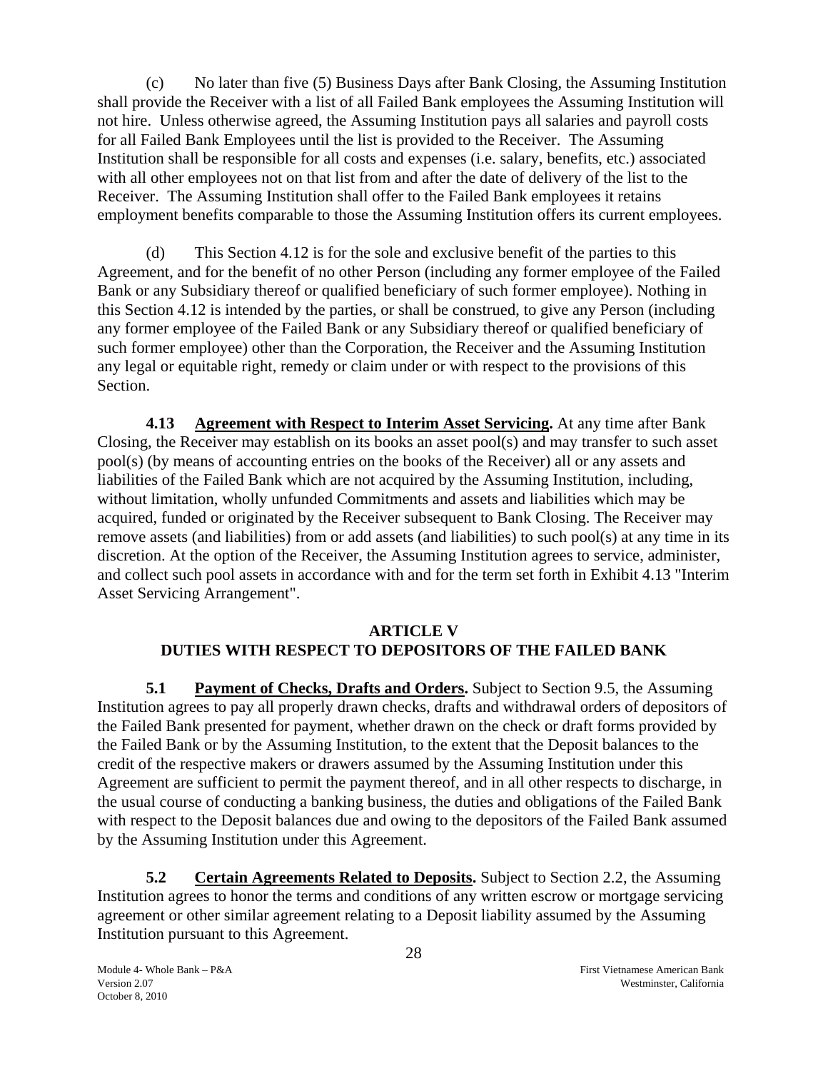(c) No later than five (5) Business Days after Bank Closing, the Assuming Institution shall provide the Receiver with a list of all Failed Bank employees the Assuming Institution will not hire. Unless otherwise agreed, the Assuming Institution pays all salaries and payroll costs for all Failed Bank Employees until the list is provided to the Receiver. The Assuming Institution shall be responsible for all costs and expenses (i.e. salary, benefits, etc.) associated with all other employees not on that list from and after the date of delivery of the list to the Receiver. The Assuming Institution shall offer to the Failed Bank employees it retains employment benefits comparable to those the Assuming Institution offers its current employees.

(d) This Section 4.12 is for the sole and exclusive benefit of the parties to this Agreement, and for the benefit of no other Person (including any former employee of the Failed Bank or any Subsidiary thereof or qualified beneficiary of such former employee). Nothing in this Section 4.12 is intended by the parties, or shall be construed, to give any Person (including any former employee of the Failed Bank or any Subsidiary thereof or qualified beneficiary of such former employee) other than the Corporation, the Receiver and the Assuming Institution any legal or equitable right, remedy or claim under or with respect to the provisions of this Section.

**4.13 Agreement with Respect to Interim Asset Servicing.** At any time after Bank Closing, the Receiver may establish on its books an asset pool(s) and may transfer to such asset pool(s) (by means of accounting entries on the books of the Receiver) all or any assets and liabilities of the Failed Bank which are not acquired by the Assuming Institution, including, without limitation, wholly unfunded Commitments and assets and liabilities which may be acquired, funded or originated by the Receiver subsequent to Bank Closing. The Receiver may remove assets (and liabilities) from or add assets (and liabilities) to such pool(s) at any time in its discretion. At the option of the Receiver, the Assuming Institution agrees to service, administer, and collect such pool assets in accordance with and for the term set forth in Exhibit 4.13 "Interim Asset Servicing Arrangement".

## ARTICLE V
## DUTIES WITH RESPECT TO DEPOSITORS OF THE FAILED BANK

**5.1 Payment of Checks, Drafts and Orders.** Subject to Section 9.5, the Assuming Institution agrees to pay all properly drawn checks, drafts and withdrawal orders of depositors of the Failed Bank presented for payment, whether drawn on the check or draft forms provided by the Failed Bank or by the Assuming Institution, to the extent that the Deposit balances to the credit of the respective makers or drawers assumed by the Assuming Institution under this Agreement are sufficient to permit the payment thereof, and in all other respects to discharge, in the usual course of conducting a banking business, the duties and obligations of the Failed Bank with respect to the Deposit balances due and owing to the depositors of the Failed Bank assumed by the Assuming Institution under this Agreement.

**5.2 Certain Agreements Related to Deposits.** Subject to Section 2.2, the Assuming Institution agrees to honor the terms and conditions of any written escrow or mortgage servicing agreement or other similar agreement relating to a Deposit liability assumed by the Assuming Institution pursuant to this Agreement.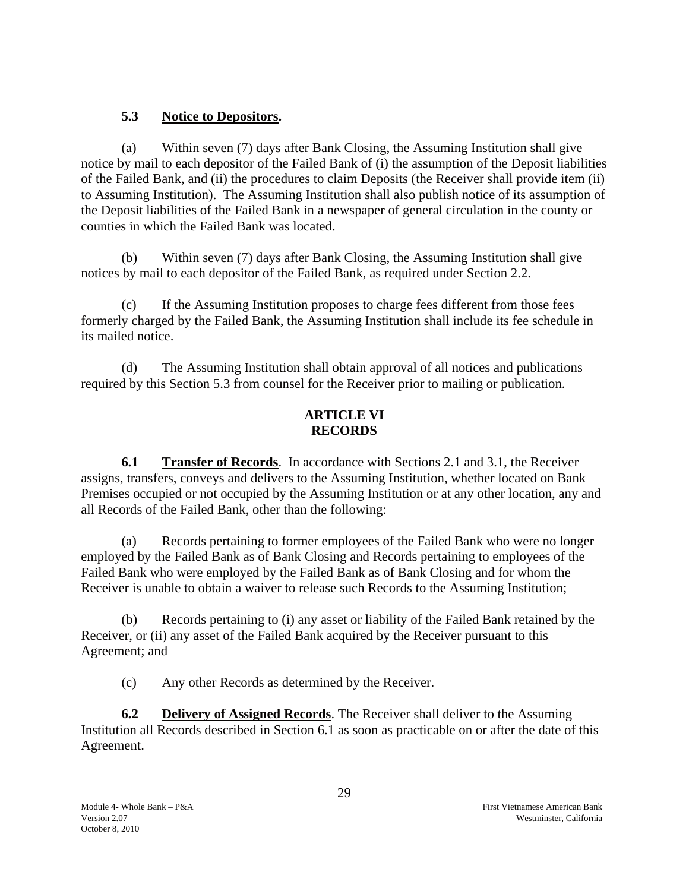### 5.3 Notice to Depositors.

(a) Within seven (7) days after Bank Closing, the Assuming Institution shall give notice by mail to each depositor of the Failed Bank of (i) the assumption of the Deposit liabilities of the Failed Bank, and (ii) the procedures to claim Deposits (the Receiver shall provide item (ii) to Assuming Institution). The Assuming Institution shall also publish notice of its assumption of the Deposit liabilities of the Failed Bank in a newspaper of general circulation in the county or counties in which the Failed Bank was located.

(b) Within seven (7) days after Bank Closing, the Assuming Institution shall give notices by mail to each depositor of the Failed Bank, as required under Section 2.2.

(c) If the Assuming Institution proposes to charge fees different from those fees formerly charged by the Failed Bank, the Assuming Institution shall include its fee schedule in its mailed notice.

(d) The Assuming Institution shall obtain approval of all notices and publications required by this Section 5.3 from counsel for the Receiver prior to mailing or publication.

## ARTICLE VI
## RECORDS

**6.1 Transfer of Records**. In accordance with Sections 2.1 and 3.1, the Receiver assigns, transfers, conveys and delivers to the Assuming Institution, whether located on Bank Premises occupied or not occupied by the Assuming Institution or at any other location, any and all Records of the Failed Bank, other than the following:

(a) Records pertaining to former employees of the Failed Bank who were no longer employed by the Failed Bank as of Bank Closing and Records pertaining to employees of the Failed Bank who were employed by the Failed Bank as of Bank Closing and for whom the Receiver is unable to obtain a waiver to release such Records to the Assuming Institution;

(b) Records pertaining to (i) any asset or liability of the Failed Bank retained by the Receiver, or (ii) any asset of the Failed Bank acquired by the Receiver pursuant to this Agreement; and

(c) Any other Records as determined by the Receiver.

**6.2 Delivery of Assigned Records**. The Receiver shall deliver to the Assuming Institution all Records described in Section 6.1 as soon as practicable on or after the date of this Agreement.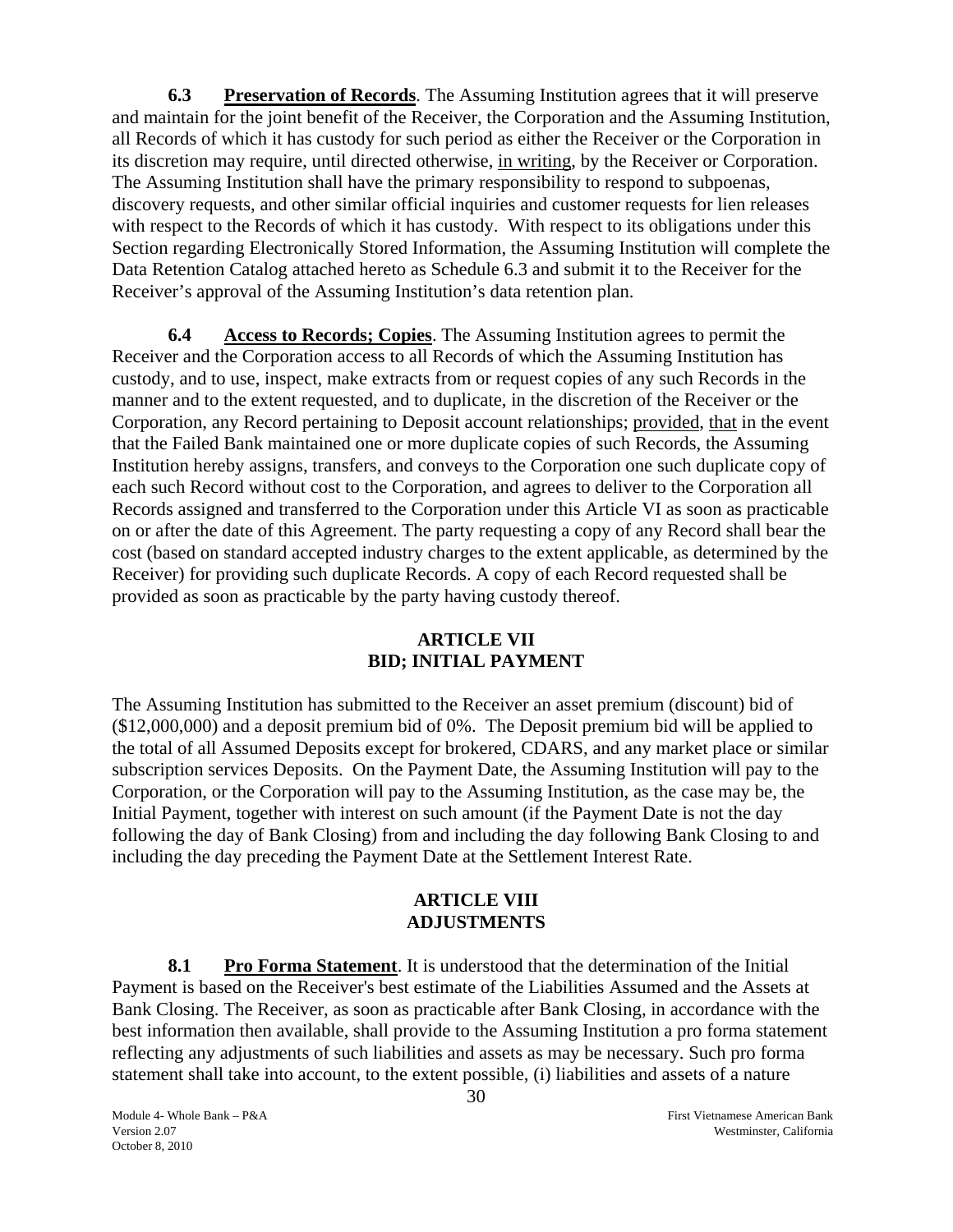**6.3 Preservation of Records**. The Assuming Institution agrees that it will preserve and maintain for the joint benefit of the Receiver, the Corporation and the Assuming Institution, all Records of which it has custody for such period as either the Receiver or the Corporation in its discretion may require, until directed otherwise, in writing, by the Receiver or Corporation. The Assuming Institution shall have the primary responsibility to respond to subpoenas, discovery requests, and other similar official inquiries and customer requests for lien releases with respect to the Records of which it has custody. With respect to its obligations under this Section regarding Electronically Stored Information, the Assuming Institution will complete the Data Retention Catalog attached hereto as Schedule 6.3 and submit it to the Receiver for the Receiver's approval of the Assuming Institution's data retention plan.

**6.4 Access to Records; Copies**. The Assuming Institution agrees to permit the Receiver and the Corporation access to all Records of which the Assuming Institution has custody, and to use, inspect, make extracts from or request copies of any such Records in the manner and to the extent requested, and to duplicate, in the discretion of the Receiver or the Corporation, any Record pertaining to Deposit account relationships; provided, that in the event that the Failed Bank maintained one or more duplicate copies of such Records, the Assuming Institution hereby assigns, transfers, and conveys to the Corporation one such duplicate copy of each such Record without cost to the Corporation, and agrees to deliver to the Corporation all Records assigned and transferred to the Corporation under this Article VI as soon as practicable on or after the date of this Agreement. The party requesting a copy of any Record shall bear the cost (based on standard accepted industry charges to the extent applicable, as determined by the Receiver) for providing such duplicate Records. A copy of each Record requested shall be provided as soon as practicable by the party having custody thereof.

## ARTICLE VII
## BID; INITIAL PAYMENT

The Assuming Institution has submitted to the Receiver an asset premium (discount) bid of ($12,000,000) and a deposit premium bid of 0%. The Deposit premium bid will be applied to the total of all Assumed Deposits except for brokered, CDARS, and any market place or similar subscription services Deposits. On the Payment Date, the Assuming Institution will pay to the Corporation, or the Corporation will pay to the Assuming Institution, as the case may be, the Initial Payment, together with interest on such amount (if the Payment Date is not the day following the day of Bank Closing) from and including the day following Bank Closing to and including the day preceding the Payment Date at the Settlement Interest Rate.

## ARTICLE VIII
## ADJUSTMENTS

**8.1 Pro Forma Statement**. It is understood that the determination of the Initial Payment is based on the Receiver's best estimate of the Liabilities Assumed and the Assets at Bank Closing. The Receiver, as soon as practicable after Bank Closing, in accordance with the best information then available, shall provide to the Assuming Institution a pro forma statement reflecting any adjustments of such liabilities and assets as may be necessary. Such pro forma statement shall take into account, to the extent possible, (i) liabilities and assets of a nature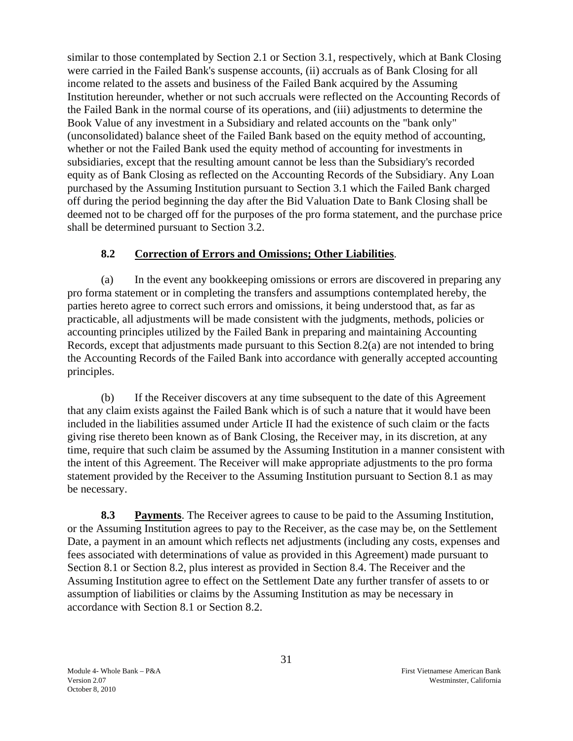similar to those contemplated by Section 2.1 or Section 3.1, respectively, which at Bank Closing were carried in the Failed Bank's suspense accounts, (ii) accruals as of Bank Closing for all income related to the assets and business of the Failed Bank acquired by the Assuming Institution hereunder, whether or not such accruals were reflected on the Accounting Records of the Failed Bank in the normal course of its operations, and (iii) adjustments to determine the Book Value of any investment in a Subsidiary and related accounts on the "bank only" (unconsolidated) balance sheet of the Failed Bank based on the equity method of accounting, whether or not the Failed Bank used the equity method of accounting for investments in subsidiaries, except that the resulting amount cannot be less than the Subsidiary's recorded equity as of Bank Closing as reflected on the Accounting Records of the Subsidiary. Any Loan purchased by the Assuming Institution pursuant to Section 3.1 which the Failed Bank charged off during the period beginning the day after the Bid Valuation Date to Bank Closing shall be deemed not to be charged off for the purposes of the pro forma statement, and the purchase price shall be determined pursuant to Section 3.2.

### 8.2 Correction of Errors and Omissions; Other Liabilities.

(a) In the event any bookkeeping omissions or errors are discovered in preparing any pro forma statement or in completing the transfers and assumptions contemplated hereby, the parties hereto agree to correct such errors and omissions, it being understood that, as far as practicable, all adjustments will be made consistent with the judgments, methods, policies or accounting principles utilized by the Failed Bank in preparing and maintaining Accounting Records, except that adjustments made pursuant to this Section 8.2(a) are not intended to bring the Accounting Records of the Failed Bank into accordance with generally accepted accounting principles.

(b) If the Receiver discovers at any time subsequent to the date of this Agreement that any claim exists against the Failed Bank which is of such a nature that it would have been included in the liabilities assumed under Article II had the existence of such claim or the facts giving rise thereto been known as of Bank Closing, the Receiver may, in its discretion, at any time, require that such claim be assumed by the Assuming Institution in a manner consistent with the intent of this Agreement. The Receiver will make appropriate adjustments to the pro forma statement provided by the Receiver to the Assuming Institution pursuant to Section 8.1 as may be necessary.

**8.3 Payments**. The Receiver agrees to cause to be paid to the Assuming Institution, or the Assuming Institution agrees to pay to the Receiver, as the case may be, on the Settlement Date, a payment in an amount which reflects net adjustments (including any costs, expenses and fees associated with determinations of value as provided in this Agreement) made pursuant to Section 8.1 or Section 8.2, plus interest as provided in Section 8.4. The Receiver and the Assuming Institution agree to effect on the Settlement Date any further transfer of assets to or assumption of liabilities or claims by the Assuming Institution as may be necessary in accordance with Section 8.1 or Section 8.2.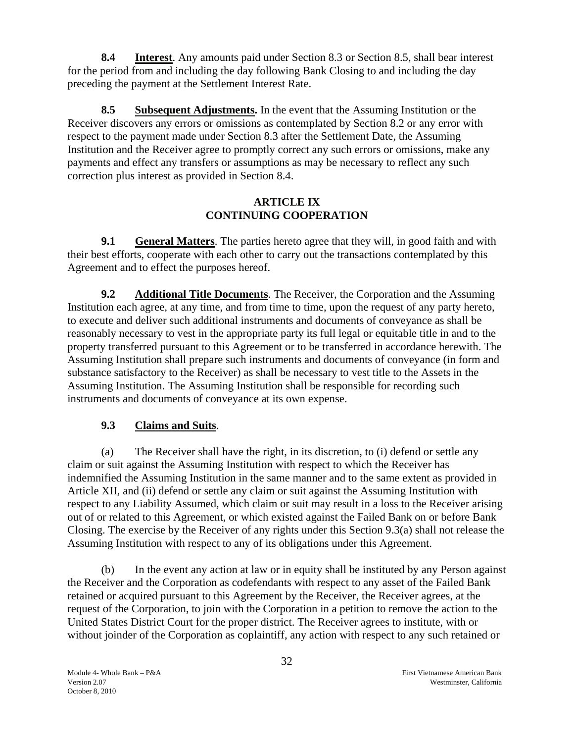**8.4 Interest**. Any amounts paid under Section 8.3 or Section 8.5, shall bear interest for the period from and including the day following Bank Closing to and including the day preceding the payment at the Settlement Interest Rate.

**8.5 Subsequent Adjustments.** In the event that the Assuming Institution or the Receiver discovers any errors or omissions as contemplated by Section 8.2 or any error with respect to the payment made under Section 8.3 after the Settlement Date, the Assuming Institution and the Receiver agree to promptly correct any such errors or omissions, make any payments and effect any transfers or assumptions as may be necessary to reflect any such correction plus interest as provided in Section 8.4.

## ARTICLE IX
## CONTINUING COOPERATION

**9.1 General Matters**. The parties hereto agree that they will, in good faith and with their best efforts, cooperate with each other to carry out the transactions contemplated by this Agreement and to effect the purposes hereof.

**9.2 Additional Title Documents**. The Receiver, the Corporation and the Assuming Institution each agree, at any time, and from time to time, upon the request of any party hereto, to execute and deliver such additional instruments and documents of conveyance as shall be reasonably necessary to vest in the appropriate party its full legal or equitable title in and to the property transferred pursuant to this Agreement or to be transferred in accordance herewith. The Assuming Institution shall prepare such instruments and documents of conveyance (in form and substance satisfactory to the Receiver) as shall be necessary to vest title to the Assets in the Assuming Institution. The Assuming Institution shall be responsible for recording such instruments and documents of conveyance at its own expense.

**9.3 Claims and Suits**.

(a) The Receiver shall have the right, in its discretion, to (i) defend or settle any claim or suit against the Assuming Institution with respect to which the Receiver has indemnified the Assuming Institution in the same manner and to the same extent as provided in Article XII, and (ii) defend or settle any claim or suit against the Assuming Institution with respect to any Liability Assumed, which claim or suit may result in a loss to the Receiver arising out of or related to this Agreement, or which existed against the Failed Bank on or before Bank Closing. The exercise by the Receiver of any rights under this Section 9.3(a) shall not release the Assuming Institution with respect to any of its obligations under this Agreement.

(b) In the event any action at law or in equity shall be instituted by any Person against the Receiver and the Corporation as codefendants with respect to any asset of the Failed Bank retained or acquired pursuant to this Agreement by the Receiver, the Receiver agrees, at the request of the Corporation, to join with the Corporation in a petition to remove the action to the United States District Court for the proper district. The Receiver agrees to institute, with or without joinder of the Corporation as coplaintiff, any action with respect to any such retained or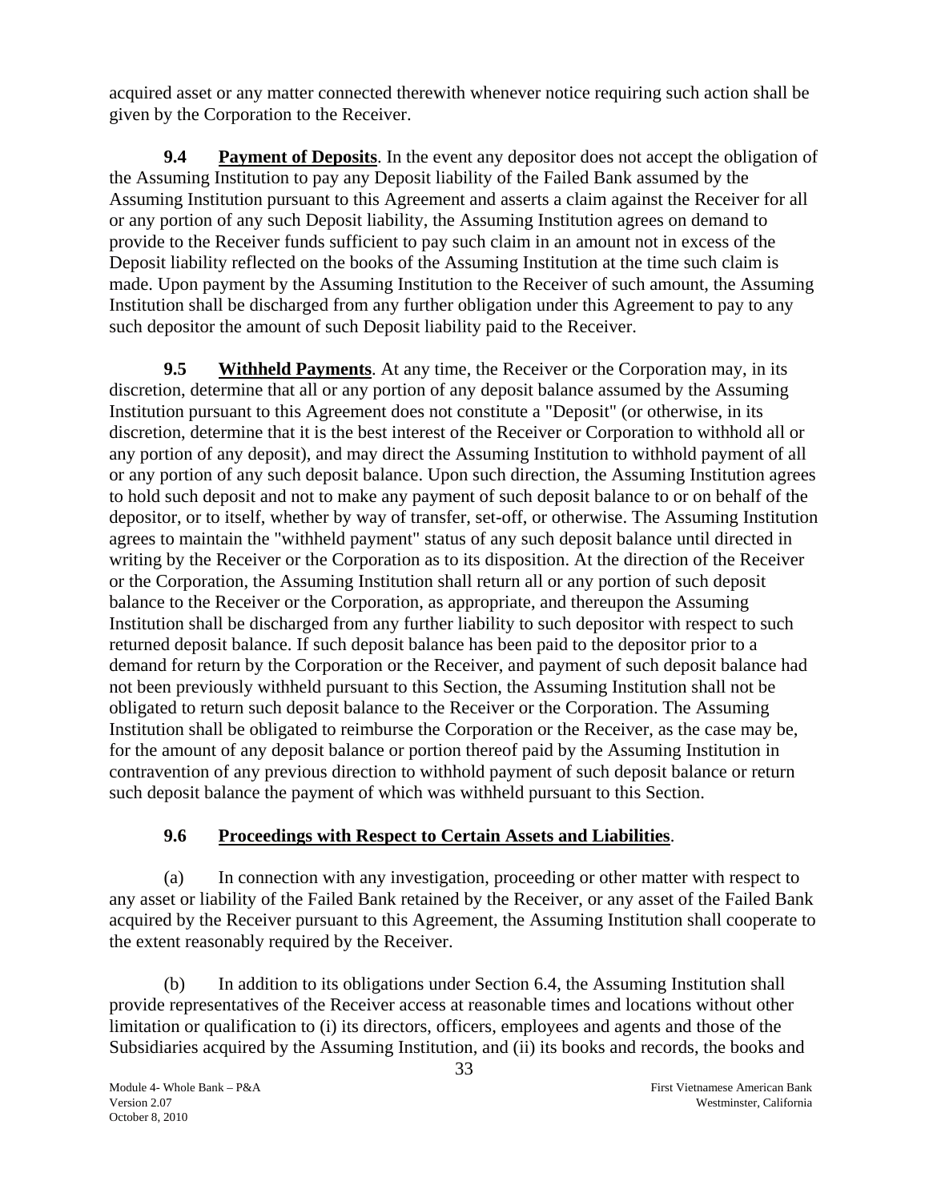acquired asset or any matter connected therewith whenever notice requiring such action shall be given by the Corporation to the Receiver.

**9.4 Payment of Deposits**. In the event any depositor does not accept the obligation of the Assuming Institution to pay any Deposit liability of the Failed Bank assumed by the Assuming Institution pursuant to this Agreement and asserts a claim against the Receiver for all or any portion of any such Deposit liability, the Assuming Institution agrees on demand to provide to the Receiver funds sufficient to pay such claim in an amount not in excess of the Deposit liability reflected on the books of the Assuming Institution at the time such claim is made. Upon payment by the Assuming Institution to the Receiver of such amount, the Assuming Institution shall be discharged from any further obligation under this Agreement to pay to any such depositor the amount of such Deposit liability paid to the Receiver.

**9.5 Withheld Payments**. At any time, the Receiver or the Corporation may, in its discretion, determine that all or any portion of any deposit balance assumed by the Assuming Institution pursuant to this Agreement does not constitute a "Deposit" (or otherwise, in its discretion, determine that it is the best interest of the Receiver or Corporation to withhold all or any portion of any deposit), and may direct the Assuming Institution to withhold payment of all or any portion of any such deposit balance. Upon such direction, the Assuming Institution agrees to hold such deposit and not to make any payment of such deposit balance to or on behalf of the depositor, or to itself, whether by way of transfer, set-off, or otherwise. The Assuming Institution agrees to maintain the "withheld payment" status of any such deposit balance until directed in writing by the Receiver or the Corporation as to its disposition. At the direction of the Receiver or the Corporation, the Assuming Institution shall return all or any portion of such deposit balance to the Receiver or the Corporation, as appropriate, and thereupon the Assuming Institution shall be discharged from any further liability to such depositor with respect to such returned deposit balance. If such deposit balance has been paid to the depositor prior to a demand for return by the Corporation or the Receiver, and payment of such deposit balance had not been previously withheld pursuant to this Section, the Assuming Institution shall not be obligated to return such deposit balance to the Receiver or the Corporation. The Assuming Institution shall be obligated to reimburse the Corporation or the Receiver, as the case may be, for the amount of any deposit balance or portion thereof paid by the Assuming Institution in contravention of any previous direction to withhold payment of such deposit balance or return such deposit balance the payment of which was withheld pursuant to this Section.

**9.6 Proceedings with Respect to Certain Assets and Liabilities**.

(a) In connection with any investigation, proceeding or other matter with respect to any asset or liability of the Failed Bank retained by the Receiver, or any asset of the Failed Bank acquired by the Receiver pursuant to this Agreement, the Assuming Institution shall cooperate to the extent reasonably required by the Receiver.

(b) In addition to its obligations under Section 6.4, the Assuming Institution shall provide representatives of the Receiver access at reasonable times and locations without other limitation or qualification to (i) its directors, officers, employees and agents and those of the Subsidiaries acquired by the Assuming Institution, and (ii) its books and records, the books and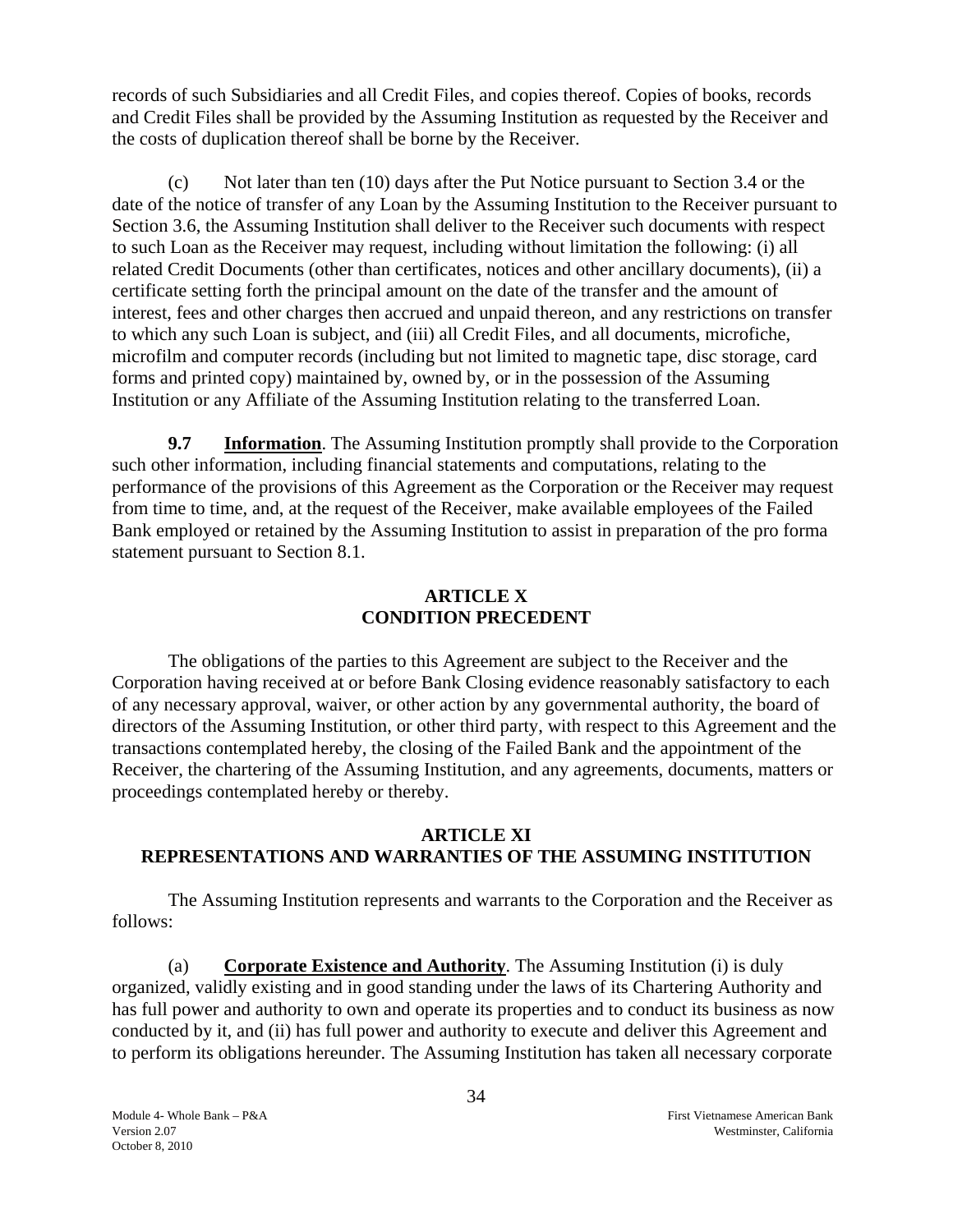records of such Subsidiaries and all Credit Files, and copies thereof. Copies of books, records and Credit Files shall be provided by the Assuming Institution as requested by the Receiver and the costs of duplication thereof shall be borne by the Receiver.

(c) Not later than ten (10) days after the Put Notice pursuant to Section 3.4 or the date of the notice of transfer of any Loan by the Assuming Institution to the Receiver pursuant to Section 3.6, the Assuming Institution shall deliver to the Receiver such documents with respect to such Loan as the Receiver may request, including without limitation the following: (i) all related Credit Documents (other than certificates, notices and other ancillary documents), (ii) a certificate setting forth the principal amount on the date of the transfer and the amount of interest, fees and other charges then accrued and unpaid thereon, and any restrictions on transfer to which any such Loan is subject, and (iii) all Credit Files, and all documents, microfiche, microfilm and computer records (including but not limited to magnetic tape, disc storage, card forms and printed copy) maintained by, owned by, or in the possession of the Assuming Institution or any Affiliate of the Assuming Institution relating to the transferred Loan.

**9.7 Information**. The Assuming Institution promptly shall provide to the Corporation such other information, including financial statements and computations, relating to the performance of the provisions of this Agreement as the Corporation or the Receiver may request from time to time, and, at the request of the Receiver, make available employees of the Failed Bank employed or retained by the Assuming Institution to assist in preparation of the pro forma statement pursuant to Section 8.1.

## ARTICLE X
## CONDITION PRECEDENT

The obligations of the parties to this Agreement are subject to the Receiver and the Corporation having received at or before Bank Closing evidence reasonably satisfactory to each of any necessary approval, waiver, or other action by any governmental authority, the board of directors of the Assuming Institution, or other third party, with respect to this Agreement and the transactions contemplated hereby, the closing of the Failed Bank and the appointment of the Receiver, the chartering of the Assuming Institution, and any agreements, documents, matters or proceedings contemplated hereby or thereby.

## ARTICLE XI
## REPRESENTATIONS AND WARRANTIES OF THE ASSUMING INSTITUTION

The Assuming Institution represents and warrants to the Corporation and the Receiver as follows:

(a) **Corporate Existence and Authority**. The Assuming Institution (i) is duly organized, validly existing and in good standing under the laws of its Chartering Authority and has full power and authority to own and operate its properties and to conduct its business as now conducted by it, and (ii) has full power and authority to execute and deliver this Agreement and to perform its obligations hereunder. The Assuming Institution has taken all necessary corporate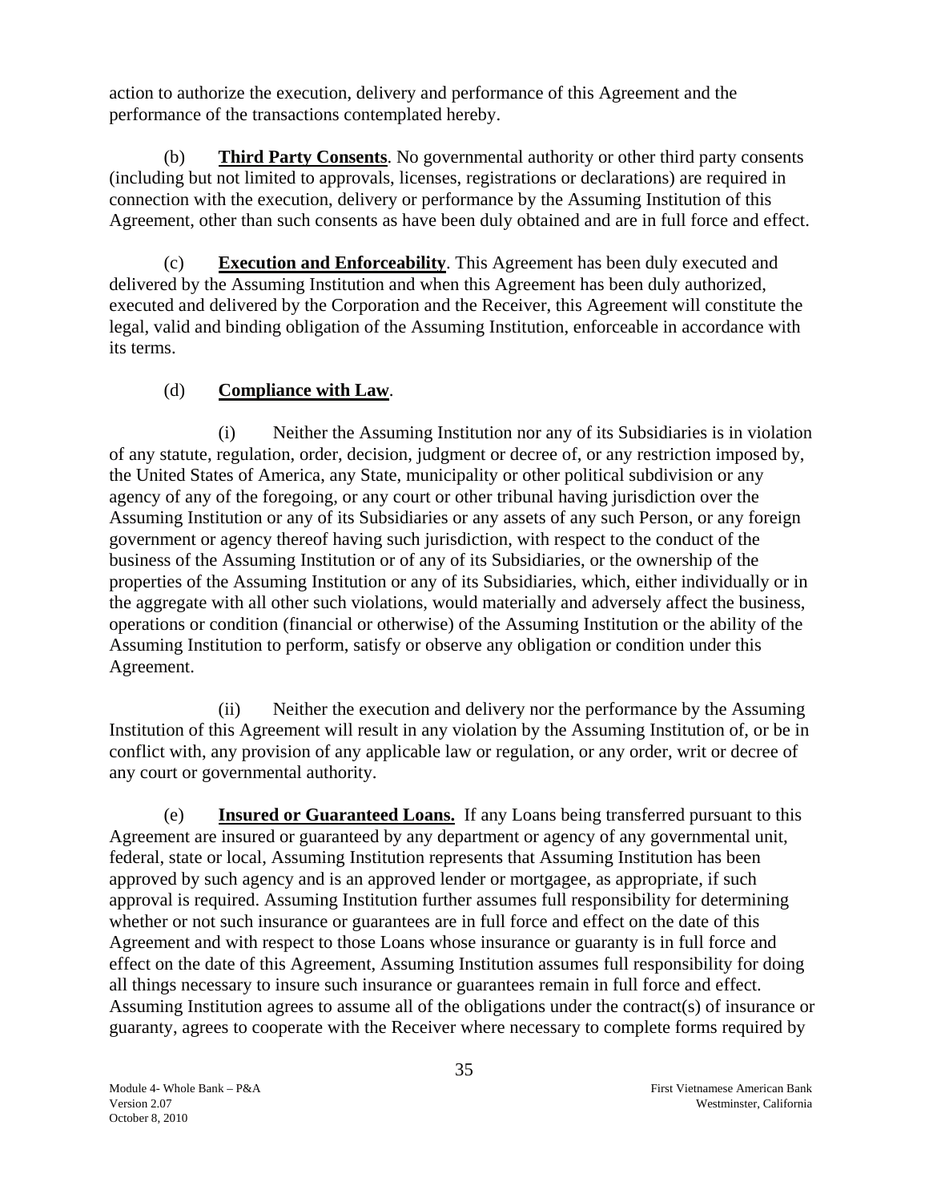action to authorize the execution, delivery and performance of this Agreement and the performance of the transactions contemplated hereby.

(b) **Third Party Consents**. No governmental authority or other third party consents (including but not limited to approvals, licenses, registrations or declarations) are required in connection with the execution, delivery or performance by the Assuming Institution of this Agreement, other than such consents as have been duly obtained and are in full force and effect.

(c) **Execution and Enforceability**. This Agreement has been duly executed and delivered by the Assuming Institution and when this Agreement has been duly authorized, executed and delivered by the Corporation and the Receiver, this Agreement will constitute the legal, valid and binding obligation of the Assuming Institution, enforceable in accordance with its terms.

(d) **Compliance with Law**.

(i) Neither the Assuming Institution nor any of its Subsidiaries is in violation of any statute, regulation, order, decision, judgment or decree of, or any restriction imposed by, the United States of America, any State, municipality or other political subdivision or any agency of any of the foregoing, or any court or other tribunal having jurisdiction over the Assuming Institution or any of its Subsidiaries or any assets of any such Person, or any foreign government or agency thereof having such jurisdiction, with respect to the conduct of the business of the Assuming Institution or of any of its Subsidiaries, or the ownership of the properties of the Assuming Institution or any of its Subsidiaries, which, either individually or in the aggregate with all other such violations, would materially and adversely affect the business, operations or condition (financial or otherwise) of the Assuming Institution or the ability of the Assuming Institution to perform, satisfy or observe any obligation or condition under this Agreement.

(ii) Neither the execution and delivery nor the performance by the Assuming Institution of this Agreement will result in any violation by the Assuming Institution of, or be in conflict with, any provision of any applicable law or regulation, or any order, writ or decree of any court or governmental authority.

(e) **Insured or Guaranteed Loans.** If any Loans being transferred pursuant to this Agreement are insured or guaranteed by any department or agency of any governmental unit, federal, state or local, Assuming Institution represents that Assuming Institution has been approved by such agency and is an approved lender or mortgagee, as appropriate, if such approval is required. Assuming Institution further assumes full responsibility for determining whether or not such insurance or guarantees are in full force and effect on the date of this Agreement and with respect to those Loans whose insurance or guaranty is in full force and effect on the date of this Agreement, Assuming Institution assumes full responsibility for doing all things necessary to insure such insurance or guarantees remain in full force and effect. Assuming Institution agrees to assume all of the obligations under the contract(s) of insurance or guaranty, agrees to cooperate with the Receiver where necessary to complete forms required by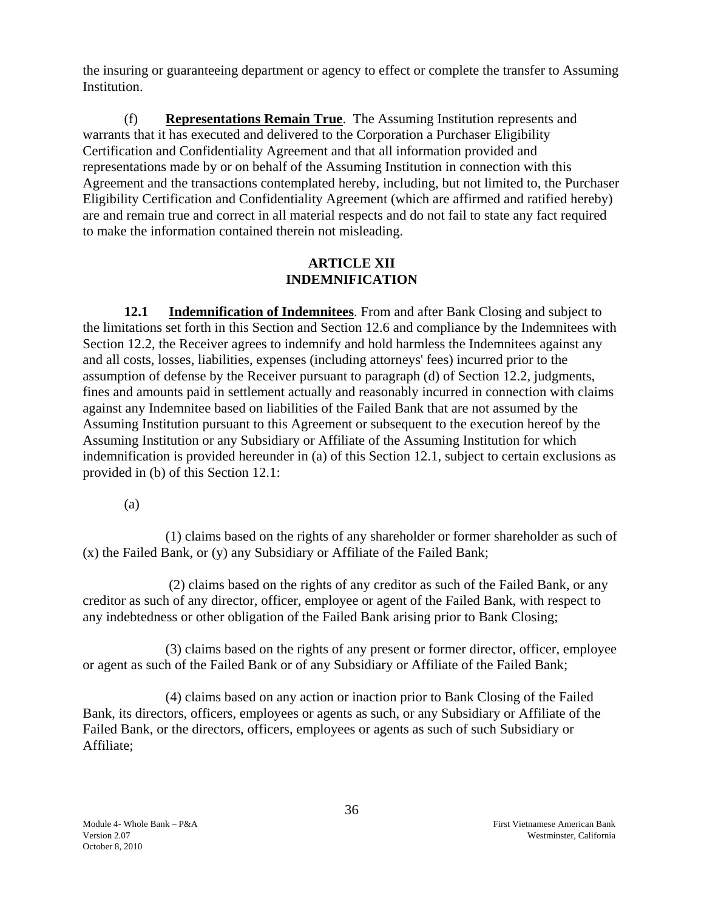the insuring or guaranteeing department or agency to effect or complete the transfer to Assuming Institution.

(f) **Representations Remain True**. The Assuming Institution represents and warrants that it has executed and delivered to the Corporation a Purchaser Eligibility Certification and Confidentiality Agreement and that all information provided and representations made by or on behalf of the Assuming Institution in connection with this Agreement and the transactions contemplated hereby, including, but not limited to, the Purchaser Eligibility Certification and Confidentiality Agreement (which are affirmed and ratified hereby) are and remain true and correct in all material respects and do not fail to state any fact required to make the information contained therein not misleading.

## ARTICLE XII
## INDEMNIFICATION

**12.1 Indemnification of Indemnitees**. From and after Bank Closing and subject to the limitations set forth in this Section and Section 12.6 and compliance by the Indemnitees with Section 12.2, the Receiver agrees to indemnify and hold harmless the Indemnitees against any and all costs, losses, liabilities, expenses (including attorneys' fees) incurred prior to the assumption of defense by the Receiver pursuant to paragraph (d) of Section 12.2, judgments, fines and amounts paid in settlement actually and reasonably incurred in connection with claims against any Indemnitee based on liabilities of the Failed Bank that are not assumed by the Assuming Institution pursuant to this Agreement or subsequent to the execution hereof by the Assuming Institution or any Subsidiary or Affiliate of the Assuming Institution for which indemnification is provided hereunder in (a) of this Section 12.1, subject to certain exclusions as provided in (b) of this Section 12.1:

(a)

(1) claims based on the rights of any shareholder or former shareholder as such of (x) the Failed Bank, or (y) any Subsidiary or Affiliate of the Failed Bank;

(2) claims based on the rights of any creditor as such of the Failed Bank, or any creditor as such of any director, officer, employee or agent of the Failed Bank, with respect to any indebtedness or other obligation of the Failed Bank arising prior to Bank Closing;

(3) claims based on the rights of any present or former director, officer, employee or agent as such of the Failed Bank or of any Subsidiary or Affiliate of the Failed Bank;

(4) claims based on any action or inaction prior to Bank Closing of the Failed Bank, its directors, officers, employees or agents as such, or any Subsidiary or Affiliate of the Failed Bank, or the directors, officers, employees or agents as such of such Subsidiary or Affiliate;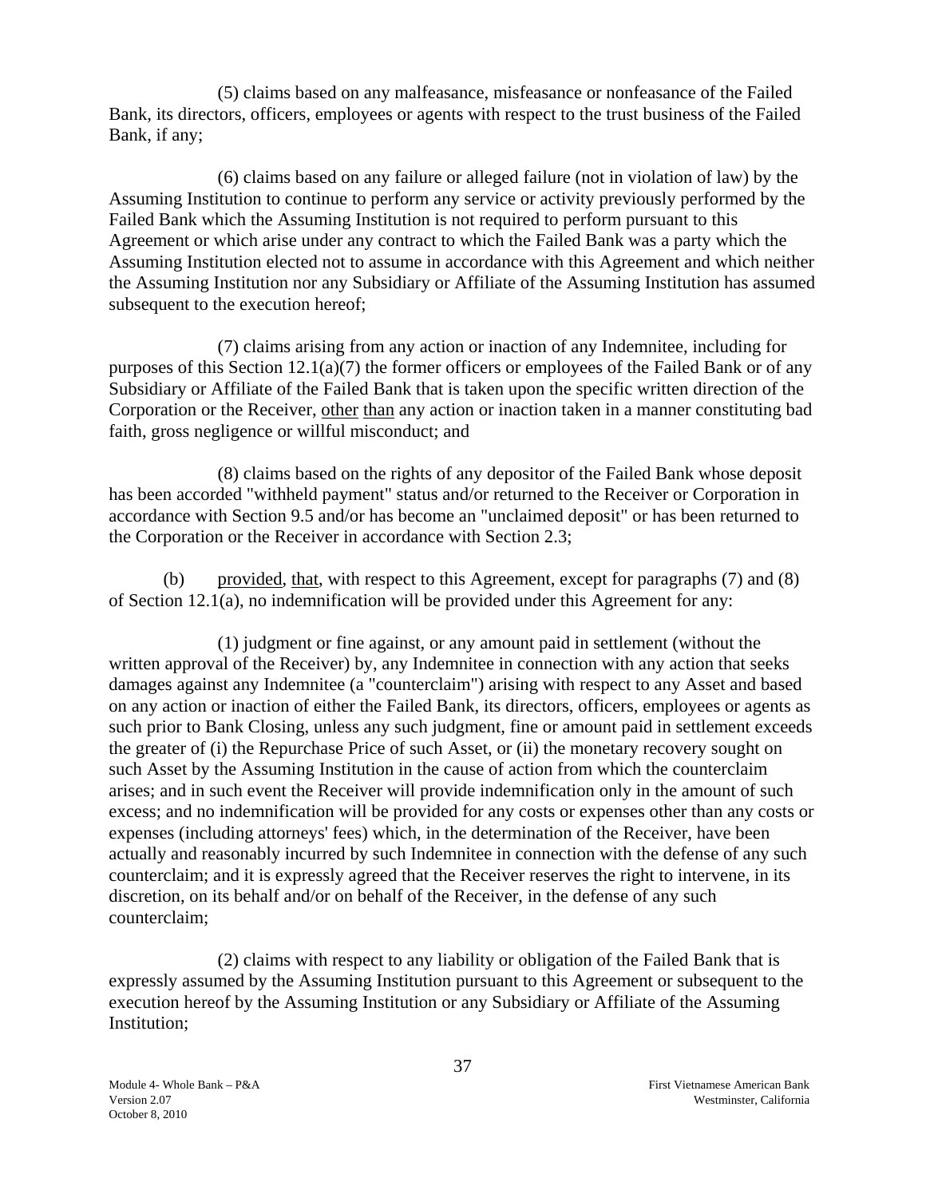(5) claims based on any malfeasance, misfeasance or nonfeasance of the Failed Bank, its directors, officers, employees or agents with respect to the trust business of the Failed Bank, if any;

(6) claims based on any failure or alleged failure (not in violation of law) by the Assuming Institution to continue to perform any service or activity previously performed by the Failed Bank which the Assuming Institution is not required to perform pursuant to this Agreement or which arise under any contract to which the Failed Bank was a party which the Assuming Institution elected not to assume in accordance with this Agreement and which neither the Assuming Institution nor any Subsidiary or Affiliate of the Assuming Institution has assumed subsequent to the execution hereof;

(7) claims arising from any action or inaction of any Indemnitee, including for purposes of this Section 12.1(a)(7) the former officers or employees of the Failed Bank or of any Subsidiary or Affiliate of the Failed Bank that is taken upon the specific written direction of the Corporation or the Receiver, other than any action or inaction taken in a manner constituting bad faith, gross negligence or willful misconduct; and

(8) claims based on the rights of any depositor of the Failed Bank whose deposit has been accorded "withheld payment" status and/or returned to the Receiver or Corporation in accordance with Section 9.5 and/or has become an "unclaimed deposit" or has been returned to the Corporation or the Receiver in accordance with Section 2.3;

(b) provided, that, with respect to this Agreement, except for paragraphs (7) and (8) of Section 12.1(a), no indemnification will be provided under this Agreement for any:

(1) judgment or fine against, or any amount paid in settlement (without the written approval of the Receiver) by, any Indemnitee in connection with any action that seeks damages against any Indemnitee (a "counterclaim") arising with respect to any Asset and based on any action or inaction of either the Failed Bank, its directors, officers, employees or agents as such prior to Bank Closing, unless any such judgment, fine or amount paid in settlement exceeds the greater of (i) the Repurchase Price of such Asset, or (ii) the monetary recovery sought on such Asset by the Assuming Institution in the cause of action from which the counterclaim arises; and in such event the Receiver will provide indemnification only in the amount of such excess; and no indemnification will be provided for any costs or expenses other than any costs or expenses (including attorneys' fees) which, in the determination of the Receiver, have been actually and reasonably incurred by such Indemnitee in connection with the defense of any such counterclaim; and it is expressly agreed that the Receiver reserves the right to intervene, in its discretion, on its behalf and/or on behalf of the Receiver, in the defense of any such counterclaim;

(2) claims with respect to any liability or obligation of the Failed Bank that is expressly assumed by the Assuming Institution pursuant to this Agreement or subsequent to the execution hereof by the Assuming Institution or any Subsidiary or Affiliate of the Assuming Institution;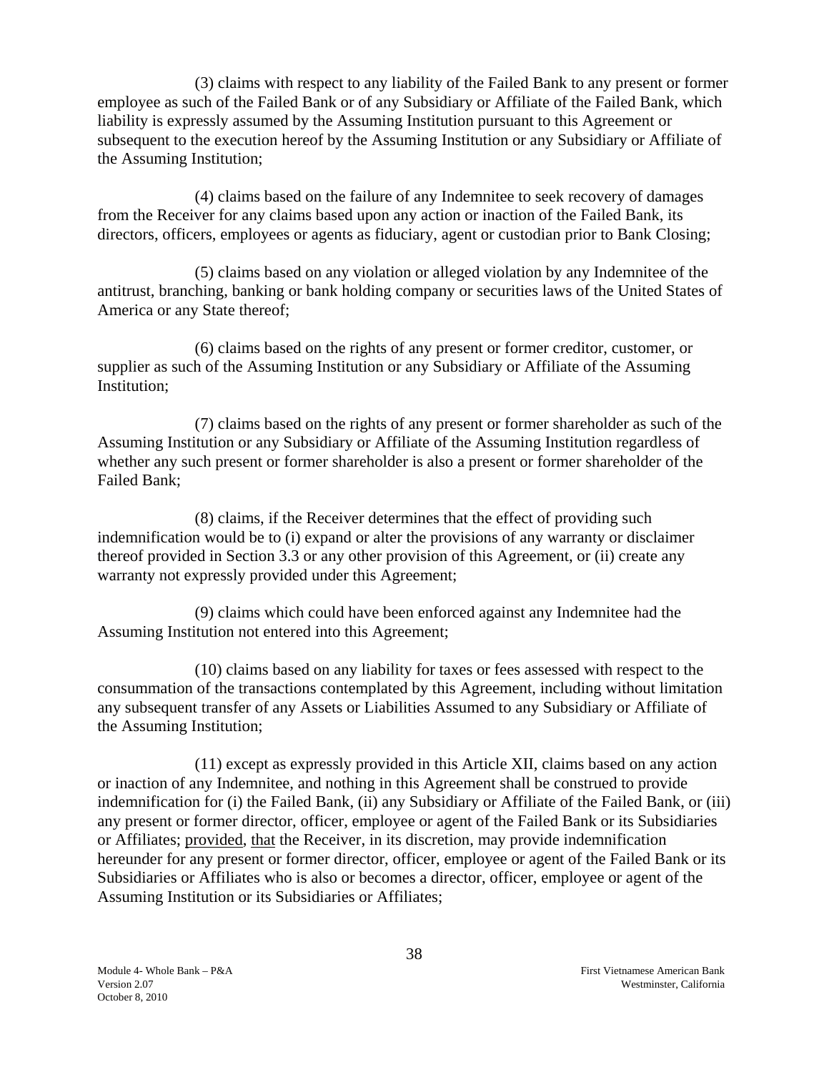(3) claims with respect to any liability of the Failed Bank to any present or former employee as such of the Failed Bank or of any Subsidiary or Affiliate of the Failed Bank, which liability is expressly assumed by the Assuming Institution pursuant to this Agreement or subsequent to the execution hereof by the Assuming Institution or any Subsidiary or Affiliate of the Assuming Institution;

(4) claims based on the failure of any Indemnitee to seek recovery of damages from the Receiver for any claims based upon any action or inaction of the Failed Bank, its directors, officers, employees or agents as fiduciary, agent or custodian prior to Bank Closing;

(5) claims based on any violation or alleged violation by any Indemnitee of the antitrust, branching, banking or bank holding company or securities laws of the United States of America or any State thereof;

(6) claims based on the rights of any present or former creditor, customer, or supplier as such of the Assuming Institution or any Subsidiary or Affiliate of the Assuming Institution;

(7) claims based on the rights of any present or former shareholder as such of the Assuming Institution or any Subsidiary or Affiliate of the Assuming Institution regardless of whether any such present or former shareholder is also a present or former shareholder of the Failed Bank;

(8) claims, if the Receiver determines that the effect of providing such indemnification would be to (i) expand or alter the provisions of any warranty or disclaimer thereof provided in Section 3.3 or any other provision of this Agreement, or (ii) create any warranty not expressly provided under this Agreement;

(9) claims which could have been enforced against any Indemnitee had the Assuming Institution not entered into this Agreement;

(10) claims based on any liability for taxes or fees assessed with respect to the consummation of the transactions contemplated by this Agreement, including without limitation any subsequent transfer of any Assets or Liabilities Assumed to any Subsidiary or Affiliate of the Assuming Institution;

(11) except as expressly provided in this Article XII, claims based on any action or inaction of any Indemnitee, and nothing in this Agreement shall be construed to provide indemnification for (i) the Failed Bank, (ii) any Subsidiary or Affiliate of the Failed Bank, or (iii) any present or former director, officer, employee or agent of the Failed Bank or its Subsidiaries or Affiliates; provided, that the Receiver, in its discretion, may provide indemnification hereunder for any present or former director, officer, employee or agent of the Failed Bank or its Subsidiaries or Affiliates who is also or becomes a director, officer, employee or agent of the Assuming Institution or its Subsidiaries or Affiliates;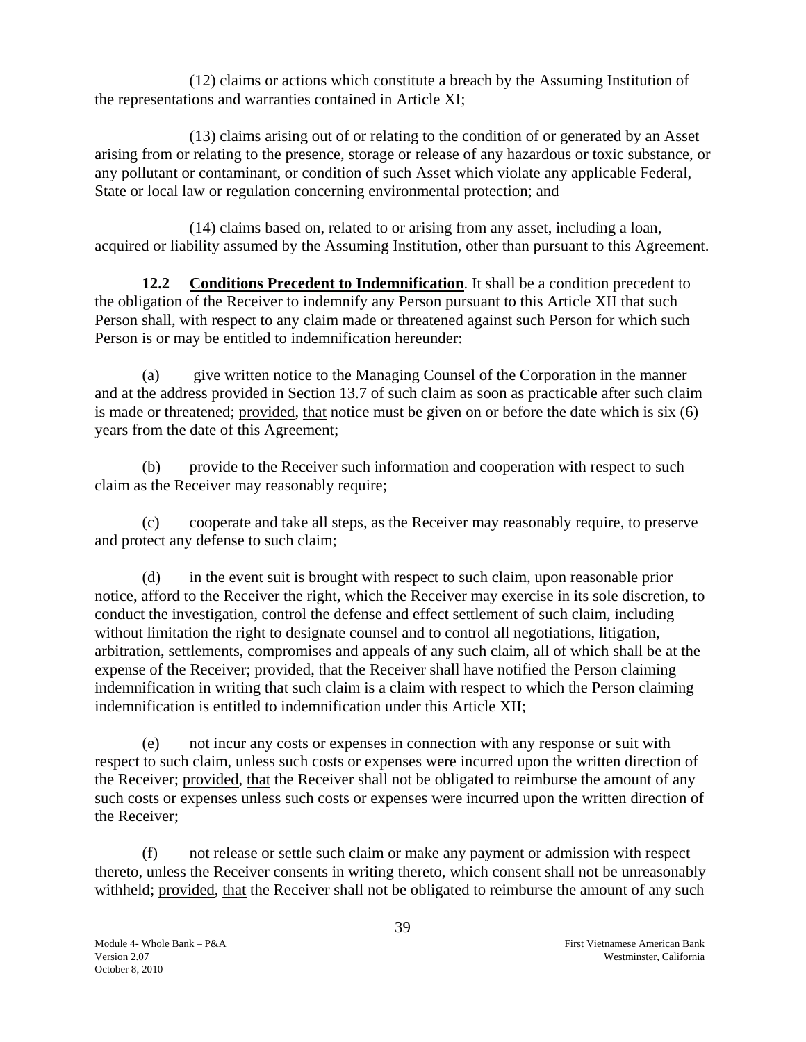(12) claims or actions which constitute a breach by the Assuming Institution of the representations and warranties contained in Article XI;

(13) claims arising out of or relating to the condition of or generated by an Asset arising from or relating to the presence, storage or release of any hazardous or toxic substance, or any pollutant or contaminant, or condition of such Asset which violate any applicable Federal, State or local law or regulation concerning environmental protection; and

(14) claims based on, related to or arising from any asset, including a loan, acquired or liability assumed by the Assuming Institution, other than pursuant to this Agreement.

**12.2 Conditions Precedent to Indemnification**. It shall be a condition precedent to the obligation of the Receiver to indemnify any Person pursuant to this Article XII that such Person shall, with respect to any claim made or threatened against such Person for which such Person is or may be entitled to indemnification hereunder:

(a) give written notice to the Managing Counsel of the Corporation in the manner and at the address provided in Section 13.7 of such claim as soon as practicable after such claim is made or threatened; provided, that notice must be given on or before the date which is six (6) years from the date of this Agreement;

(b) provide to the Receiver such information and cooperation with respect to such claim as the Receiver may reasonably require;

(c) cooperate and take all steps, as the Receiver may reasonably require, to preserve and protect any defense to such claim;

(d) in the event suit is brought with respect to such claim, upon reasonable prior notice, afford to the Receiver the right, which the Receiver may exercise in its sole discretion, to conduct the investigation, control the defense and effect settlement of such claim, including without limitation the right to designate counsel and to control all negotiations, litigation, arbitration, settlements, compromises and appeals of any such claim, all of which shall be at the expense of the Receiver; provided, that the Receiver shall have notified the Person claiming indemnification in writing that such claim is a claim with respect to which the Person claiming indemnification is entitled to indemnification under this Article XII;

(e) not incur any costs or expenses in connection with any response or suit with respect to such claim, unless such costs or expenses were incurred upon the written direction of the Receiver; provided, that the Receiver shall not be obligated to reimburse the amount of any such costs or expenses unless such costs or expenses were incurred upon the written direction of the Receiver;

(f) not release or settle such claim or make any payment or admission with respect thereto, unless the Receiver consents in writing thereto, which consent shall not be unreasonably withheld; provided, that the Receiver shall not be obligated to reimburse the amount of any such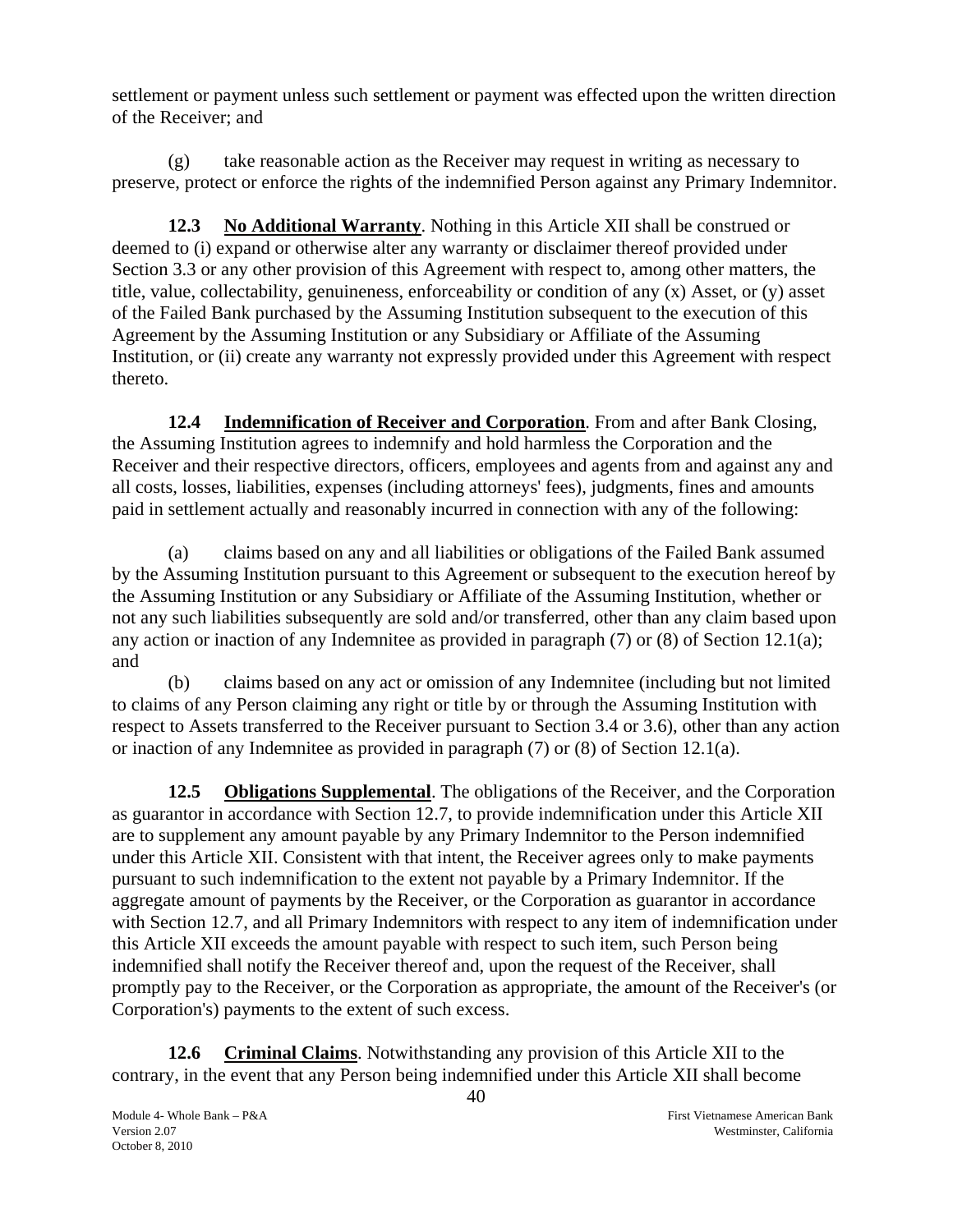settlement or payment unless such settlement or payment was effected upon the written direction of the Receiver; and

(g) take reasonable action as the Receiver may request in writing as necessary to preserve, protect or enforce the rights of the indemnified Person against any Primary Indemnitor.

**12.3 <u>No Additional Warranty</u>**. Nothing in this Article XII shall be construed or deemed to (i) expand or otherwise alter any warranty or disclaimer thereof provided under Section 3.3 or any other provision of this Agreement with respect to, among other matters, the title, value, collectability, genuineness, enforceability or condition of any (x) Asset, or (y) asset of the Failed Bank purchased by the Assuming Institution subsequent to the execution of this Agreement by the Assuming Institution or any Subsidiary or Affiliate of the Assuming Institution, or (ii) create any warranty not expressly provided under this Agreement with respect thereto.

**12.4 <u>Indemnification of Receiver and Corporation</u>**. From and after Bank Closing, the Assuming Institution agrees to indemnify and hold harmless the Corporation and the Receiver and their respective directors, officers, employees and agents from and against any and all costs, losses, liabilities, expenses (including attorneys' fees), judgments, fines and amounts paid in settlement actually and reasonably incurred in connection with any of the following:

(a) claims based on any and all liabilities or obligations of the Failed Bank assumed by the Assuming Institution pursuant to this Agreement or subsequent to the execution hereof by the Assuming Institution or any Subsidiary or Affiliate of the Assuming Institution, whether or not any such liabilities subsequently are sold and/or transferred, other than any claim based upon any action or inaction of any Indemnitee as provided in paragraph (7) or (8) of Section 12.1(a); and

(b) claims based on any act or omission of any Indemnitee (including but not limited to claims of any Person claiming any right or title by or through the Assuming Institution with respect to Assets transferred to the Receiver pursuant to Section 3.4 or 3.6), other than any action or inaction of any Indemnitee as provided in paragraph (7) or (8) of Section 12.1(a).

**12.5 <u>Obligations Supplemental</u>**. The obligations of the Receiver, and the Corporation as guarantor in accordance with Section 12.7, to provide indemnification under this Article XII are to supplement any amount payable by any Primary Indemnitor to the Person indemnified under this Article XII. Consistent with that intent, the Receiver agrees only to make payments pursuant to such indemnification to the extent not payable by a Primary Indemnitor. If the aggregate amount of payments by the Receiver, or the Corporation as guarantor in accordance with Section 12.7, and all Primary Indemnitors with respect to any item of indemnification under this Article XII exceeds the amount payable with respect to such item, such Person being indemnified shall notify the Receiver thereof and, upon the request of the Receiver, shall promptly pay to the Receiver, or the Corporation as appropriate, the amount of the Receiver's (or Corporation's) payments to the extent of such excess.

**12.6 <u>Criminal Claims</u>**. Notwithstanding any provision of this Article XII to the contrary, in the event that any Person being indemnified under this Article XII shall become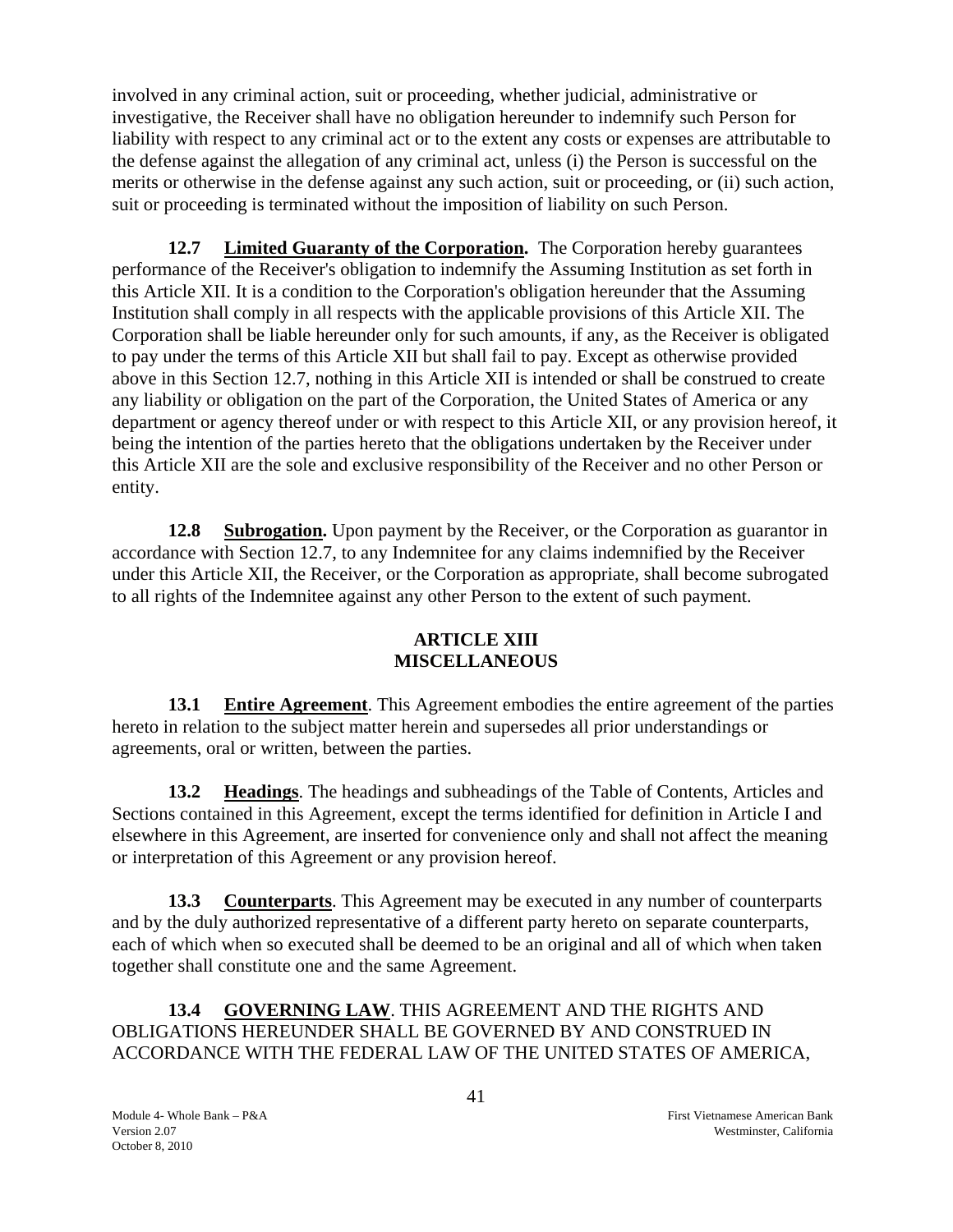involved in any criminal action, suit or proceeding, whether judicial, administrative or investigative, the Receiver shall have no obligation hereunder to indemnify such Person for liability with respect to any criminal act or to the extent any costs or expenses are attributable to the defense against the allegation of any criminal act, unless (i) the Person is successful on the merits or otherwise in the defense against any such action, suit or proceeding, or (ii) such action, suit or proceeding is terminated without the imposition of liability on such Person.

**12.7 Limited Guaranty of the Corporation.** The Corporation hereby guarantees performance of the Receiver's obligation to indemnify the Assuming Institution as set forth in this Article XII. It is a condition to the Corporation's obligation hereunder that the Assuming Institution shall comply in all respects with the applicable provisions of this Article XII. The Corporation shall be liable hereunder only for such amounts, if any, as the Receiver is obligated to pay under the terms of this Article XII but shall fail to pay. Except as otherwise provided above in this Section 12.7, nothing in this Article XII is intended or shall be construed to create any liability or obligation on the part of the Corporation, the United States of America or any department or agency thereof under or with respect to this Article XII, or any provision hereof, it being the intention of the parties hereto that the obligations undertaken by the Receiver under this Article XII are the sole and exclusive responsibility of the Receiver and no other Person or entity.

**12.8 Subrogation.** Upon payment by the Receiver, or the Corporation as guarantor in accordance with Section 12.7, to any Indemnitee for any claims indemnified by the Receiver under this Article XII, the Receiver, or the Corporation as appropriate, shall become subrogated to all rights of the Indemnitee against any other Person to the extent of such payment.

## ARTICLE XIII
## MISCELLANEOUS

**13.1 Entire Agreement**. This Agreement embodies the entire agreement of the parties hereto in relation to the subject matter herein and supersedes all prior understandings or agreements, oral or written, between the parties.

**13.2 Headings**. The headings and subheadings of the Table of Contents, Articles and Sections contained in this Agreement, except the terms identified for definition in Article I and elsewhere in this Agreement, are inserted for convenience only and shall not affect the meaning or interpretation of this Agreement or any provision hereof.

**13.3 Counterparts**. This Agreement may be executed in any number of counterparts and by the duly authorized representative of a different party hereto on separate counterparts, each of which when so executed shall be deemed to be an original and all of which when taken together shall constitute one and the same Agreement.

**13.4 GOVERNING LAW**. THIS AGREEMENT AND THE RIGHTS AND OBLIGATIONS HEREUNDER SHALL BE GOVERNED BY AND CONSTRUED IN ACCORDANCE WITH THE FEDERAL LAW OF THE UNITED STATES OF AMERICA,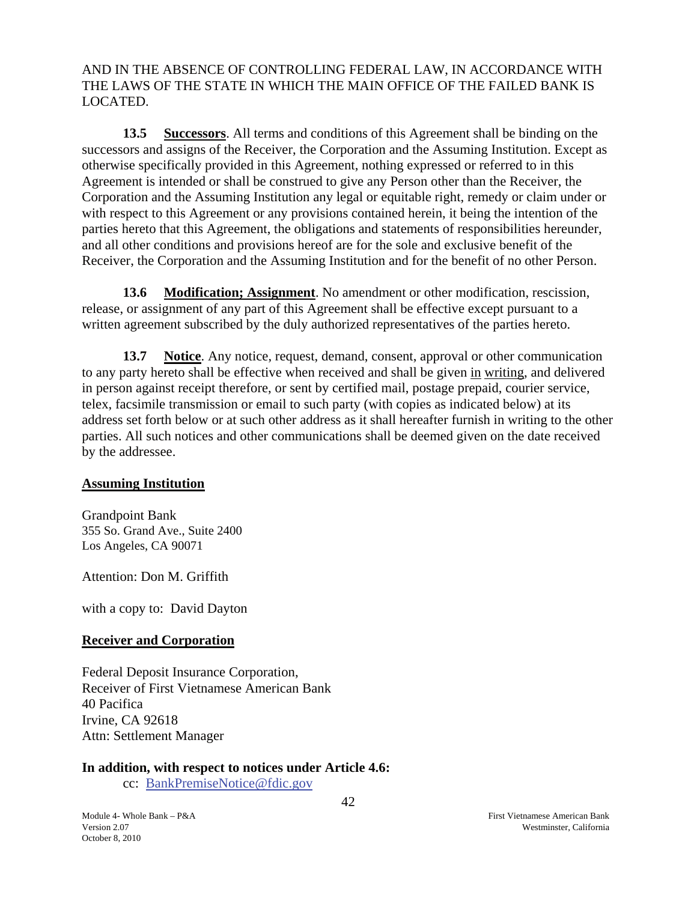AND IN THE ABSENCE OF CONTROLLING FEDERAL LAW, IN ACCORDANCE WITH THE LAWS OF THE STATE IN WHICH THE MAIN OFFICE OF THE FAILED BANK IS LOCATED.

**13.5 Successors**. All terms and conditions of this Agreement shall be binding on the successors and assigns of the Receiver, the Corporation and the Assuming Institution. Except as otherwise specifically provided in this Agreement, nothing expressed or referred to in this Agreement is intended or shall be construed to give any Person other than the Receiver, the Corporation and the Assuming Institution any legal or equitable right, remedy or claim under or with respect to this Agreement or any provisions contained herein, it being the intention of the parties hereto that this Agreement, the obligations and statements of responsibilities hereunder, and all other conditions and provisions hereof are for the sole and exclusive benefit of the Receiver, the Corporation and the Assuming Institution and for the benefit of no other Person.

**13.6 Modification; Assignment**. No amendment or other modification, rescission, release, or assignment of any part of this Agreement shall be effective except pursuant to a written agreement subscribed by the duly authorized representatives of the parties hereto.

**13.7 Notice**. Any notice, request, demand, consent, approval or other communication to any party hereto shall be effective when received and shall be given in writing, and delivered in person against receipt therefore, or sent by certified mail, postage prepaid, courier service, telex, facsimile transmission or email to such party (with copies as indicated below) at its address set forth below or at such other address as it shall hereafter furnish in writing to the other parties. All such notices and other communications shall be deemed given on the date received by the addressee.

**Assuming Institution**

Grandpoint Bank
355 So. Grand Ave., Suite 2400
Los Angeles, CA 90071

Attention: Don M. Griffith

with a copy to: David Dayton

**Receiver and Corporation**

Federal Deposit Insurance Corporation,
Receiver of First Vietnamese American Bank
40 Pacifica
Irvine, CA 92618
Attn: Settlement Manager

**In addition, with respect to notices under Article 4.6:**

cc: BankPremiseNotice@fdic.gov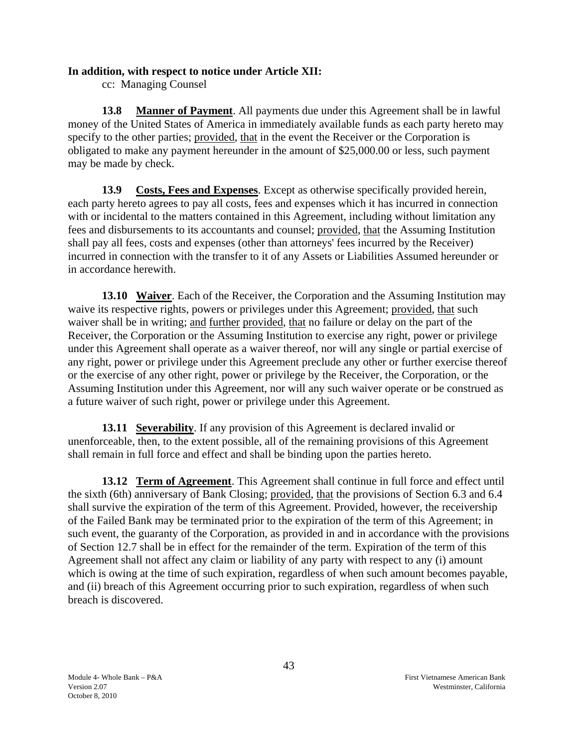**In addition, with respect to notice under Article XII:**

cc: Managing Counsel

**13.8 Manner of Payment**. All payments due under this Agreement shall be in lawful money of the United States of America in immediately available funds as each party hereto may specify to the other parties; provided, that in the event the Receiver or the Corporation is obligated to make any payment hereunder in the amount of $25,000.00 or less, such payment may be made by check.

**13.9 Costs, Fees and Expenses**. Except as otherwise specifically provided herein, each party hereto agrees to pay all costs, fees and expenses which it has incurred in connection with or incidental to the matters contained in this Agreement, including without limitation any fees and disbursements to its accountants and counsel; provided, that the Assuming Institution shall pay all fees, costs and expenses (other than attorneys' fees incurred by the Receiver) incurred in connection with the transfer to it of any Assets or Liabilities Assumed hereunder or in accordance herewith.

**13.10 Waiver**. Each of the Receiver, the Corporation and the Assuming Institution may waive its respective rights, powers or privileges under this Agreement; provided, that such waiver shall be in writing; and further provided, that no failure or delay on the part of the Receiver, the Corporation or the Assuming Institution to exercise any right, power or privilege under this Agreement shall operate as a waiver thereof, nor will any single or partial exercise of any right, power or privilege under this Agreement preclude any other or further exercise thereof or the exercise of any other right, power or privilege by the Receiver, the Corporation, or the Assuming Institution under this Agreement, nor will any such waiver operate or be construed as a future waiver of such right, power or privilege under this Agreement.

**13.11 Severability**. If any provision of this Agreement is declared invalid or unenforceable, then, to the extent possible, all of the remaining provisions of this Agreement shall remain in full force and effect and shall be binding upon the parties hereto.

**13.12 Term of Agreement**. This Agreement shall continue in full force and effect until the sixth (6th) anniversary of Bank Closing; provided, that the provisions of Section 6.3 and 6.4 shall survive the expiration of the term of this Agreement. Provided, however, the receivership of the Failed Bank may be terminated prior to the expiration of the term of this Agreement; in such event, the guaranty of the Corporation, as provided in and in accordance with the provisions of Section 12.7 shall be in effect for the remainder of the term. Expiration of the term of this Agreement shall not affect any claim or liability of any party with respect to any (i) amount which is owing at the time of such expiration, regardless of when such amount becomes payable, and (ii) breach of this Agreement occurring prior to such expiration, regardless of when such breach is discovered.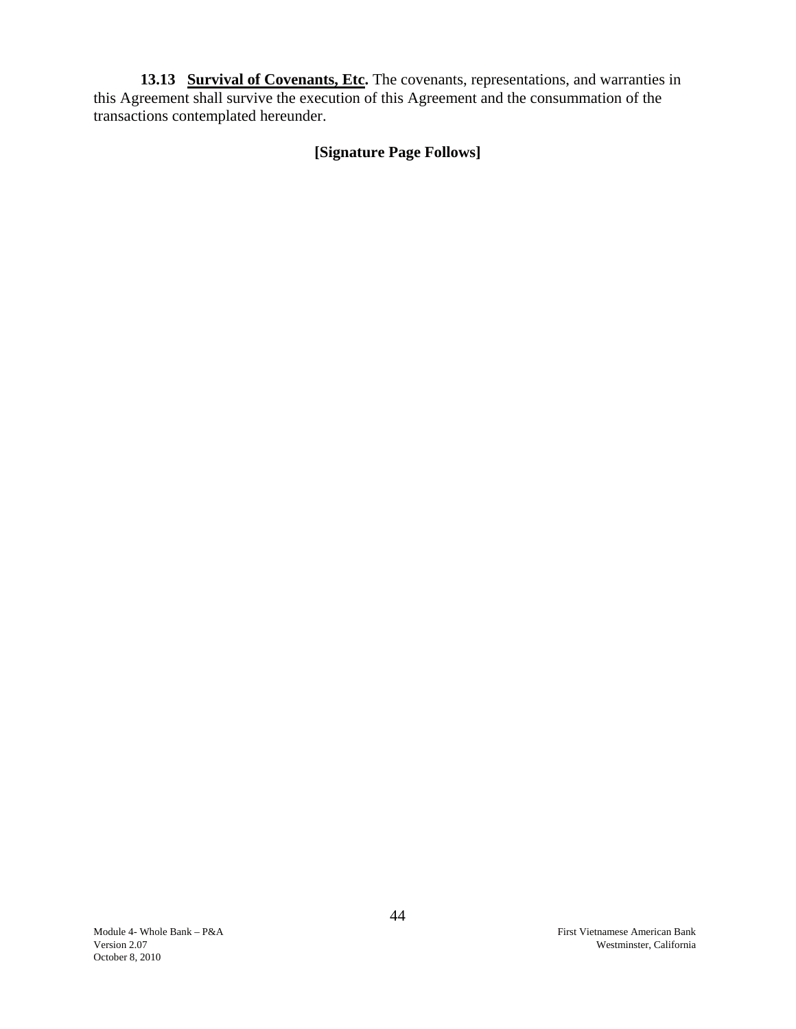**13.13 Survival of Covenants, Etc.** The covenants, representations, and warranties in this Agreement shall survive the execution of this Agreement and the consummation of the transactions contemplated hereunder.

**[Signature Page Follows]**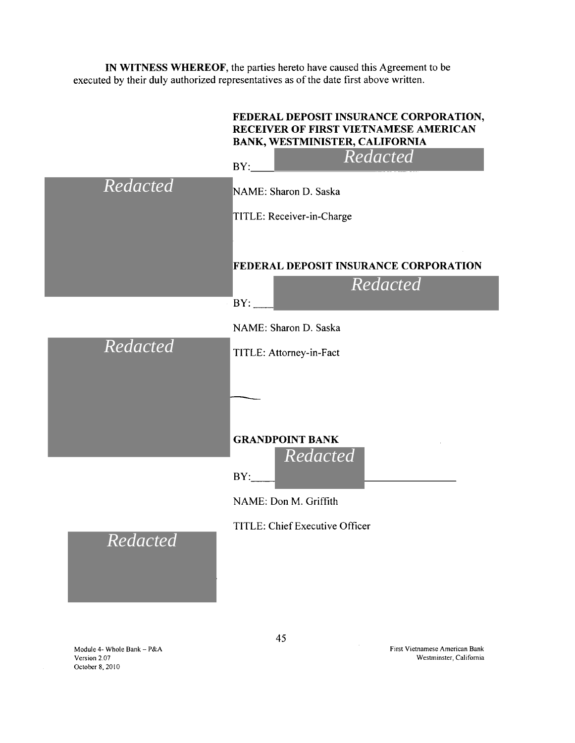**IN WITNESS WHEREOF**, the parties hereto have caused this Agreement to be executed by their duly authorized representatives as of the date first above written.

**FEDERAL DEPOSIT INSURANCE CORPORATION, RECEIVER OF FIRST VIETNAMESE AMERICAN BANK, WESTMINISTER, CALIFORNIA**

BY: *Redacted*

*Redacted*

NAME: Sharon D. Saska

TITLE: Receiver-in-Charge

**FEDERAL DEPOSIT INSURANCE CORPORATION**

BY: *Redacted*

NAME: Sharon D. Saska

*Redacted*

TITLE: Attorney-in-Fact

**GRANDPOINT BANK**

BY: *Redacted*

NAME: Don M. Griffith

TITLE: Chief Executive Officer

*Redacted*

Module 4- Whole Bank – P&A
Version 2.07
October 8, 2010

First Vietnamese American Bank
Westminster, California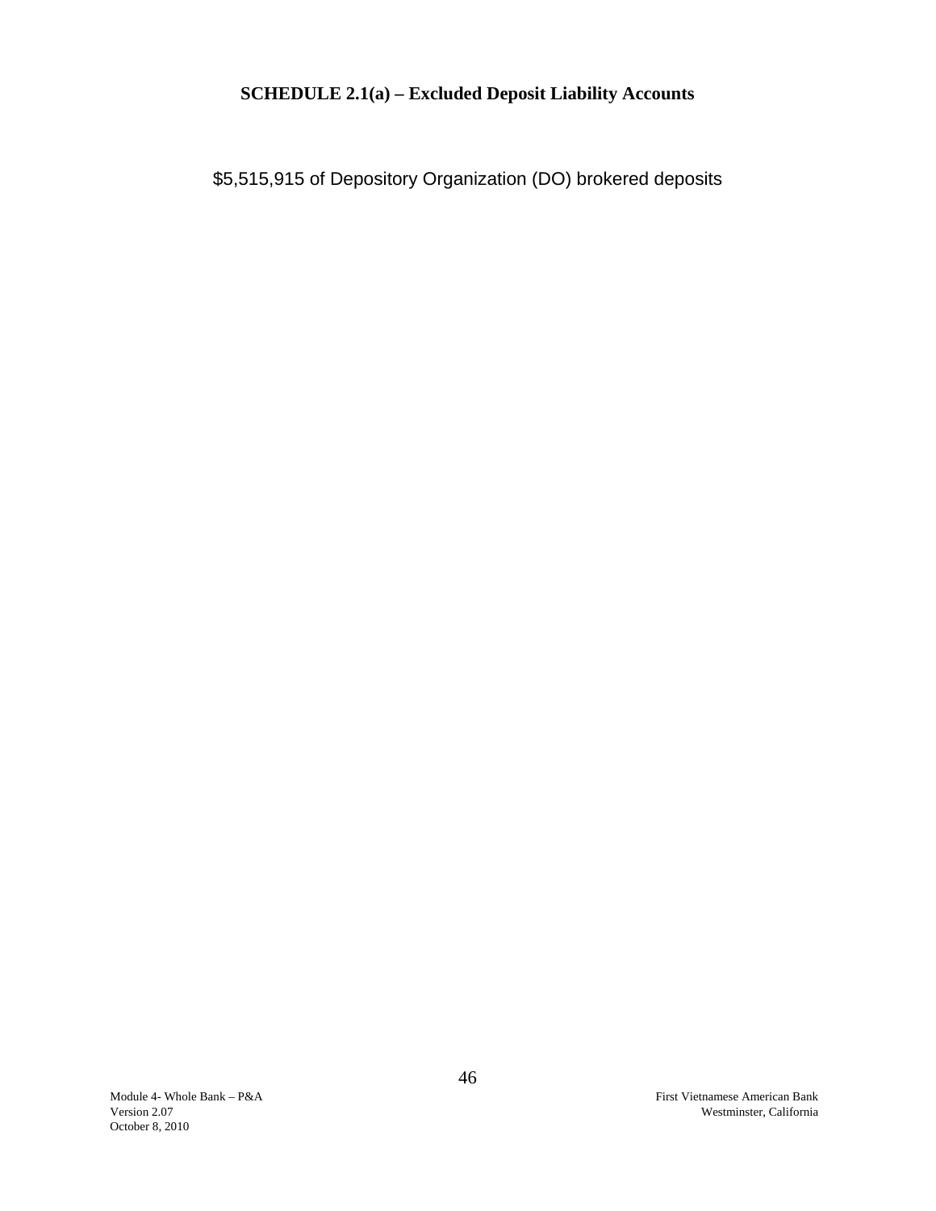## SCHEDULE 2.1(a) – Excluded Deposit Liability Accounts

$5,515,915 of Depository Organization (DO) brokered deposits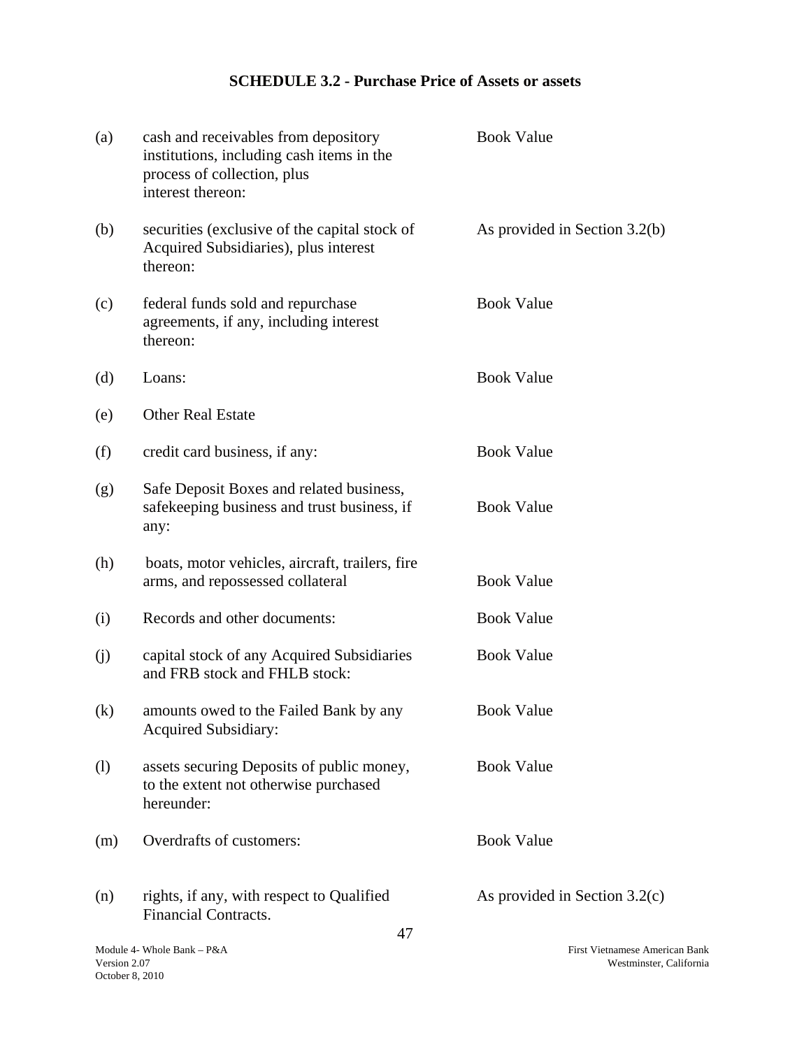## SCHEDULE 3.2 - Purchase Price of Assets or assets

| | | |
|---|---|---|
| (a) | cash and receivables from depository institutions, including cash items in the process of collection, plus interest thereon: | Book Value |
| (b) | securities (exclusive of the capital stock of Acquired Subsidiaries), plus interest thereon: | As provided in Section 3.2(b) |
| (c) | federal funds sold and repurchase agreements, if any, including interest thereon: | Book Value |
| (d) | Loans: | Book Value |
| (e) | Other Real Estate | |
| (f) | credit card business, if any: | Book Value |
| (g) | Safe Deposit Boxes and related business, safekeeping business and trust business, if any: | Book Value |
| (h) | boats, motor vehicles, aircraft, trailers, fire arms, and repossessed collateral | Book Value |
| (i) | Records and other documents: | Book Value |
| (j) | capital stock of any Acquired Subsidiaries and FRB stock and FHLB stock: | Book Value |
| (k) | amounts owed to the Failed Bank by any Acquired Subsidiary: | Book Value |
| (l) | assets securing Deposits of public money, to the extent not otherwise purchased hereunder: | Book Value |
| (m) | Overdrafts of customers: | Book Value |
| (n) | rights, if any, with respect to Qualified Financial Contracts. | As provided in Section 3.2(c) |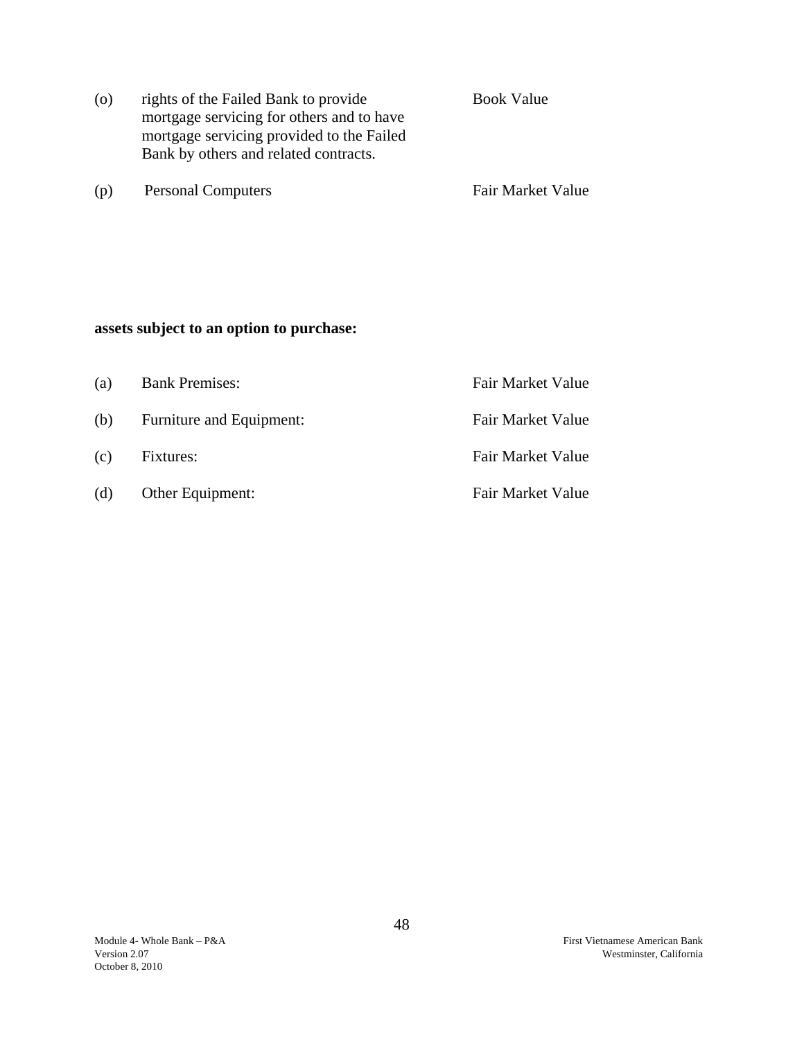| | | |
|---|---|---|
| (o) | rights of the Failed Bank to provide mortgage servicing for others and to have mortgage servicing provided to the Failed Bank by others and related contracts. | Book Value |
| (p) | Personal Computers | Fair Market Value |

**assets subject to an option to purchase:**

| | | |
|---|---|---|
| (a) | Bank Premises: | Fair Market Value |
| (b) | Furniture and Equipment: | Fair Market Value |
| (c) | Fixtures: | Fair Market Value |
| (d) | Other Equipment: | Fair Market Value |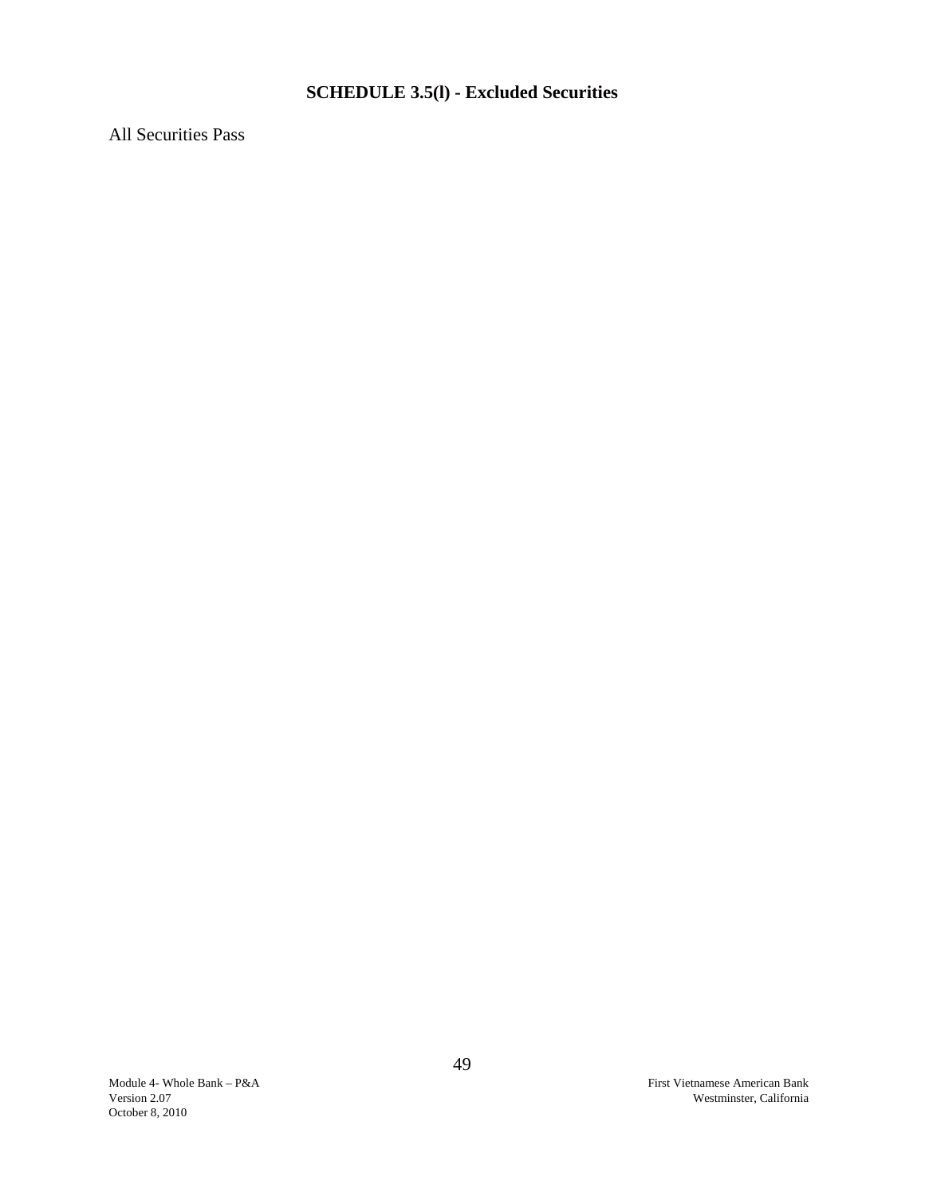## SCHEDULE 3.5(l) - Excluded Securities

All Securities Pass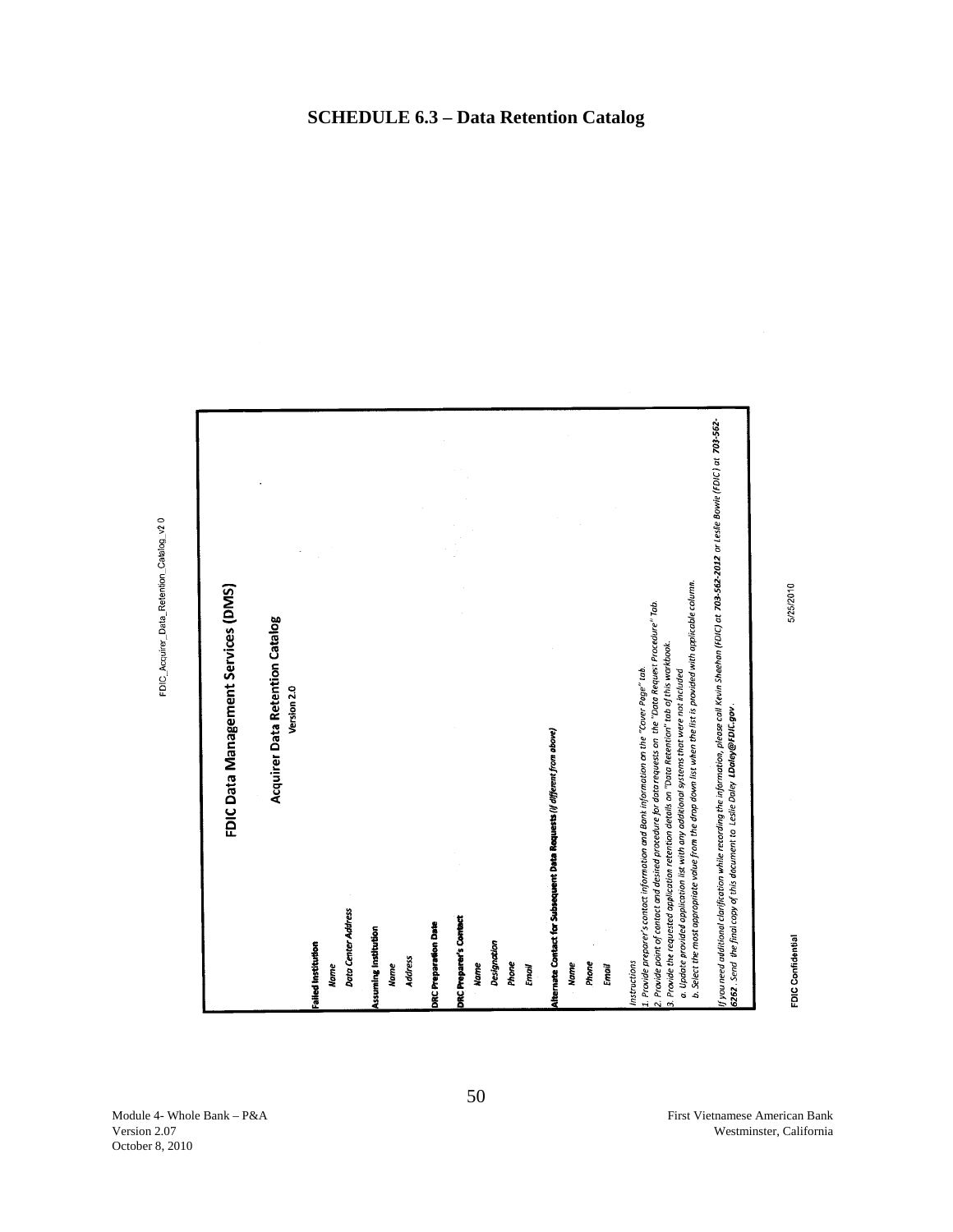# SCHEDULE 6.3 – Data Retention Catalog

FDIC_Acquirer_Data_Retention_Catalog_v2 0

## FDIC Data Management Services (DMS)

### Acquirer Data Retention Catalog

Version 2.0

**Failed Institution**

*Name*

*Data Center Address*

**Assuming Institution**

*Name*

*Address*

**DRC Preparation Date**

**DRC Preparer's Contact**

*Name*

*Designation*

*Phone*

*Email*

**Alternate Contact for Subsequent Data Requests** *(if different from above)*

*Name*

*Phone*

*Email*

*Instructions*

*1. Provide preparer's contact information and Bank information on the "Cover Page" tab.*

*2. Provide point of contact and desired procedure for data requests on the "Data Request Procedure" Tab.*

*3. Provide the requested application retention details on "Data Retention" tab of this workbook.*

*a. Update provided application list with any additional systems that were not included*

*b. Select the most appropriate value from the drop down list when the list is provided with applicable column.*

*If you need additional clarification while recording the information, please call Kevin Sheehan (FDIC) at* ***703-562-2012*** *or Leslie Bowie (FDIC) at* ***703-562-6262****. Send the final copy of this document to Leslie Daley* ***LDaley@FDIC.gov****.*

FDIC Confidential

5/25/2010

Module 4- Whole Bank – P&A
Version 2.07
October 8, 2010

First Vietnamese American Bank
Westminster, California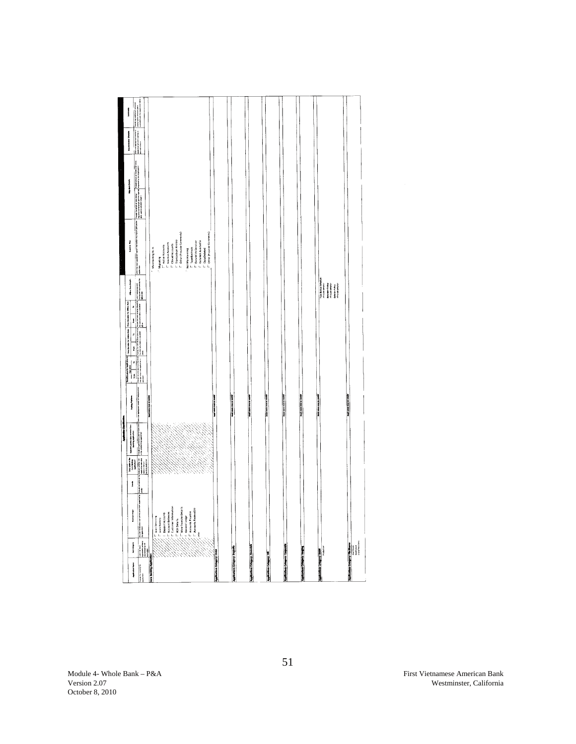## Application Classification

| Application Name | Sub-category | Business Usage | Vendor | Daily Updates to Core Banking application? | Detailed Listing data relation to Core Banking application | Interfacing Platforms | Transaction Date Range: Start | Transaction Date Range: To | Data Retention Range: From | Data Retention Range: To | Data Retention Archive Range: From | Data Retention Archive Range: To | Offline Data Details | Retention Plan | Migration Details | Documentation Available | Comments |
|---|---|---|---|---|---|---|---|---|---|---|---|---|---|---|---|---|---|
| **Core Banking Application** | | | | | | | | | | | | | | | | | |
| | | Loan Servicing<br>Loan History<br>Deposit Accounts<br>Account Balances<br>Customer Information<br>ACH Details<br>Wire Transfer Details<br>General Ledger<br>Accounts Payable<br>Accounts Receivable<br>Other | | | | | | | | | | | | Maintaining As Is<br>Migrating<br>Active Accounts<br>Inactive Accounts<br>Closed Accounts<br>Transaction History<br>Other (Provide Comments)<br>Not Maintaining<br>Tape Backups<br>Data With Servicer<br>Customer Available<br>Data Deleted<br>Other (Provide Comments) | | | |
| **Application Category: Loans** | | | | | | | | | | | | | | | | | |
| **Application Category: Deposits** | | | | | | | | | | | | | | | | | |
| **Application Category: Financials** | | | | | | | | | | | | | | | | | |
| **Application Category: HR** | | | | | | | | | | | | | | | | | |
| **Application Category: Corporate** | | | | | | | | | | | | | | | | | |
| **Application Category: Imaging** | | | | | | | | | | | | | | | | | |
| **Application Category: Email** | | | | | | | | | | | | | | | | | |
| **Application Category: Hardware** | | | | | | | | | | | | | | | | | |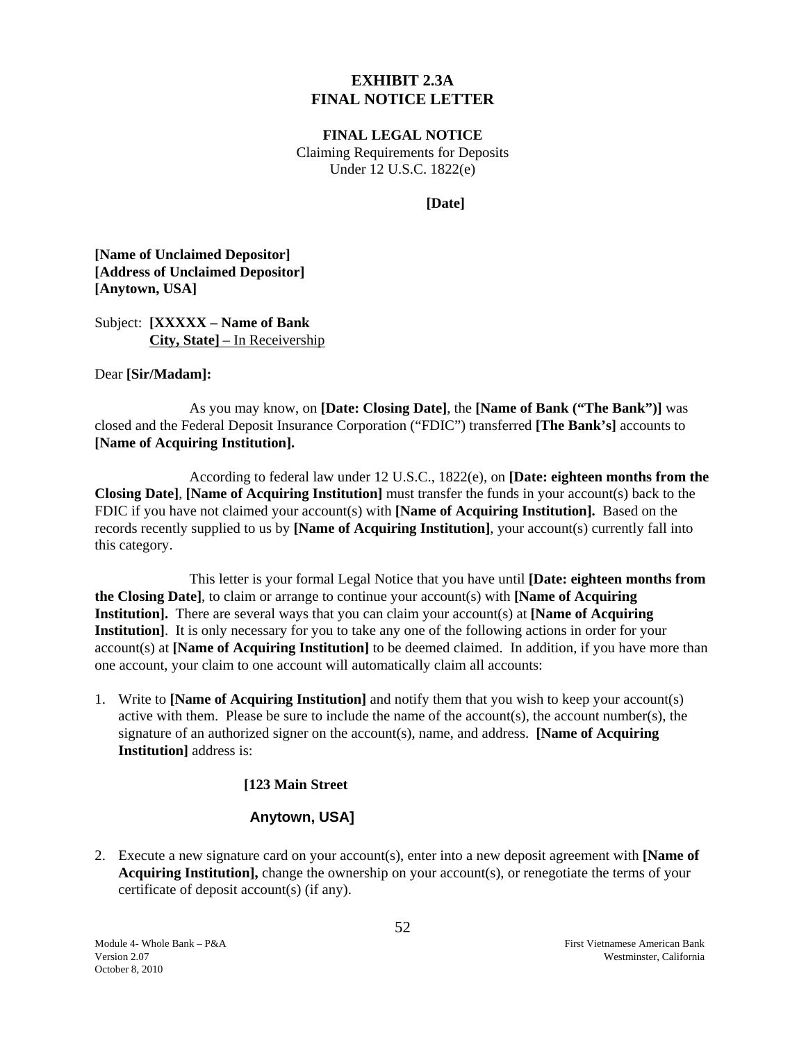# EXHIBIT 2.3A
# FINAL NOTICE LETTER

**FINAL LEGAL NOTICE**

Claiming Requirements for Deposits
Under 12 U.S.C. 1822(e)

**[Date]**

**[Name of Unclaimed Depositor]**
**[Address of Unclaimed Depositor]**
**[Anytown, USA]**

Subject: **[XXXXX – Name of Bank**
**City, State]** – In Receivership

Dear **[Sir/Madam]:**

As you may know, on **[Date: Closing Date]**, the **[Name of Bank ("The Bank")]** was closed and the Federal Deposit Insurance Corporation ("FDIC") transferred **[The Bank's]** accounts to **[Name of Acquiring Institution].**

According to federal law under 12 U.S.C., 1822(e), on **[Date: eighteen months from the Closing Date]**, **[Name of Acquiring Institution]** must transfer the funds in your account(s) back to the FDIC if you have not claimed your account(s) with **[Name of Acquiring Institution].** Based on the records recently supplied to us by **[Name of Acquiring Institution]**, your account(s) currently fall into this category.

This letter is your formal Legal Notice that you have until **[Date: eighteen months from the Closing Date]**, to claim or arrange to continue your account(s) with **[Name of Acquiring Institution].** There are several ways that you can claim your account(s) at **[Name of Acquiring Institution]**. It is only necessary for you to take any one of the following actions in order for your account(s) at **[Name of Acquiring Institution]** to be deemed claimed. In addition, if you have more than one account, your claim to one account will automatically claim all accounts:

1. Write to **[Name of Acquiring Institution]** and notify them that you wish to keep your account(s) active with them. Please be sure to include the name of the account(s), the account number(s), the signature of an authorized signer on the account(s), name, and address. **[Name of Acquiring Institution]** address is:

   **[123 Main Street**

   **Anytown, USA]**

2. Execute a new signature card on your account(s), enter into a new deposit agreement with **[Name of Acquiring Institution],** change the ownership on your account(s), or renegotiate the terms of your certificate of deposit account(s) (if any).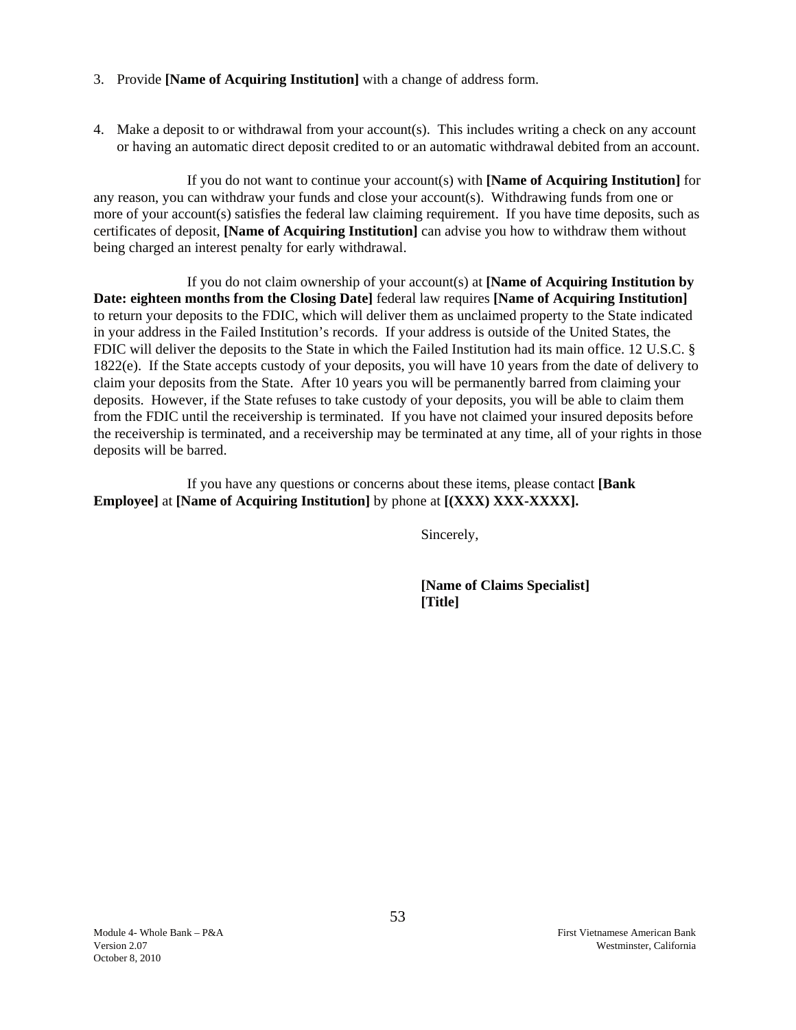3. Provide **[Name of Acquiring Institution]** with a change of address form.

4. Make a deposit to or withdrawal from your account(s). This includes writing a check on any account or having an automatic direct deposit credited to or an automatic withdrawal debited from an account.

If you do not want to continue your account(s) with **[Name of Acquiring Institution]** for any reason, you can withdraw your funds and close your account(s). Withdrawing funds from one or more of your account(s) satisfies the federal law claiming requirement. If you have time deposits, such as certificates of deposit, **[Name of Acquiring Institution]** can advise you how to withdraw them without being charged an interest penalty for early withdrawal.

If you do not claim ownership of your account(s) at **[Name of Acquiring Institution by Date: eighteen months from the Closing Date]** federal law requires **[Name of Acquiring Institution]** to return your deposits to the FDIC, which will deliver them as unclaimed property to the State indicated in your address in the Failed Institution's records. If your address is outside of the United States, the FDIC will deliver the deposits to the State in which the Failed Institution had its main office. 12 U.S.C. § 1822(e). If the State accepts custody of your deposits, you will have 10 years from the date of delivery to claim your deposits from the State. After 10 years you will be permanently barred from claiming your deposits. However, if the State refuses to take custody of your deposits, you will be able to claim them from the FDIC until the receivership is terminated. If you have not claimed your insured deposits before the receivership is terminated, and a receivership may be terminated at any time, all of your rights in those deposits will be barred.

If you have any questions or concerns about these items, please contact **[Bank Employee]** at **[Name of Acquiring Institution]** by phone at **[(XXX) XXX-XXXX].**

Sincerely,

**[Name of Claims Specialist]**
**[Title]**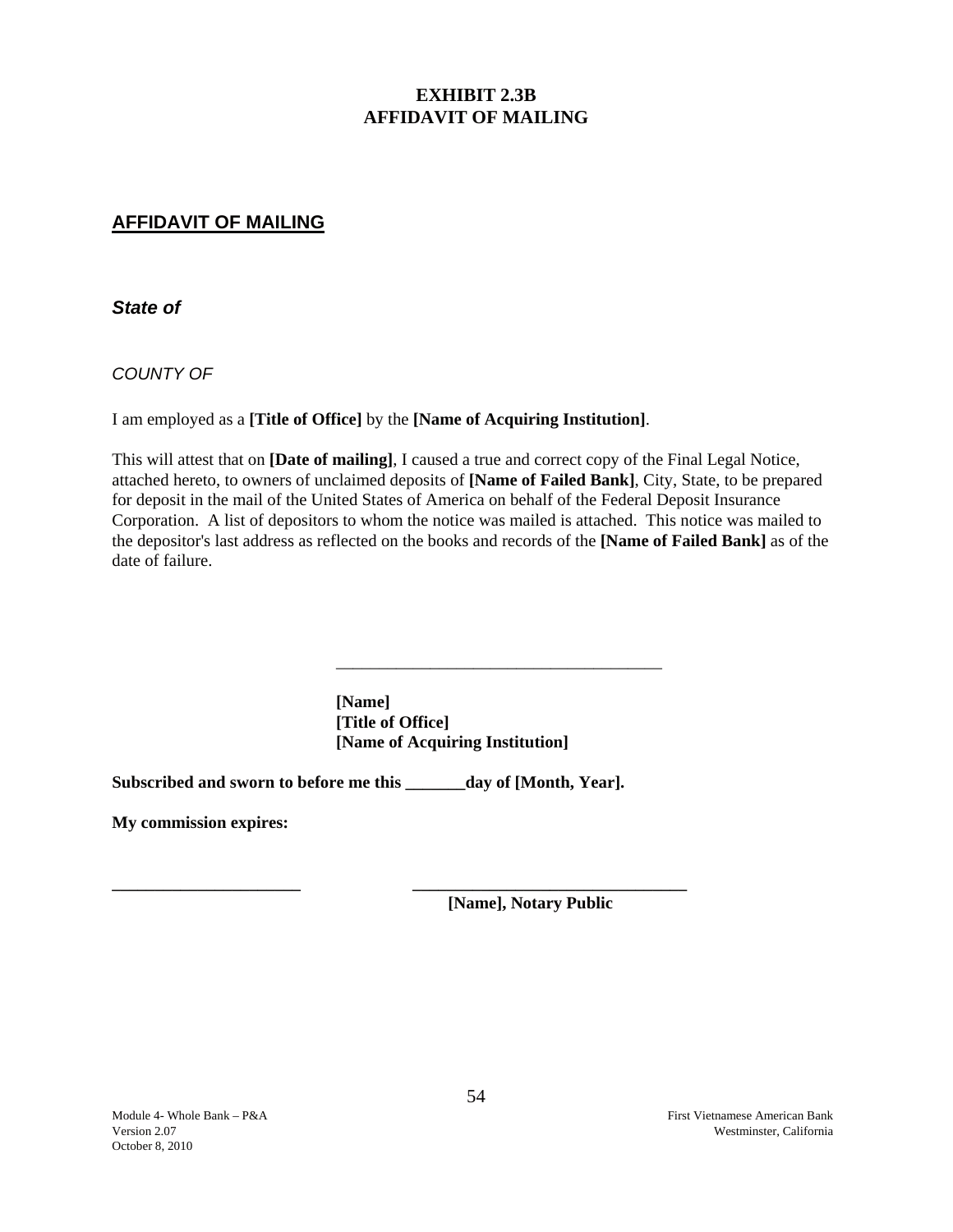# EXHIBIT 2.3B
# AFFIDAVIT OF MAILING

## AFFIDAVIT OF MAILING

***State of***

*COUNTY OF*

I am employed as a **[Title of Office]** by the **[Name of Acquiring Institution]**.

This will attest that on **[Date of mailing]**, I caused a true and correct copy of the Final Legal Notice, attached hereto, to owners of unclaimed deposits of **[Name of Failed Bank]**, City, State, to be prepared for deposit in the mail of the United States of America on behalf of the Federal Deposit Insurance Corporation. A list of depositors to whom the notice was mailed is attached. This notice was mailed to the depositor's last address as reflected on the books and records of the **[Name of Failed Bank]** as of the date of failure.

_______________________________________

**[Name]**
**[Title of Office]**
**[Name of Acquiring Institution]**

**Subscribed and sworn to before me this _______day of [Month, Year].**

**My commission expires:**

**______________________** **_________________________________**
**[Name], Notary Public**

Module 4- Whole Bank – P&A
Version 2.07
October 8, 2010

First Vietnamese American Bank
Westminster, California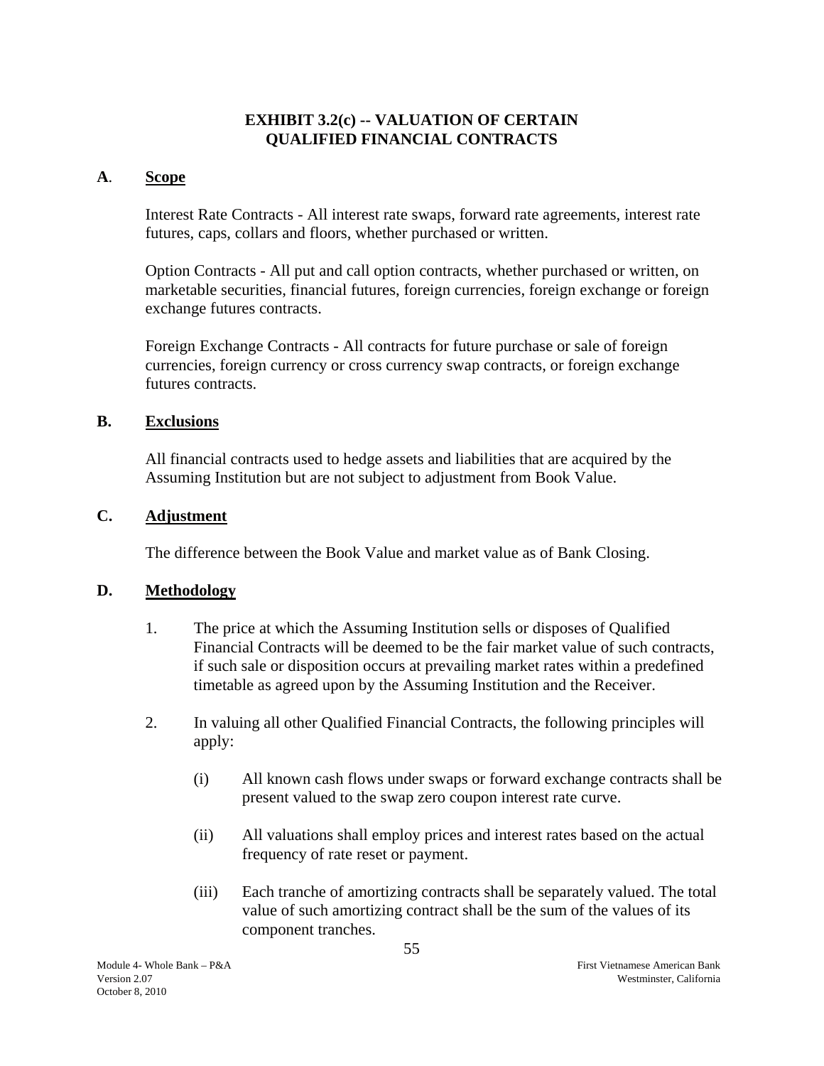# EXHIBIT 3.2(c) -- VALUATION OF CERTAIN QUALIFIED FINANCIAL CONTRACTS

## A. Scope

Interest Rate Contracts - All interest rate swaps, forward rate agreements, interest rate futures, caps, collars and floors, whether purchased or written.

Option Contracts - All put and call option contracts, whether purchased or written, on marketable securities, financial futures, foreign currencies, foreign exchange or foreign exchange futures contracts.

Foreign Exchange Contracts - All contracts for future purchase or sale of foreign currencies, foreign currency or cross currency swap contracts, or foreign exchange futures contracts.

## B. Exclusions

All financial contracts used to hedge assets and liabilities that are acquired by the Assuming Institution but are not subject to adjustment from Book Value.

## C. Adjustment

The difference between the Book Value and market value as of Bank Closing.

## D. Methodology

1. The price at which the Assuming Institution sells or disposes of Qualified Financial Contracts will be deemed to be the fair market value of such contracts, if such sale or disposition occurs at prevailing market rates within a predefined timetable as agreed upon by the Assuming Institution and the Receiver.

2. In valuing all other Qualified Financial Contracts, the following principles will apply:

   (i) All known cash flows under swaps or forward exchange contracts shall be present valued to the swap zero coupon interest rate curve.

   (ii) All valuations shall employ prices and interest rates based on the actual frequency of rate reset or payment.

   (iii) Each tranche of amortizing contracts shall be separately valued. The total value of such amortizing contract shall be the sum of the values of its component tranches.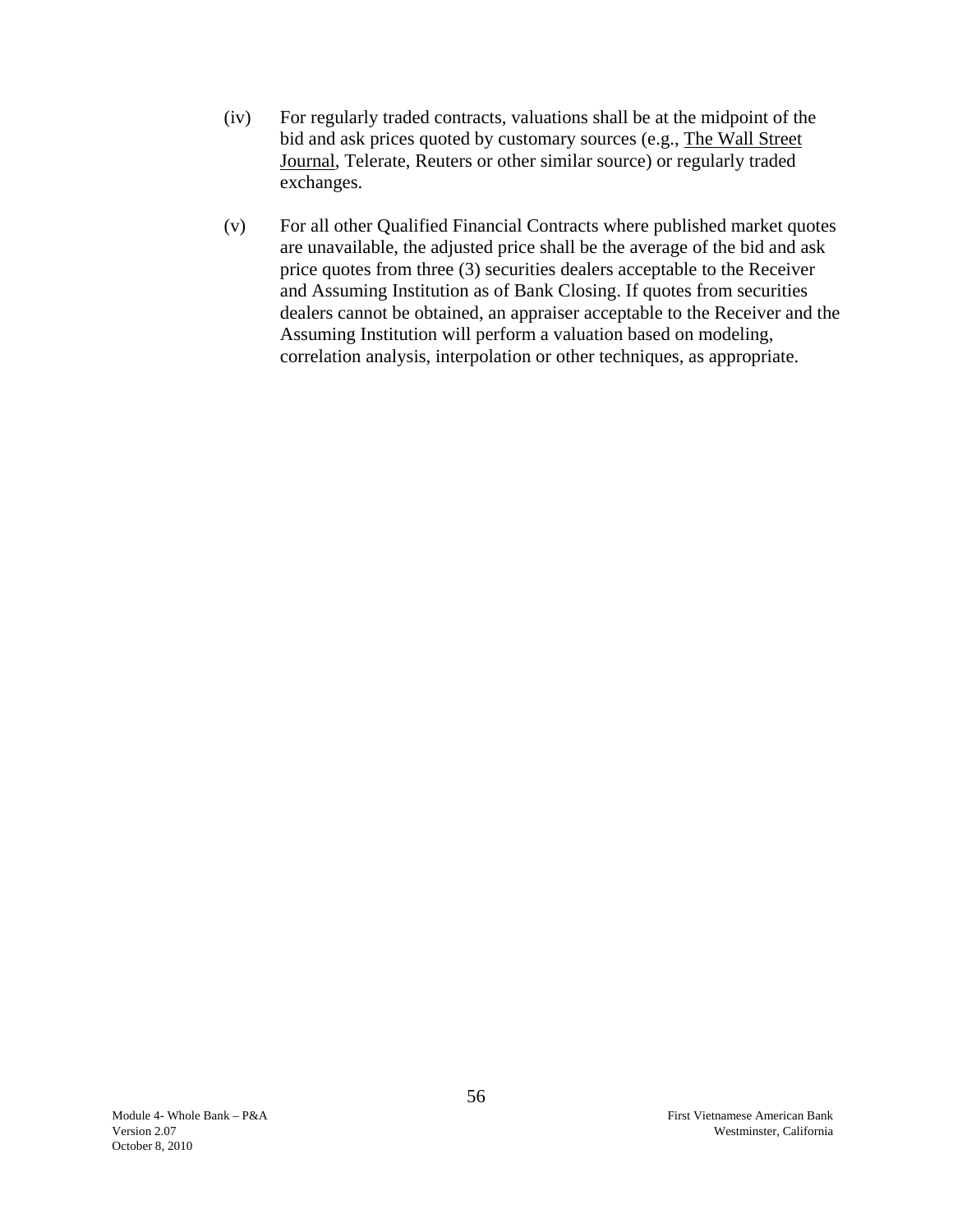(iv) For regularly traded contracts, valuations shall be at the midpoint of the bid and ask prices quoted by customary sources (e.g., The Wall Street Journal, Telerate, Reuters or other similar source) or regularly traded exchanges.

(v) For all other Qualified Financial Contracts where published market quotes are unavailable, the adjusted price shall be the average of the bid and ask price quotes from three (3) securities dealers acceptable to the Receiver and Assuming Institution as of Bank Closing. If quotes from securities dealers cannot be obtained, an appraiser acceptable to the Receiver and the Assuming Institution will perform a valuation based on modeling, correlation analysis, interpolation or other techniques, as appropriate.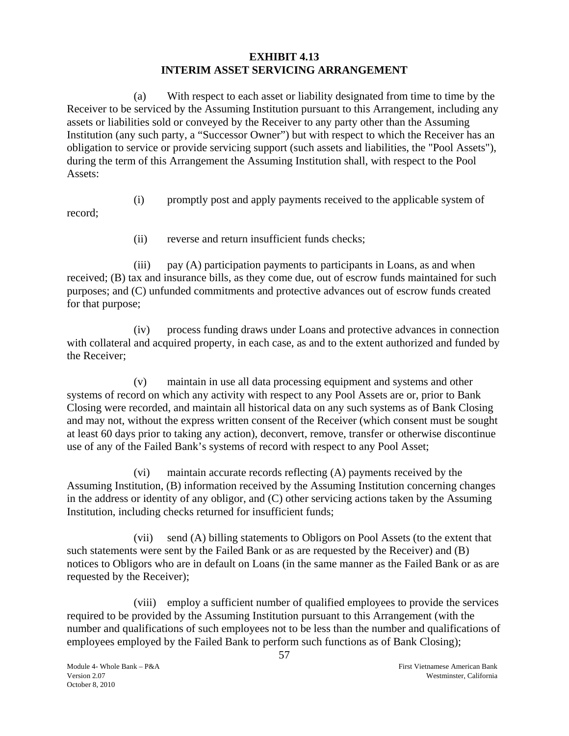# EXHIBIT 4.13
# INTERIM ASSET SERVICING ARRANGEMENT

(a) With respect to each asset or liability designated from time to time by the Receiver to be serviced by the Assuming Institution pursuant to this Arrangement, including any assets or liabilities sold or conveyed by the Receiver to any party other than the Assuming Institution (any such party, a "Successor Owner") but with respect to which the Receiver has an obligation to service or provide servicing support (such assets and liabilities, the "Pool Assets"), during the term of this Arrangement the Assuming Institution shall, with respect to the Pool Assets:

(i) promptly post and apply payments received to the applicable system of record;

(ii) reverse and return insufficient funds checks;

(iii) pay (A) participation payments to participants in Loans, as and when received; (B) tax and insurance bills, as they come due, out of escrow funds maintained for such purposes; and (C) unfunded commitments and protective advances out of escrow funds created for that purpose;

(iv) process funding draws under Loans and protective advances in connection with collateral and acquired property, in each case, as and to the extent authorized and funded by the Receiver;

(v) maintain in use all data processing equipment and systems and other systems of record on which any activity with respect to any Pool Assets are or, prior to Bank Closing were recorded, and maintain all historical data on any such systems as of Bank Closing and may not, without the express written consent of the Receiver (which consent must be sought at least 60 days prior to taking any action), deconvert, remove, transfer or otherwise discontinue use of any of the Failed Bank's systems of record with respect to any Pool Asset;

(vi) maintain accurate records reflecting (A) payments received by the Assuming Institution, (B) information received by the Assuming Institution concerning changes in the address or identity of any obligor, and (C) other servicing actions taken by the Assuming Institution, including checks returned for insufficient funds;

(vii) send (A) billing statements to Obligors on Pool Assets (to the extent that such statements were sent by the Failed Bank or as are requested by the Receiver) and (B) notices to Obligors who are in default on Loans (in the same manner as the Failed Bank or as are requested by the Receiver);

(viii) employ a sufficient number of qualified employees to provide the services required to be provided by the Assuming Institution pursuant to this Arrangement (with the number and qualifications of such employees not to be less than the number and qualifications of employees employed by the Failed Bank to perform such functions as of Bank Closing);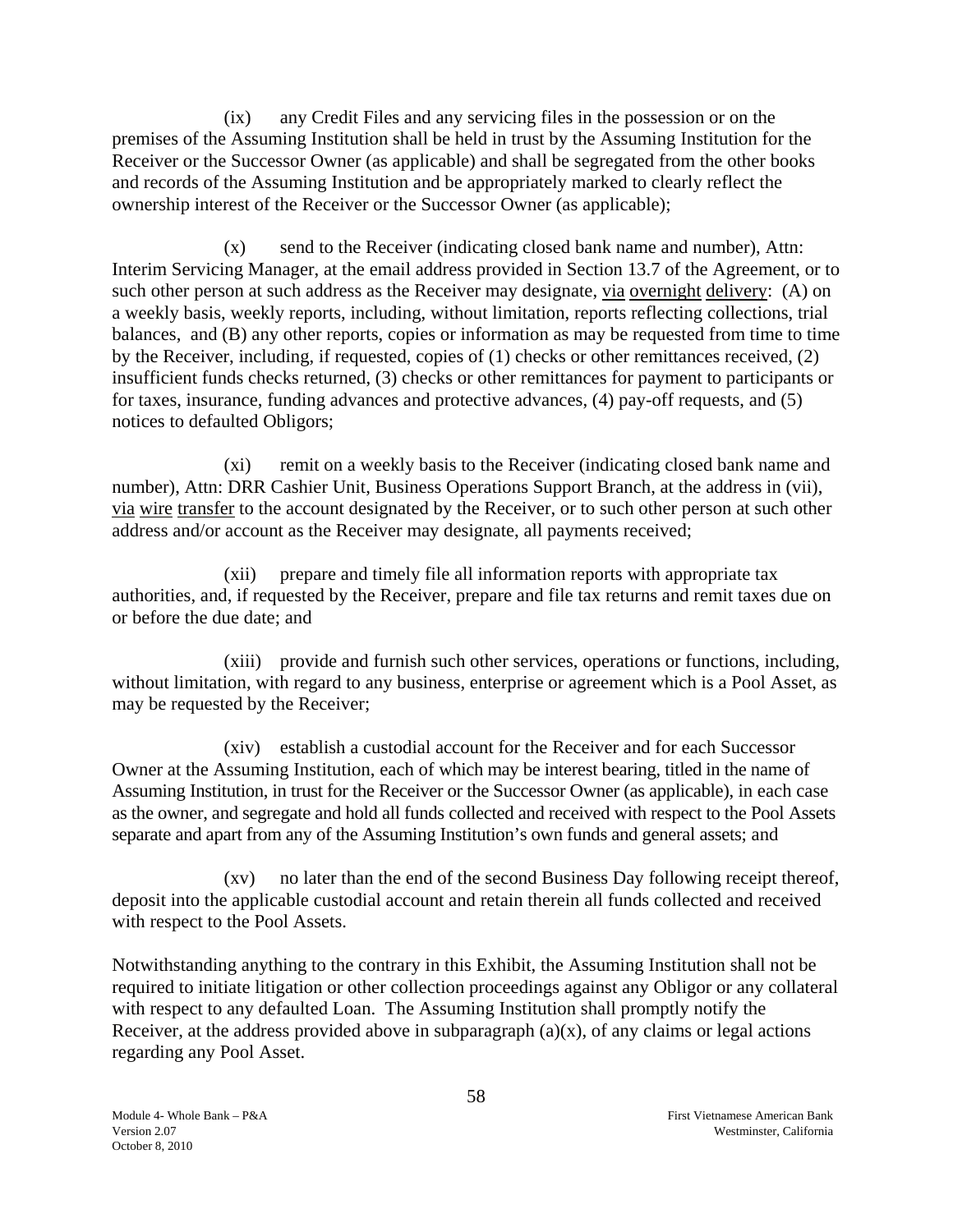(ix) any Credit Files and any servicing files in the possession or on the premises of the Assuming Institution shall be held in trust by the Assuming Institution for the Receiver or the Successor Owner (as applicable) and shall be segregated from the other books and records of the Assuming Institution and be appropriately marked to clearly reflect the ownership interest of the Receiver or the Successor Owner (as applicable);

(x) send to the Receiver (indicating closed bank name and number), Attn: Interim Servicing Manager, at the email address provided in Section 13.7 of the Agreement, or to such other person at such address as the Receiver may designate, via overnight delivery: (A) on a weekly basis, weekly reports, including, without limitation, reports reflecting collections, trial balances, and (B) any other reports, copies or information as may be requested from time to time by the Receiver, including, if requested, copies of (1) checks or other remittances received, (2) insufficient funds checks returned, (3) checks or other remittances for payment to participants or for taxes, insurance, funding advances and protective advances, (4) pay-off requests, and (5) notices to defaulted Obligors;

(xi) remit on a weekly basis to the Receiver (indicating closed bank name and number), Attn: DRR Cashier Unit, Business Operations Support Branch, at the address in (vii), via wire transfer to the account designated by the Receiver, or to such other person at such other address and/or account as the Receiver may designate, all payments received;

(xii) prepare and timely file all information reports with appropriate tax authorities, and, if requested by the Receiver, prepare and file tax returns and remit taxes due on or before the due date; and

(xiii) provide and furnish such other services, operations or functions, including, without limitation, with regard to any business, enterprise or agreement which is a Pool Asset, as may be requested by the Receiver;

(xiv) establish a custodial account for the Receiver and for each Successor Owner at the Assuming Institution, each of which may be interest bearing, titled in the name of Assuming Institution, in trust for the Receiver or the Successor Owner (as applicable), in each case as the owner, and segregate and hold all funds collected and received with respect to the Pool Assets separate and apart from any of the Assuming Institution's own funds and general assets; and

(xv) no later than the end of the second Business Day following receipt thereof, deposit into the applicable custodial account and retain therein all funds collected and received with respect to the Pool Assets.

Notwithstanding anything to the contrary in this Exhibit, the Assuming Institution shall not be required to initiate litigation or other collection proceedings against any Obligor or any collateral with respect to any defaulted Loan. The Assuming Institution shall promptly notify the Receiver, at the address provided above in subparagraph (a)(x), of any claims or legal actions regarding any Pool Asset.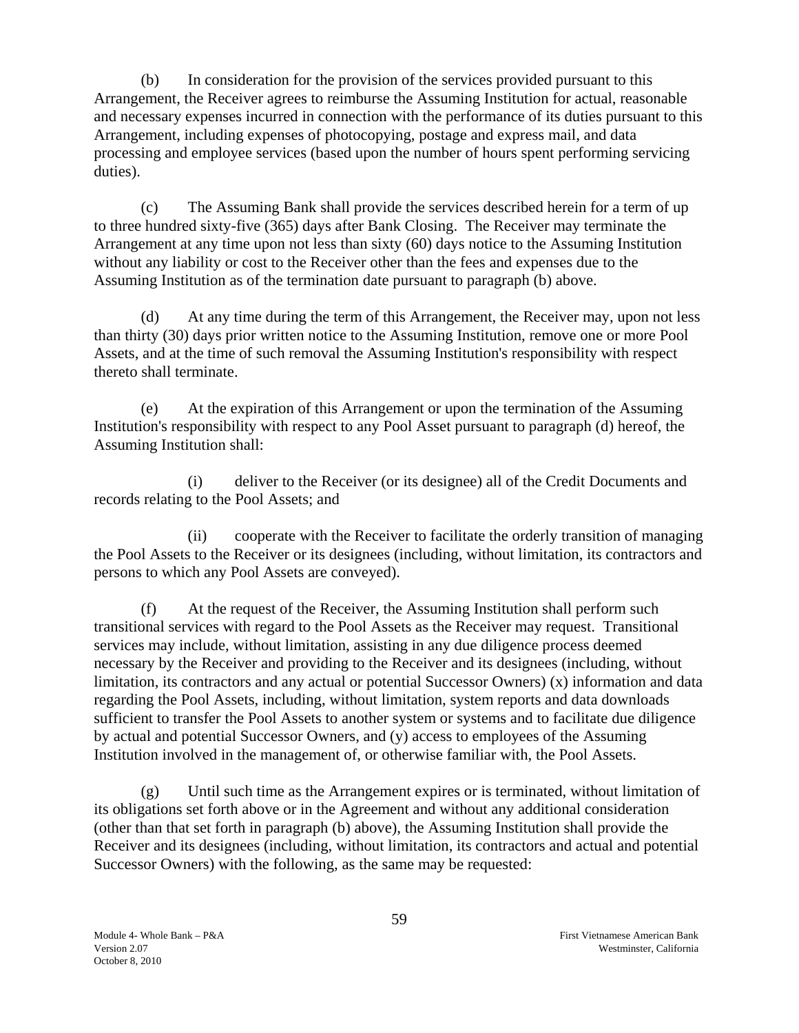(b) In consideration for the provision of the services provided pursuant to this Arrangement, the Receiver agrees to reimburse the Assuming Institution for actual, reasonable and necessary expenses incurred in connection with the performance of its duties pursuant to this Arrangement, including expenses of photocopying, postage and express mail, and data processing and employee services (based upon the number of hours spent performing servicing duties).

(c) The Assuming Bank shall provide the services described herein for a term of up to three hundred sixty-five (365) days after Bank Closing. The Receiver may terminate the Arrangement at any time upon not less than sixty (60) days notice to the Assuming Institution without any liability or cost to the Receiver other than the fees and expenses due to the Assuming Institution as of the termination date pursuant to paragraph (b) above.

(d) At any time during the term of this Arrangement, the Receiver may, upon not less than thirty (30) days prior written notice to the Assuming Institution, remove one or more Pool Assets, and at the time of such removal the Assuming Institution's responsibility with respect thereto shall terminate.

(e) At the expiration of this Arrangement or upon the termination of the Assuming Institution's responsibility with respect to any Pool Asset pursuant to paragraph (d) hereof, the Assuming Institution shall:

(i) deliver to the Receiver (or its designee) all of the Credit Documents and records relating to the Pool Assets; and

(ii) cooperate with the Receiver to facilitate the orderly transition of managing the Pool Assets to the Receiver or its designees (including, without limitation, its contractors and persons to which any Pool Assets are conveyed).

(f) At the request of the Receiver, the Assuming Institution shall perform such transitional services with regard to the Pool Assets as the Receiver may request. Transitional services may include, without limitation, assisting in any due diligence process deemed necessary by the Receiver and providing to the Receiver and its designees (including, without limitation, its contractors and any actual or potential Successor Owners) (x) information and data regarding the Pool Assets, including, without limitation, system reports and data downloads sufficient to transfer the Pool Assets to another system or systems and to facilitate due diligence by actual and potential Successor Owners, and (y) access to employees of the Assuming Institution involved in the management of, or otherwise familiar with, the Pool Assets.

(g) Until such time as the Arrangement expires or is terminated, without limitation of its obligations set forth above or in the Agreement and without any additional consideration (other than that set forth in paragraph (b) above), the Assuming Institution shall provide the Receiver and its designees (including, without limitation, its contractors and actual and potential Successor Owners) with the following, as the same may be requested: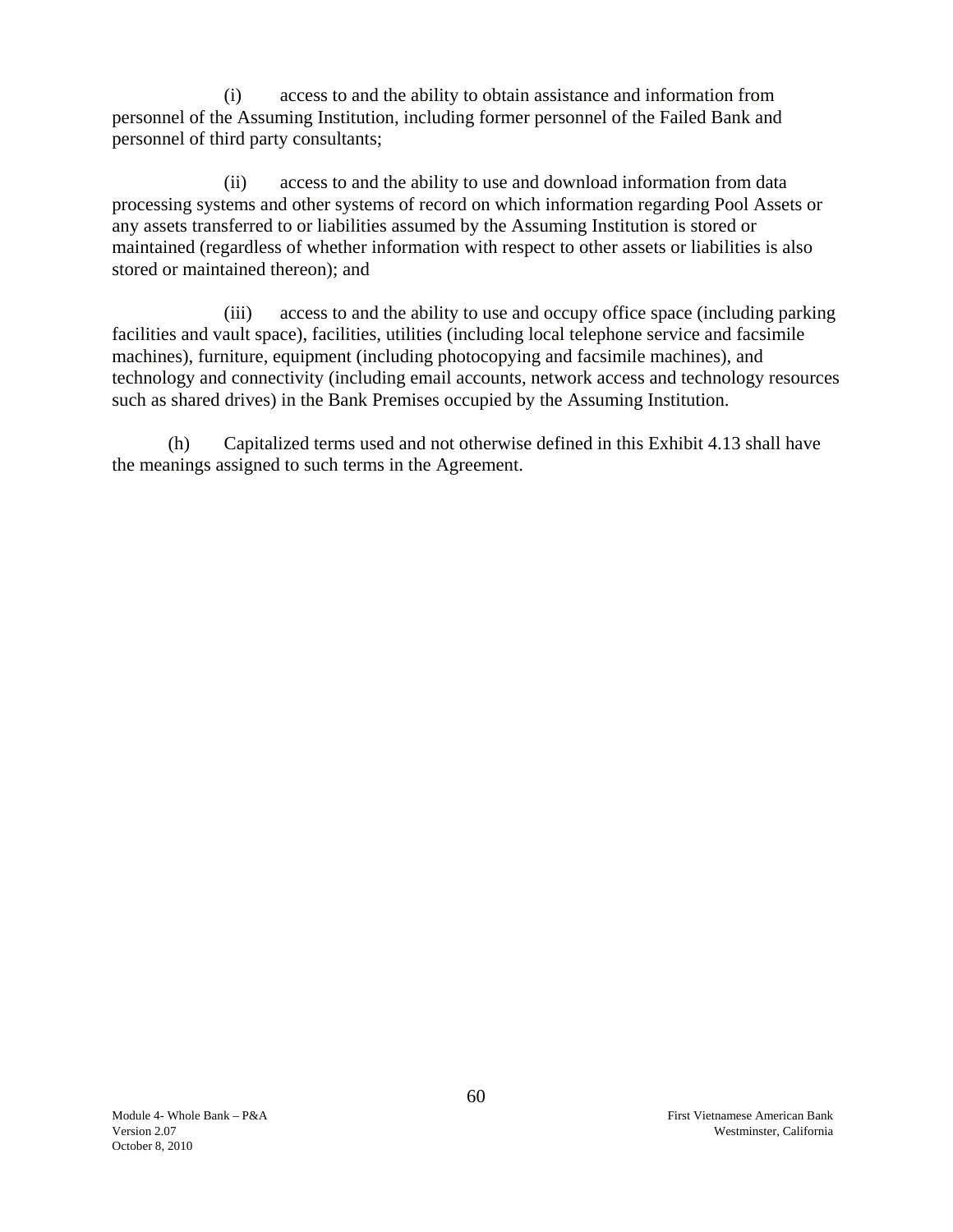(i) access to and the ability to obtain assistance and information from personnel of the Assuming Institution, including former personnel of the Failed Bank and personnel of third party consultants;

(ii) access to and the ability to use and download information from data processing systems and other systems of record on which information regarding Pool Assets or any assets transferred to or liabilities assumed by the Assuming Institution is stored or maintained (regardless of whether information with respect to other assets or liabilities is also stored or maintained thereon); and

(iii) access to and the ability to use and occupy office space (including parking facilities and vault space), facilities, utilities (including local telephone service and facsimile machines), furniture, equipment (including photocopying and facsimile machines), and technology and connectivity (including email accounts, network access and technology resources such as shared drives) in the Bank Premises occupied by the Assuming Institution.

(h) Capitalized terms used and not otherwise defined in this Exhibit 4.13 shall have the meanings assigned to such terms in the Agreement.